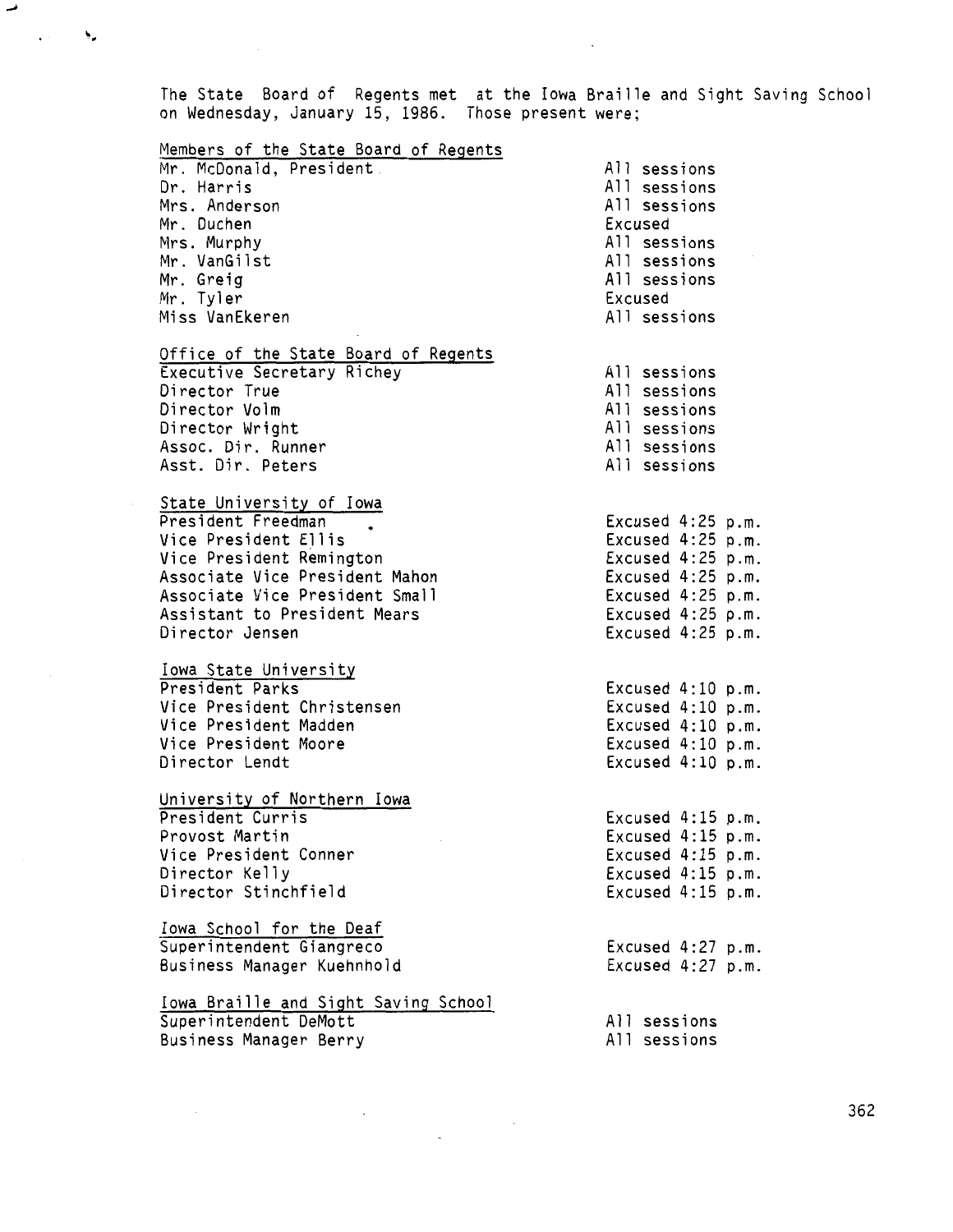The State Board of Regents met at the Iowa Braille and Sight Saving School on Wednesday, January 15, 1986. Those present were;

| Members of the State Board of Regents | |
|---|---|
| Mr. McDonald, President | All sessions |
| Dr. Harris | All sessions |
| Mrs. Anderson | All sessions |
| Mr. Duchen | Excused |
| Mrs. Murphy | All sessions |
| Mr. VanGilst | All sessions |
| Mr. Greig | All sessions |
| Mr. Tyler | Excused |
| Miss VanEkeren | All sessions |

| Office of the State Board of Regents | |
|---|---|
| Executive Secretary Richey | All sessions |
| Director True | All sessions |
| Director Volm | All sessions |
| Director Wright | All sessions |
| Assoc. Dir. Runner | All sessions |
| Asst. Dir. Peters | All sessions |

| State University of Iowa | |
|---|---|
| President Freedman | Excused 4:25 p.m. |
| Vice President Ellis | Excused 4:25 p.m. |
| Vice President Remington | Excused 4:25 p.m. |
| Associate Vice President Mahon | Excused 4:25 p.m. |
| Associate Vice President Small | Excused 4:25 p.m. |
| Assistant to President Mears | Excused 4:25 p.m. |
| Director Jensen | Excused 4:25 p.m. |

| Iowa State University | |
|---|---|
| President Parks | Excused 4:10 p.m. |
| Vice President Christensen | Excused 4:10 p.m. |
| Vice President Madden | Excused 4:10 p.m. |
| Vice President Moore | Excused 4:10 p.m. |
| Director Lendt | Excused 4:10 p.m. |

| University of Northern Iowa | |
|---|---|
| President Curris | Excused 4:15 p.m. |
| Provost Martin | Excused 4:15 p.m. |
| Vice President Conner | Excused 4:15 p.m. |
| Director Kelly | Excused 4:15 p.m. |
| Director Stinchfield | Excused 4:15 p.m. |

| Iowa School for the Deaf | |
|---|---|
| Superintendent Giangreco | Excused 4:27 p.m. |
| Business Manager Kuehnhold | Excused 4:27 p.m. |

| Iowa Braille and Sight Saving School | |
|---|---|
| Superintendent DeMott | All sessions |
| Business Manager Berry | All sessions |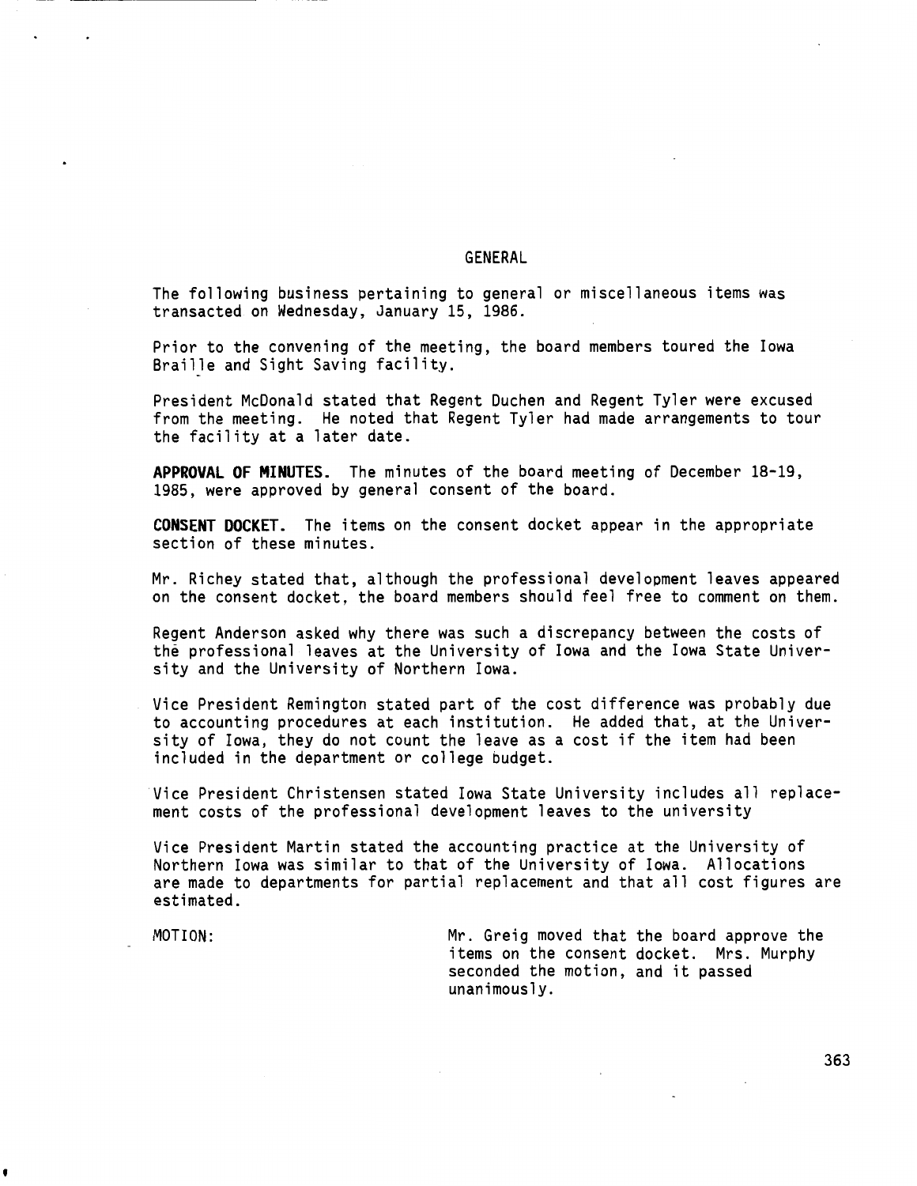## GENERAL

The following business pertaining to general or miscellaneous items was transacted on Wednesday, January 15, 1986.

Prior to the convening of the meeting, the board members toured the Iowa Braille and Sight Saving facility.

President McDonald stated that Regent Duchen and Regent Tyler were excused from the meeting. He noted that Regent Tyler had made arrangements to tour the facility at a later date.

**APPROVAL OF MINUTES.** The minutes of the board meeting of December 18-19, 1985, were approved by general consent of the board.

**CONSENT DOCKET.** The items on the consent docket appear in the appropriate section of these minutes.

Mr. Richey stated that, although the professional development leaves appeared on the consent docket, the board members should feel free to comment on them.

Regent Anderson asked why there was such a discrepancy between the costs of the professional leaves at the University of Iowa and the Iowa State University and the University of Northern Iowa.

Vice President Remington stated part of the cost difference was probably due to accounting procedures at each institution. He added that, at the University of Iowa, they do not count the leave as a cost if the item had been included in the department or college budget.

Vice President Christensen stated Iowa State University includes all replacement costs of the professional development leaves to the university

Vice President Martin stated the accounting practice at the University of Northern Iowa was similar to that of the University of Iowa. Allocations are made to departments for partial replacement and that all cost figures are estimated.

MOTION: Mr. Greig moved that the board approve the items on the consent docket. Mrs. Murphy seconded the motion, and it passed unanimously.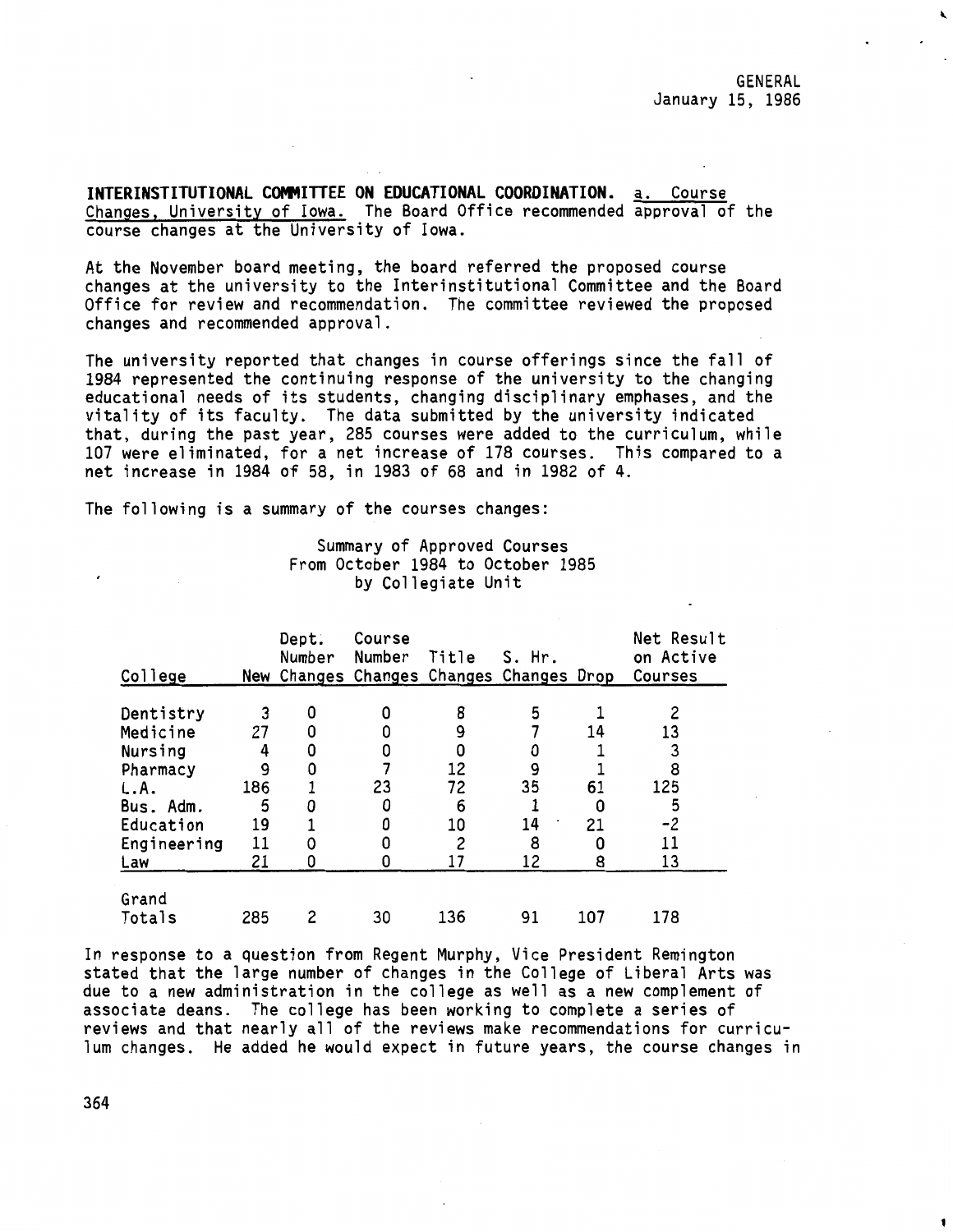INTERINSTITUTIONAL COMMITTEE ON EDUCATIONAL COORDINATION. a. Course Changes, University of Iowa. The Board Office recommended approval of the course changes at the University of Iowa.

At the November board meeting, the board referred the proposed course changes at the university to the Interinstitutional Committee and the Board Office for review and recommendation. The committee reviewed the proposed changes and recommended approval.

The university reported that changes in course offerings since the fall of 1984 represented the continuing response of the university to the changing educational needs of its students, changing disciplinary emphases, and the vitality of its faculty. The data submitted by the university indicated that, during the past year, 285 courses were added to the curriculum, while 107 were eliminated, for a net increase of 178 courses. This compared to a net increase in 1984 of 58, in 1983 of 68 and in 1982 of 4.

The following is a summary of the courses changes:

Summary of Approved Courses
From October 1984 to October 1985
by Collegiate Unit

| College | New | Dept. Number Changes | Course Number Changes | Title Changes | S. Hr. Changes | Drop | Net Result on Active Courses |
|---|---|---|---|---|---|---|---|
| Dentistry | 3 | 0 | 0 | 8 | 5 | 1 | 2 |
| Medicine | 27 | 0 | 0 | 9 | 7 | 14 | 13 |
| Nursing | 4 | 0 | 0 | 0 | 0 | 1 | 3 |
| Pharmacy | 9 | 0 | 7 | 12 | 9 | 1 | 8 |
| L.A. | 186 | 1 | 23 | 72 | 35 | 61 | 125 |
| Bus. Adm. | 5 | 0 | 0 | 6 | 1 | 0 | 5 |
| Education | 19 | 1 | 0 | 10 | 14 | 21 | -2 |
| Engineering | 11 | 0 | 0 | 2 | 8 | 0 | 11 |
| Law | 21 | 0 | 0 | 17 | 12 | 8 | 13 |
| Grand Totals | 285 | 2 | 30 | 136 | 91 | 107 | 178 |

In response to a question from Regent Murphy, Vice President Remington stated that the large number of changes in the College of Liberal Arts was due to a new administration in the college as well as a new complement of associate deans. The college has been working to complete a series of reviews and that nearly all of the reviews make recommendations for curriculum changes. He added he would expect in future years, the course changes in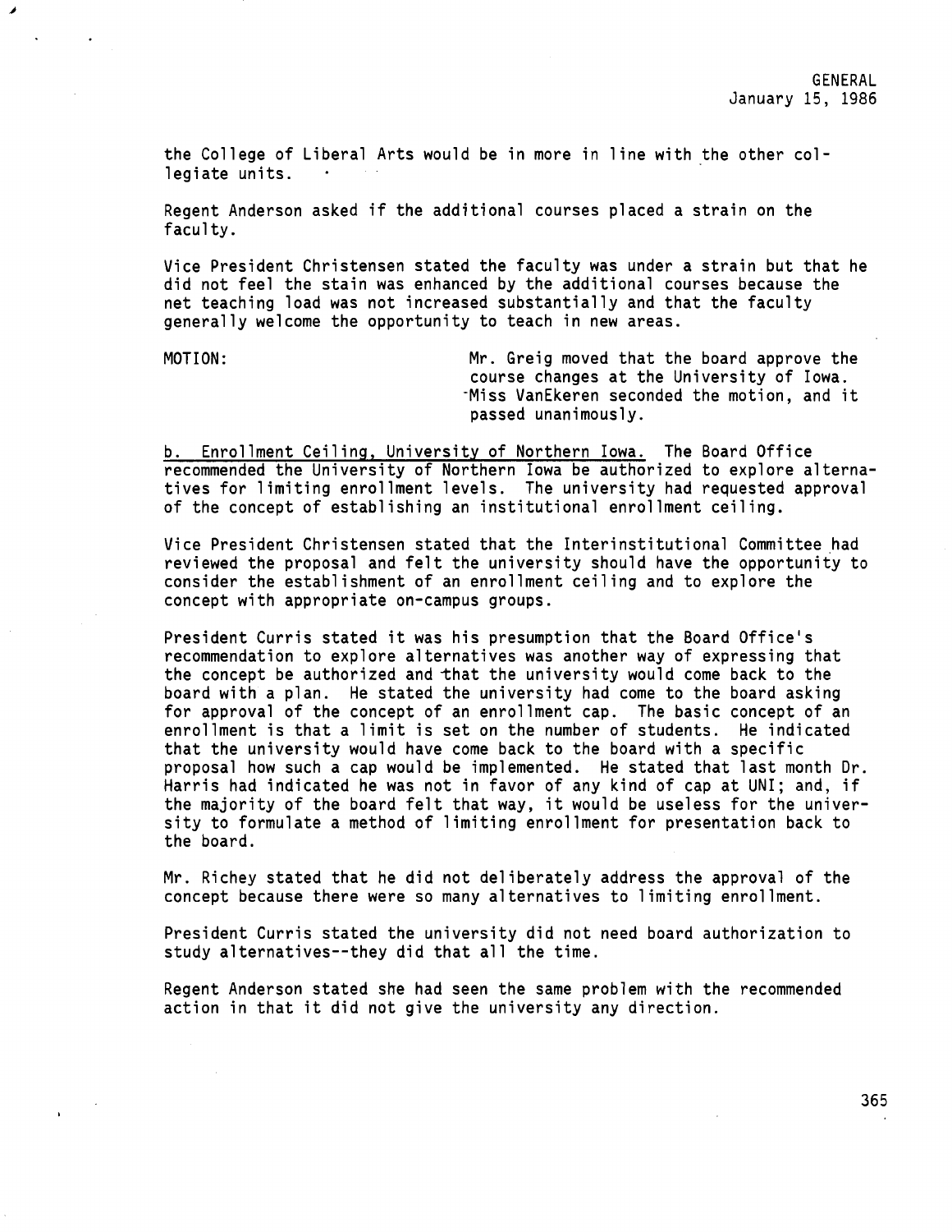the College of Liberal Arts would be in more in line with the other collegiate units.

Regent Anderson asked if the additional courses placed a strain on the faculty.

Vice President Christensen stated the faculty was under a strain but that he did not feel the stain was enhanced by the additional courses because the net teaching load was not increased substantially and that the faculty generally welcome the opportunity to teach in new areas.

MOTION: Mr. Greig moved that the board approve the course changes at the University of Iowa. Miss VanEkeren seconded the motion, and it passed unanimously.

b. Enrollment Ceiling, University of Northern Iowa. The Board Office recommended the University of Northern Iowa be authorized to explore alternatives for limiting enrollment levels. The university had requested approval of the concept of establishing an institutional enrollment ceiling.

Vice President Christensen stated that the Interinstitutional Committee had reviewed the proposal and felt the university should have the opportunity to consider the establishment of an enrollment ceiling and to explore the concept with appropriate on-campus groups.

President Curris stated it was his presumption that the Board Office's recommendation to explore alternatives was another way of expressing that the concept be authorized and that the university would come back to the board with a plan. He stated the university had come to the board asking for approval of the concept of an enrollment cap. The basic concept of an enrollment is that a limit is set on the number of students. He indicated that the university would have come back to the board with a specific proposal how such a cap would be implemented. He stated that last month Dr. Harris had indicated he was not in favor of any kind of cap at UNI; and, if the majority of the board felt that way, it would be useless for the university to formulate a method of limiting enrollment for presentation back to the board.

Mr. Richey stated that he did not deliberately address the approval of the concept because there were so many alternatives to limiting enrollment.

President Curris stated the university did not need board authorization to study alternatives--they did that all the time.

Regent Anderson stated she had seen the same problem with the recommended action in that it did not give the university any direction.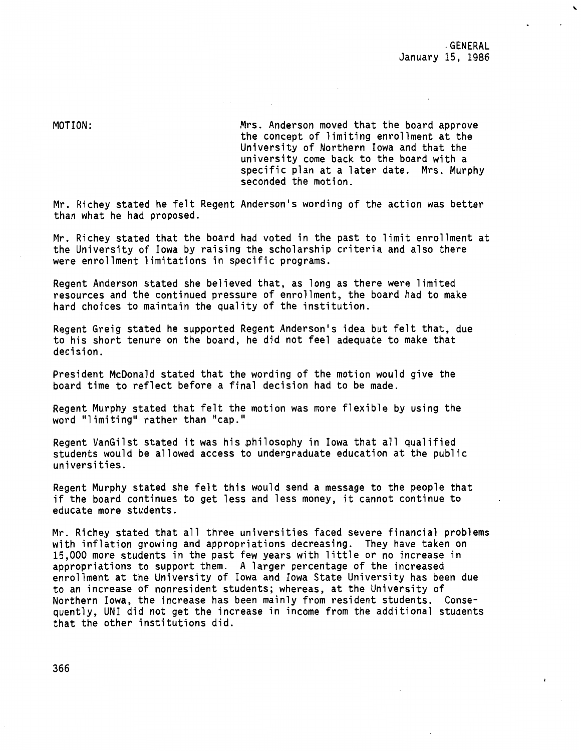MOTION: Mrs. Anderson moved that the board approve the concept of limiting enrollment at the University of Northern Iowa and that the university come back to the board with a specific plan at a later date. Mrs. Murphy seconded the motion.

Mr. Richey stated he felt Regent Anderson's wording of the action was better than what he had proposed.

Mr. Richey stated that the board had voted in the past to limit enrollment at the University of Iowa by raising the scholarship criteria and also there were enrollment limitations in specific programs.

Regent Anderson stated she believed that, as long as there were limited resources and the continued pressure of enrollment, the board had to make hard choices to maintain the quality of the institution.

Regent Greig stated he supported Regent Anderson's idea but felt that, due to his short tenure on the board, he did not feel adequate to make that decision.

President McDonald stated that the wording of the motion would give the board time to reflect before a final decision had to be made.

Regent Murphy stated that felt the motion was more flexible by using the word "limiting" rather than "cap."

Regent VanGilst stated it was his philosophy in Iowa that all qualified students would be allowed access to undergraduate education at the public universities.

Regent Murphy stated she felt this would send a message to the people that if the board continues to get less and less money, it cannot continue to educate more students.

Mr. Richey stated that all three universities faced severe financial problems with inflation growing and appropriations decreasing. They have taken on 15,000 more students in the past few years with little or no increase in appropriations to support them. A larger percentage of the increased enrollment at the University of Iowa and Iowa State University has been due to an increase of nonresident students; whereas, at the University of Northern Iowa, the increase has been mainly from resident students. Consequently, UNI did not get the increase in income from the additional students that the other institutions did.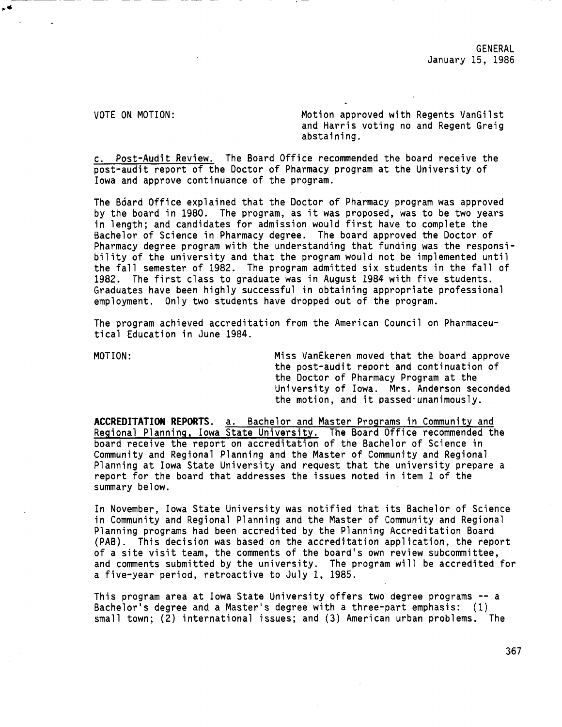VOTE ON MOTION: Motion approved with Regents VanGilst and Harris voting no and Regent Greig abstaining.

c. Post-Audit Review. The Board Office recommended the board receive the post-audit report of the Doctor of Pharmacy program at the University of Iowa and approve continuance of the program.

The Board Office explained that the Doctor of Pharmacy program was approved by the board in 1980. The program, as it was proposed, was to be two years in length; and candidates for admission would first have to complete the Bachelor of Science in Pharmacy degree. The board approved the Doctor of Pharmacy degree program with the understanding that funding was the responsibility of the university and that the program would not be implemented until the fall semester of 1982. The program admitted six students in the fall of 1982. The first class to graduate was in August 1984 with five students. Graduates have been highly successful in obtaining appropriate professional employment. Only two students have dropped out of the program.

The program achieved accreditation from the American Council on Pharmaceutical Education in June 1984.

MOTION: Miss VanEkeren moved that the board approve the post-audit report and continuation of the Doctor of Pharmacy Program at the University of Iowa. Mrs. Anderson seconded the motion, and it passed unanimously.

**ACCREDITATION REPORTS.** a. Bachelor and Master Programs in Community and Regional Planning, Iowa State University. The Board Office recommended the board receive the report on accreditation of the Bachelor of Science in Community and Regional Planning and the Master of Community and Regional Planning at Iowa State University and request that the university prepare a report for the board that addresses the issues noted in item 1 of the summary below.

In November, Iowa State University was notified that its Bachelor of Science in Community and Regional Planning and the Master of Community and Regional Planning programs had been accredited by the Planning Accreditation Board (PAB). This decision was based on the accreditation application, the report of a site visit team, the comments of the board's own review subcommittee, and comments submitted by the university. The program will be accredited for a five-year period, retroactive to July 1, 1985.

This program area at Iowa State University offers two degree programs -- a Bachelor's degree and a Master's degree with a three-part emphasis: (1) small town; (2) international issues; and (3) American urban problems. The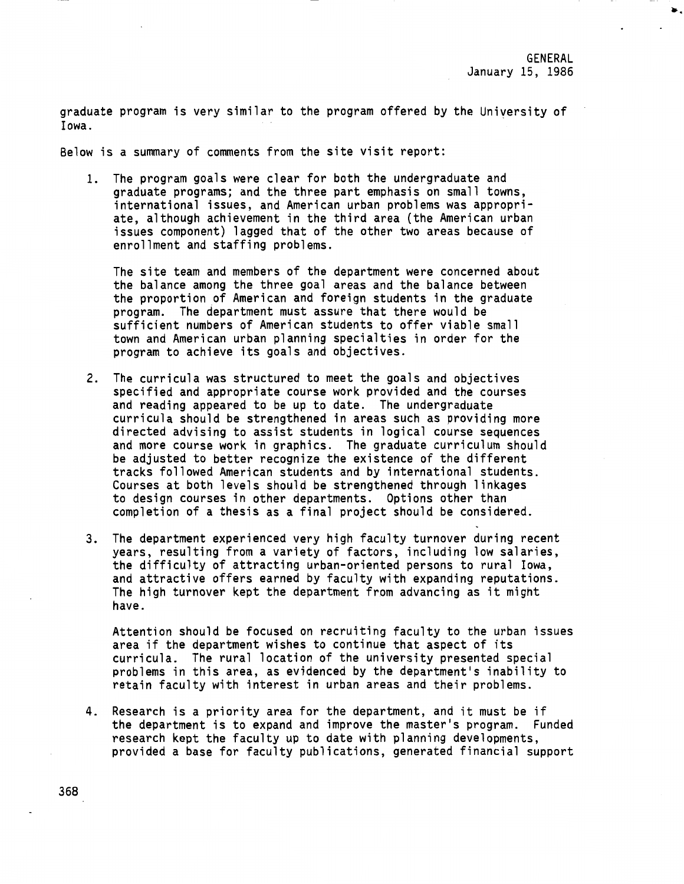graduate program is very similar to the program offered by the University of Iowa.

Below is a summary of comments from the site visit report:

1. The program goals were clear for both the undergraduate and graduate programs; and the three part emphasis on small towns, international issues, and American urban problems was appropriate, although achievement in the third area (the American urban issues component) lagged that of the other two areas because of enrollment and staffing problems.

   The site team and members of the department were concerned about the balance among the three goal areas and the balance between the proportion of American and foreign students in the graduate program. The department must assure that there would be sufficient numbers of American students to offer viable small town and American urban planning specialties in order for the program to achieve its goals and objectives.

2. The curricula was structured to meet the goals and objectives specified and appropriate course work provided and the courses and reading appeared to be up to date. The undergraduate curricula should be strengthened in areas such as providing more directed advising to assist students in logical course sequences and more course work in graphics. The graduate curriculum should be adjusted to better recognize the existence of the different tracks followed American students and by international students. Courses at both levels should be strengthened through linkages to design courses in other departments. Options other than completion of a thesis as a final project should be considered.

3. The department experienced very high faculty turnover during recent years, resulting from a variety of factors, including low salaries, the difficulty of attracting urban-oriented persons to rural Iowa, and attractive offers earned by faculty with expanding reputations. The high turnover kept the department from advancing as it might have.

   Attention should be focused on recruiting faculty to the urban issues area if the department wishes to continue that aspect of its curricula. The rural location of the university presented special problems in this area, as evidenced by the department's inability to retain faculty with interest in urban areas and their problems.

4. Research is a priority area for the department, and it must be if the department is to expand and improve the master's program. Funded research kept the faculty up to date with planning developments, provided a base for faculty publications, generated financial support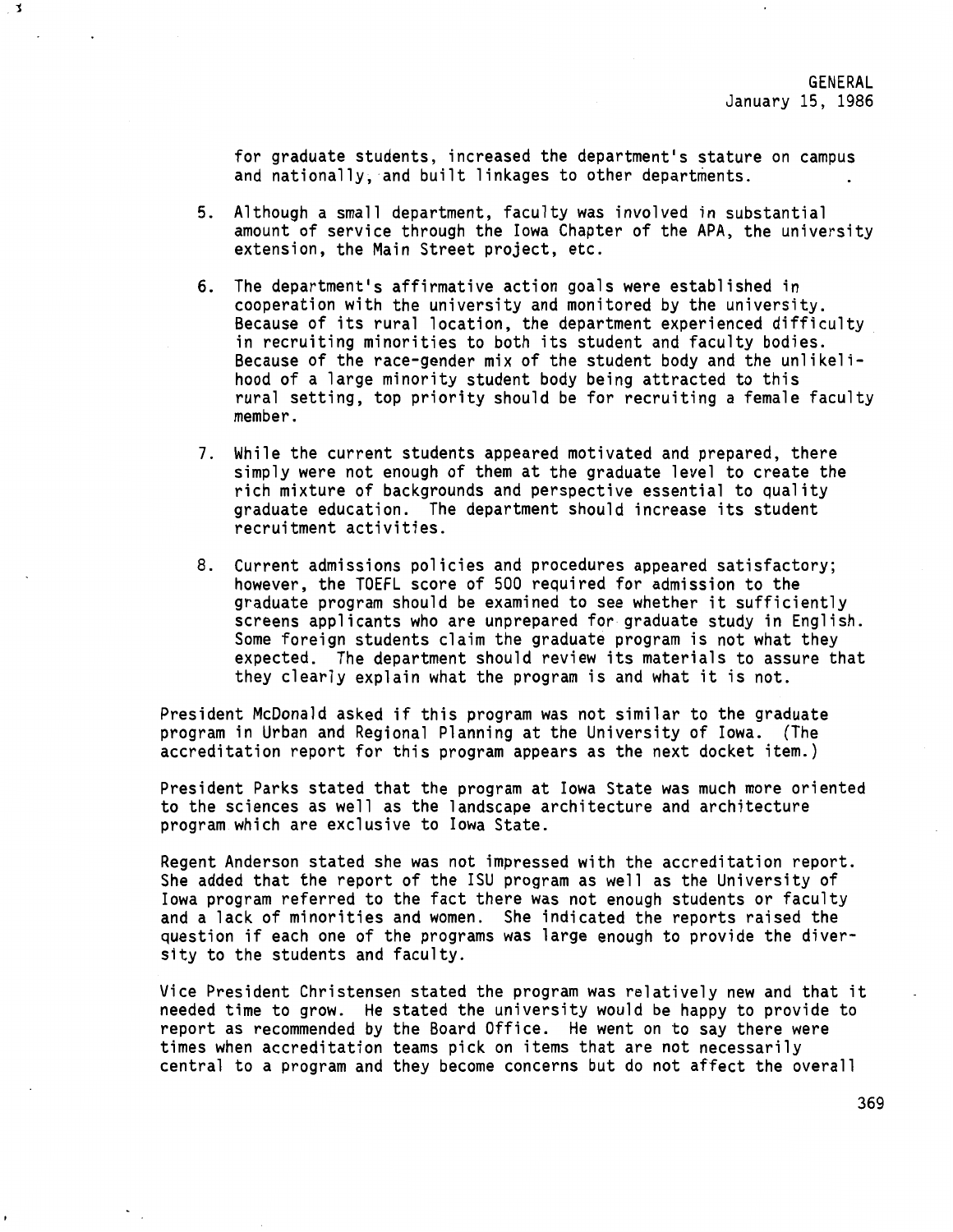for graduate students, increased the department's stature on campus and nationally, and built linkages to other departments.

5. Although a small department, faculty was involved in substantial amount of service through the Iowa Chapter of the APA, the university extension, the Main Street project, etc.

6. The department's affirmative action goals were established in cooperation with the university and monitored by the university. Because of its rural location, the department experienced difficulty in recruiting minorities to both its student and faculty bodies. Because of the race-gender mix of the student body and the unlikelihood of a large minority student body being attracted to this rural setting, top priority should be for recruiting a female faculty member.

7. While the current students appeared motivated and prepared, there simply were not enough of them at the graduate level to create the rich mixture of backgrounds and perspective essential to quality graduate education. The department should increase its student recruitment activities.

8. Current admissions policies and procedures appeared satisfactory; however, the TOEFL score of 500 required for admission to the graduate program should be examined to see whether it sufficiently screens applicants who are unprepared for graduate study in English. Some foreign students claim the graduate program is not what they expected. The department should review its materials to assure that they clearly explain what the program is and what it is not.

President McDonald asked if this program was not similar to the graduate program in Urban and Regional Planning at the University of Iowa. (The accreditation report for this program appears as the next docket item.)

President Parks stated that the program at Iowa State was much more oriented to the sciences as well as the landscape architecture and architecture program which are exclusive to Iowa State.

Regent Anderson stated she was not impressed with the accreditation report. She added that the report of the ISU program as well as the University of Iowa program referred to the fact there was not enough students or faculty and a lack of minorities and women. She indicated the reports raised the question if each one of the programs was large enough to provide the diversity to the students and faculty.

Vice President Christensen stated the program was relatively new and that it needed time to grow. He stated the university would be happy to provide to report as recommended by the Board Office. He went on to say there were times when accreditation teams pick on items that are not necessarily central to a program and they become concerns but do not affect the overall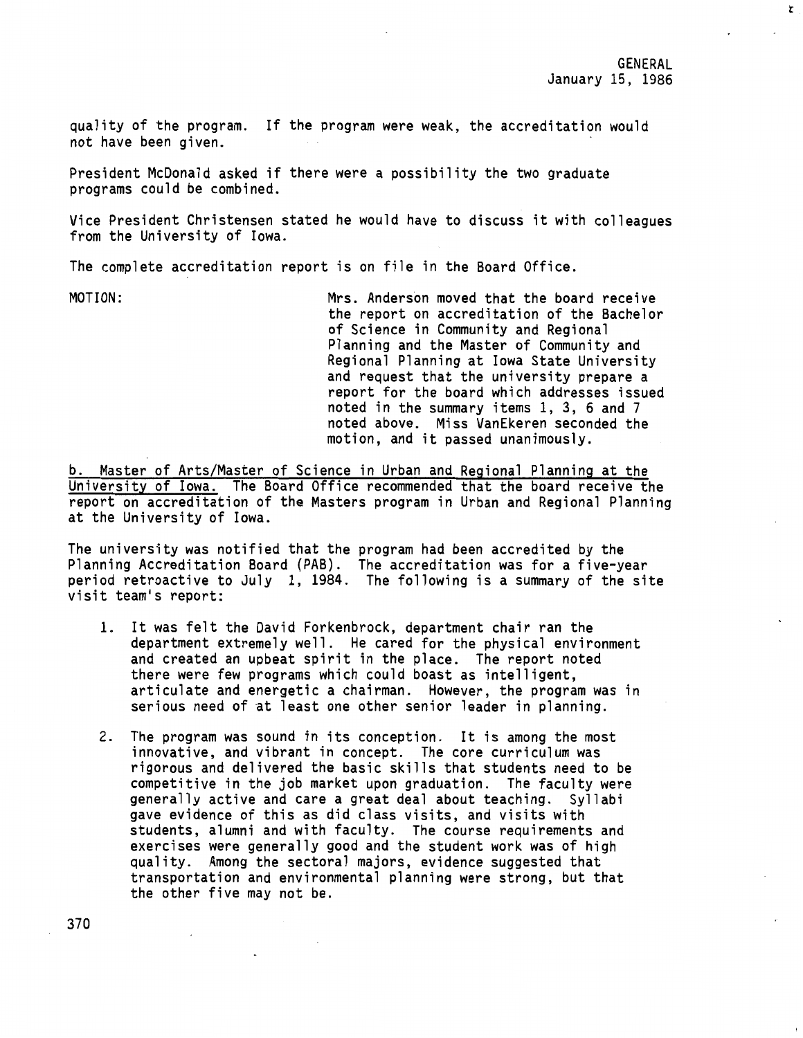quality of the program. If the program were weak, the accreditation would not have been given.

President McDonald asked if there were a possibility the two graduate programs could be combined.

Vice President Christensen stated he would have to discuss it with colleagues from the University of Iowa.

The complete accreditation report is on file in the Board Office.

MOTION: Mrs. Anderson moved that the board receive the report on accreditation of the Bachelor of Science in Community and Regional Planning and the Master of Community and Regional Planning at Iowa State University and request that the university prepare a report for the board which addresses issued noted in the summary items 1, 3, 6 and 7 noted above. Miss VanEkeren seconded the motion, and it passed unanimously.

b. Master of Arts/Master of Science in Urban and Regional Planning at the University of Iowa. The Board Office recommended that the board receive the report on accreditation of the Masters program in Urban and Regional Planning at the University of Iowa.

The university was notified that the program had been accredited by the Planning Accreditation Board (PAB). The accreditation was for a five-year period retroactive to July 1, 1984. The following is a summary of the site visit team's report:

1. It was felt the David Forkenbrock, department chair ran the department extremely well. He cared for the physical environment and created an upbeat spirit in the place. The report noted there were few programs which could boast as intelligent, articulate and energetic a chairman. However, the program was in serious need of at least one other senior leader in planning.

2. The program was sound in its conception. It is among the most innovative, and vibrant in concept. The core curriculum was rigorous and delivered the basic skills that students need to be competitive in the job market upon graduation. The faculty were generally active and care a great deal about teaching. Syllabi gave evidence of this as did class visits, and visits with students, alumni and with faculty. The course requirements and exercises were generally good and the student work was of high quality. Among the sectoral majors, evidence suggested that transportation and environmental planning were strong, but that the other five may not be.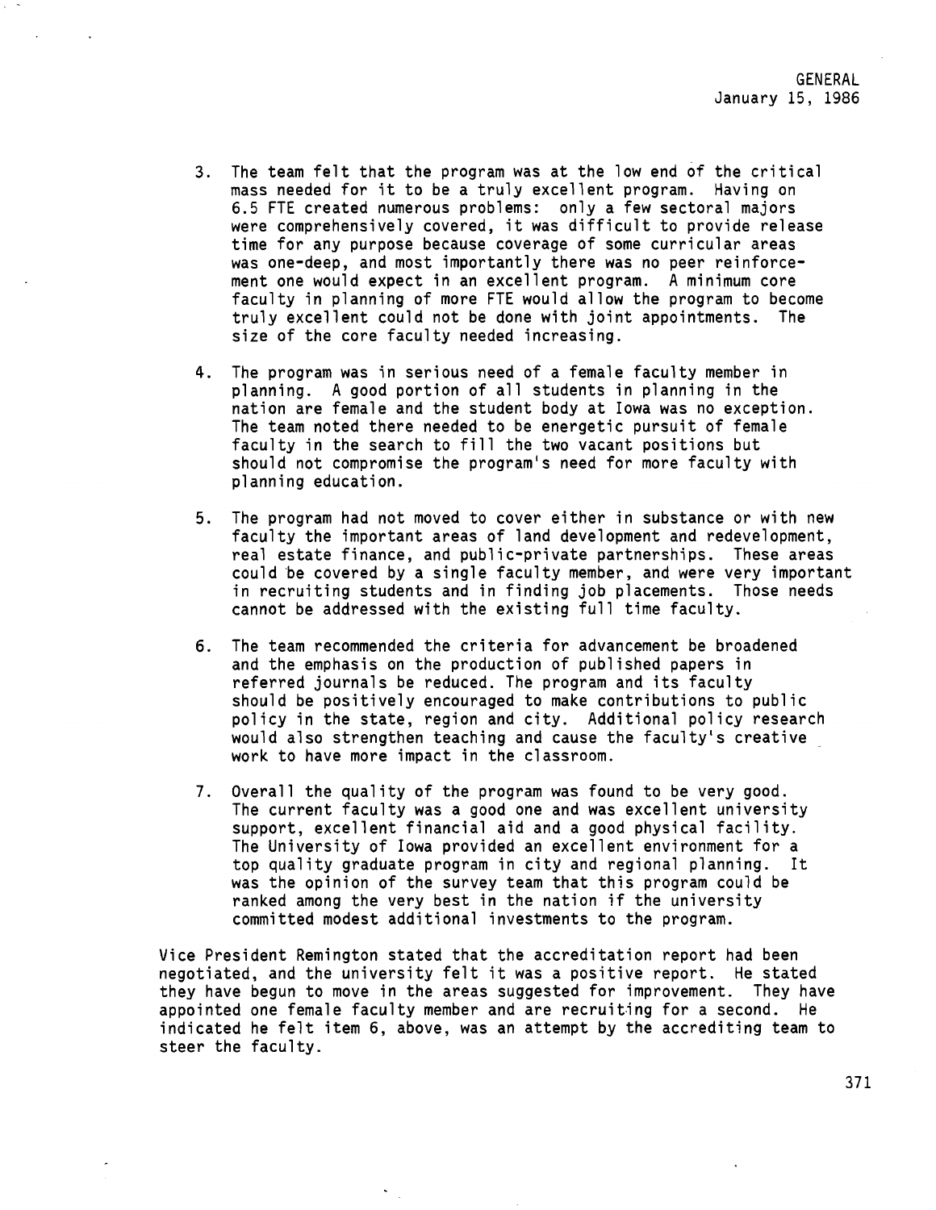3. The team felt that the program was at the low end of the critical mass needed for it to be a truly excellent program. Having on 6.5 FTE created numerous problems: only a few sectoral majors were comprehensively covered, it was difficult to provide release time for any purpose because coverage of some curricular areas was one-deep, and most importantly there was no peer reinforcement one would expect in an excellent program. A minimum core faculty in planning of more FTE would allow the program to become truly excellent could not be done with joint appointments. The size of the core faculty needed increasing.

4. The program was in serious need of a female faculty member in planning. A good portion of all students in planning in the nation are female and the student body at Iowa was no exception. The team noted there needed to be energetic pursuit of female faculty in the search to fill the two vacant positions but should not compromise the program's need for more faculty with planning education.

5. The program had not moved to cover either in substance or with new faculty the important areas of land development and redevelopment, real estate finance, and public-private partnerships. These areas could be covered by a single faculty member, and were very important in recruiting students and in finding job placements. Those needs cannot be addressed with the existing full time faculty.

6. The team recommended the criteria for advancement be broadened and the emphasis on the production of published papers in referred journals be reduced. The program and its faculty should be positively encouraged to make contributions to public policy in the state, region and city. Additional policy research would also strengthen teaching and cause the faculty's creative work to have more impact in the classroom.

7. Overall the quality of the program was found to be very good. The current faculty was a good one and was excellent university support, excellent financial aid and a good physical facility. The University of Iowa provided an excellent environment for a top quality graduate program in city and regional planning. It was the opinion of the survey team that this program could be ranked among the very best in the nation if the university committed modest additional investments to the program.

Vice President Remington stated that the accreditation report had been negotiated, and the university felt it was a positive report. He stated they have begun to move in the areas suggested for improvement. They have appointed one female faculty member and are recruiting for a second. He indicated he felt item 6, above, was an attempt by the accrediting team to steer the faculty.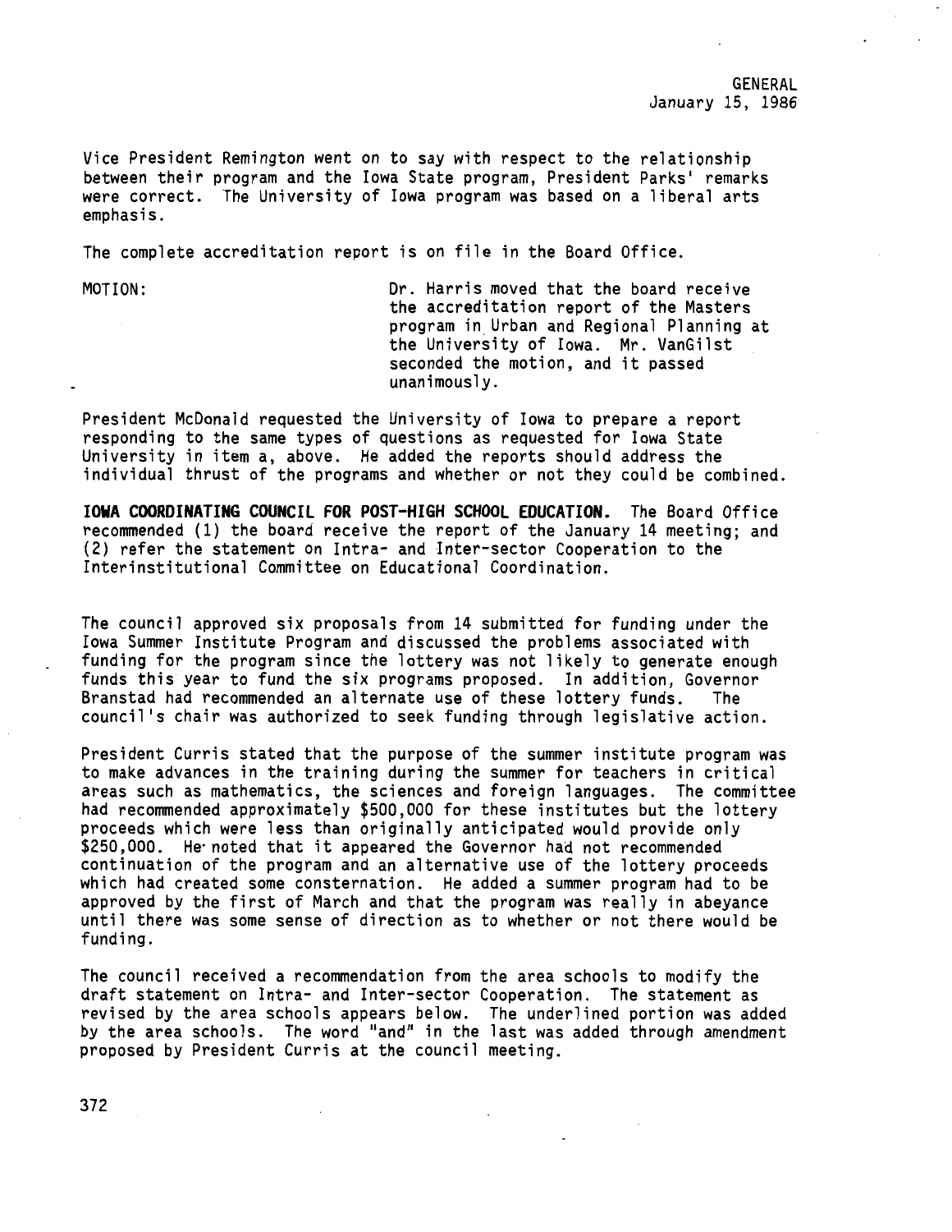Vice President Remington went on to say with respect to the relationship between their program and the Iowa State program, President Parks' remarks were correct. The University of Iowa program was based on a liberal arts emphasis.

The complete accreditation report is on file in the Board Office.

MOTION: Dr. Harris moved that the board receive the accreditation report of the Masters program in Urban and Regional Planning at the University of Iowa. Mr. VanGilst seconded the motion, and it passed unanimously.

President McDonald requested the University of Iowa to prepare a report responding to the same types of questions as requested for Iowa State University in item a, above. He added the reports should address the individual thrust of the programs and whether or not they could be combined.

**IOWA COORDINATING COUNCIL FOR POST-HIGH SCHOOL EDUCATION.** The Board Office recommended (1) the board receive the report of the January 14 meeting; and (2) refer the statement on Intra- and Inter-sector Cooperation to the Interinstitutional Committee on Educational Coordination.

The council approved six proposals from 14 submitted for funding under the Iowa Summer Institute Program and discussed the problems associated with funding for the program since the lottery was not likely to generate enough funds this year to fund the six programs proposed. In addition, Governor Branstad had recommended an alternate use of these lottery funds. The council's chair was authorized to seek funding through legislative action.

President Curris stated that the purpose of the summer institute program was to make advances in the training during the summer for teachers in critical areas such as mathematics, the sciences and foreign languages. The committee had recommended approximately $500,000 for these institutes but the lottery proceeds which were less than originally anticipated would provide only $250,000. He noted that it appeared the Governor had not recommended continuation of the program and an alternative use of the lottery proceeds which had created some consternation. He added a summer program had to be approved by the first of March and that the program was really in abeyance until there was some sense of direction as to whether or not there would be funding.

The council received a recommendation from the area schools to modify the draft statement on Intra- and Inter-sector Cooperation. The statement as revised by the area schools appears below. The underlined portion was added by the area schools. The word "and" in the last was added through amendment proposed by President Curris at the council meeting.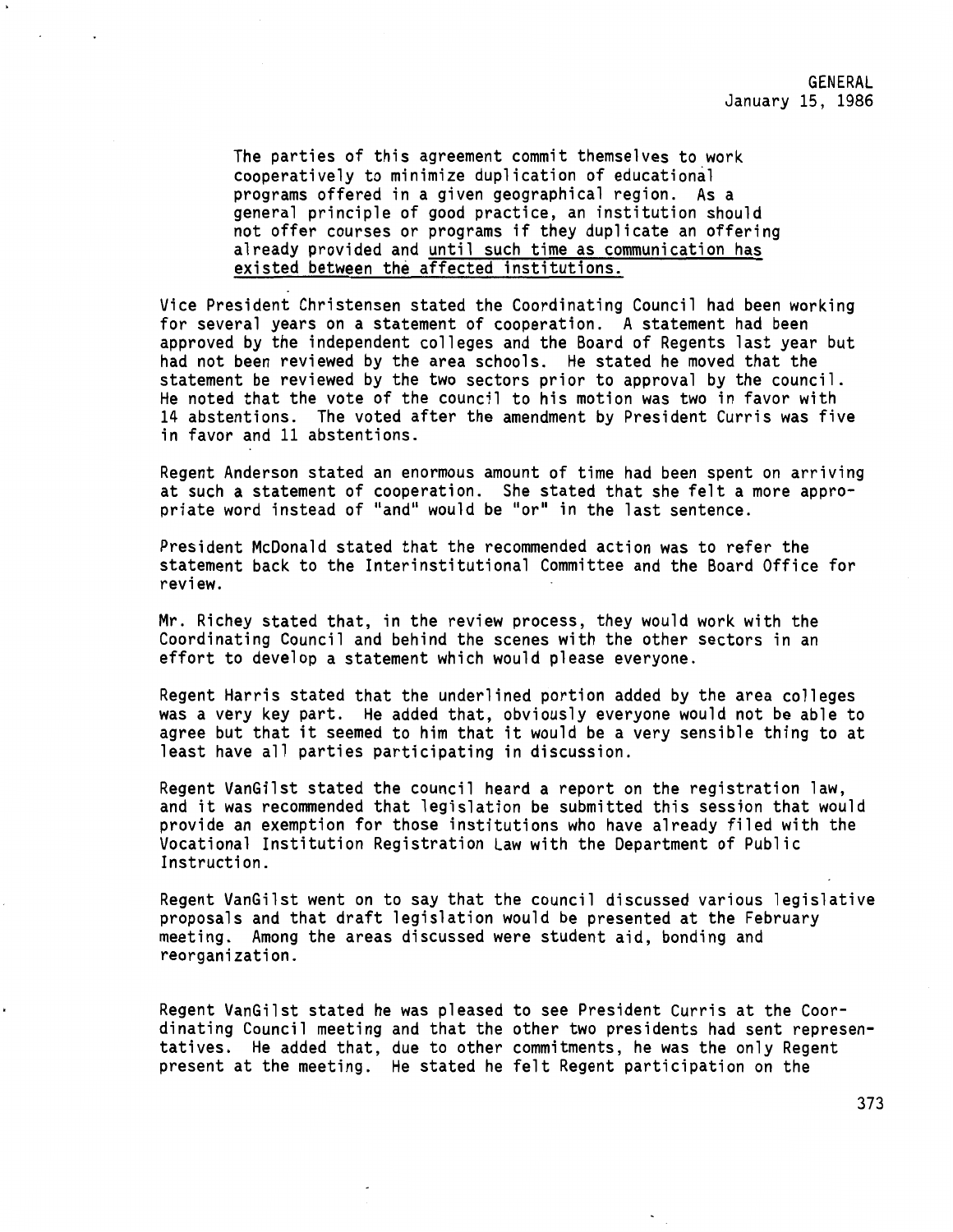The parties of this agreement commit themselves to work cooperatively to minimize duplication of educational programs offered in a given geographical region. As a general principle of good practice, an institution should not offer courses or programs if they duplicate an offering already provided and <u>until such time as communication has existed between the affected institutions.</u>

Vice President Christensen stated the Coordinating Council had been working for several years on a statement of cooperation. A statement had been approved by the independent colleges and the Board of Regents last year but had not been reviewed by the area schools. He stated he moved that the statement be reviewed by the two sectors prior to approval by the council. He noted that the vote of the council to his motion was two in favor with 14 abstentions. The voted after the amendment by President Curris was five in favor and 11 abstentions.

Regent Anderson stated an enormous amount of time had been spent on arriving at such a statement of cooperation. She stated that she felt a more appropriate word instead of "and" would be "or" in the last sentence.

President McDonald stated that the recommended action was to refer the statement back to the Interinstitutional Committee and the Board Office for review.

Mr. Richey stated that, in the review process, they would work with the Coordinating Council and behind the scenes with the other sectors in an effort to develop a statement which would please everyone.

Regent Harris stated that the underlined portion added by the area colleges was a very key part. He added that, obviously everyone would not be able to agree but that it seemed to him that it would be a very sensible thing to at least have all parties participating in discussion.

Regent VanGilst stated the council heard a report on the registration law, and it was recommended that legislation be submitted this session that would provide an exemption for those institutions who have already filed with the Vocational Institution Registration Law with the Department of Public Instruction.

Regent VanGilst went on to say that the council discussed various legislative proposals and that draft legislation would be presented at the February meeting. Among the areas discussed were student aid, bonding and reorganization.

Regent VanGilst stated he was pleased to see President Curris at the Coordinating Council meeting and that the other two presidents had sent representatives. He added that, due to other commitments, he was the only Regent present at the meeting. He stated he felt Regent participation on the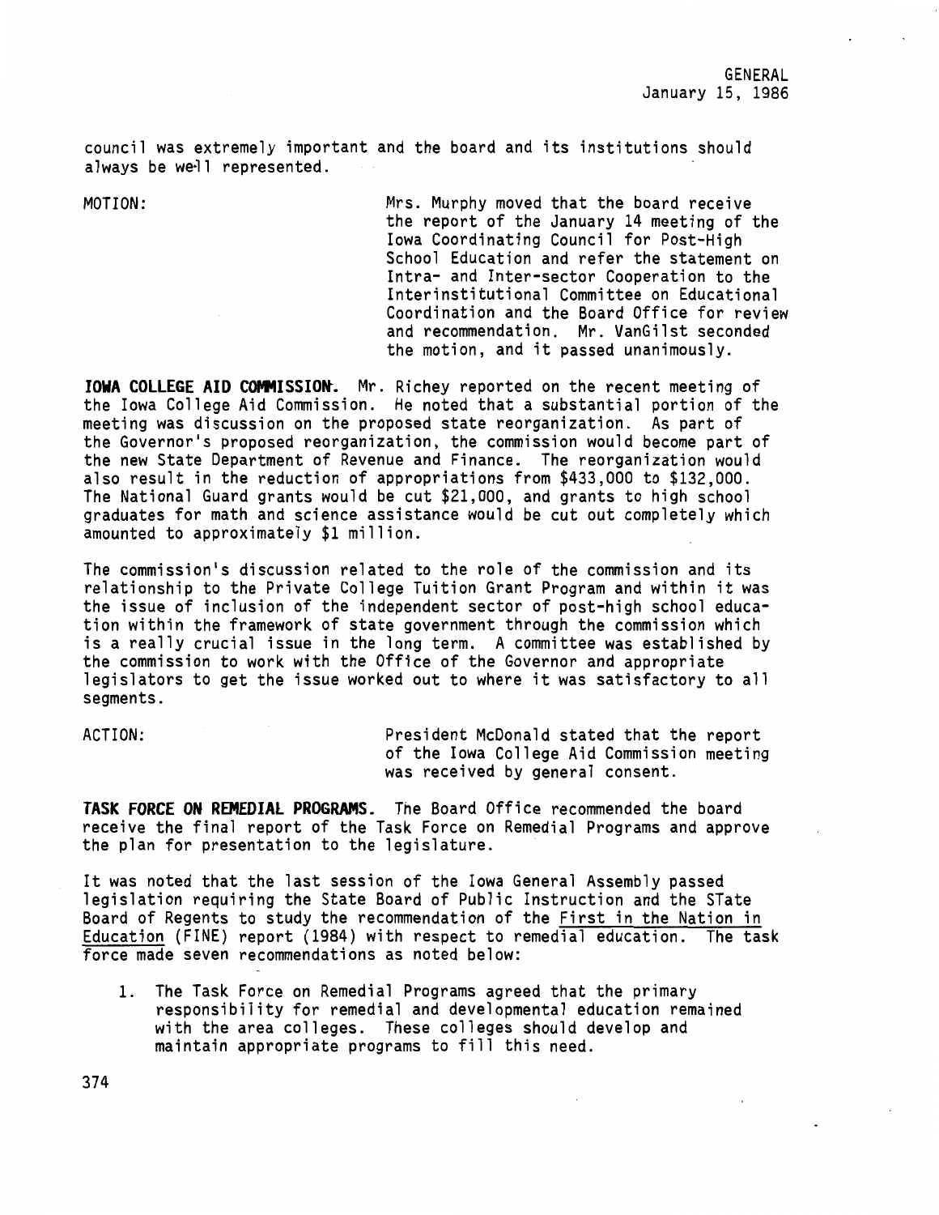council was extremely important and the board and its institutions should always be well represented.

MOTION: Mrs. Murphy moved that the board receive the report of the January 14 meeting of the Iowa Coordinating Council for Post-High School Education and refer the statement on Intra- and Inter-sector Cooperation to the Interinstitutional Committee on Educational Coordination and the Board Office for review and recommendation. Mr. VanGilst seconded the motion, and it passed unanimously.

**IOWA COLLEGE AID COMMISSION.** Mr. Richey reported on the recent meeting of the Iowa College Aid Commission. He noted that a substantial portion of the meeting was discussion on the proposed state reorganization. As part of the Governor's proposed reorganization, the commission would become part of the new State Department of Revenue and Finance. The reorganization would also result in the reduction of appropriations from $433,000 to $132,000. The National Guard grants would be cut $21,000, and grants to high school graduates for math and science assistance would be cut out completely which amounted to approximately $1 million.

The commission's discussion related to the role of the commission and its relationship to the Private College Tuition Grant Program and within it was the issue of inclusion of the independent sector of post-high school education within the framework of state government through the commission which is a really crucial issue in the long term. A committee was established by the commission to work with the Office of the Governor and appropriate legislators to get the issue worked out to where it was satisfactory to all segments.

ACTION: President McDonald stated that the report of the Iowa College Aid Commission meeting was received by general consent.

**TASK FORCE ON REMEDIAL PROGRAMS.** The Board Office recommended the board receive the final report of the Task Force on Remedial Programs and approve the plan for presentation to the legislature.

It was noted that the last session of the Iowa General Assembly passed legislation requiring the State Board of Public Instruction and the STate Board of Regents to study the recommendation of the First in the Nation in Education (FINE) report (1984) with respect to remedial education. The task force made seven recommendations as noted below:

1. The Task Force on Remedial Programs agreed that the primary responsibility for remedial and developmental education remained with the area colleges. These colleges should develop and maintain appropriate programs to fill this need.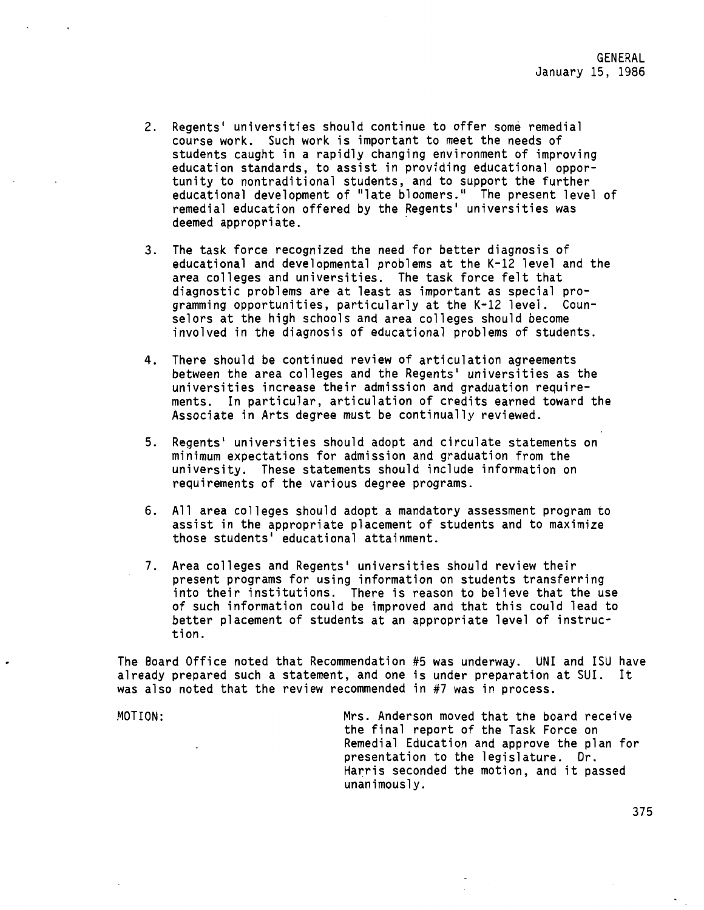2. Regents' universities should continue to offer some remedial course work. Such work is important to meet the needs of students caught in a rapidly changing environment of improving education standards, to assist in providing educational opportunity to nontraditional students, and to support the further educational development of "late bloomers." The present level of remedial education offered by the Regents' universities was deemed appropriate.

3. The task force recognized the need for better diagnosis of educational and developmental problems at the K-12 level and the area colleges and universities. The task force felt that diagnostic problems are at least as important as special programming opportunities, particularly at the K-12 level. Counselors at the high schools and area colleges should become involved in the diagnosis of educational problems of students.

4. There should be continued review of articulation agreements between the area colleges and the Regents' universities as the universities increase their admission and graduation requirements. In particular, articulation of credits earned toward the Associate in Arts degree must be continually reviewed.

5. Regents' universities should adopt and circulate statements on minimum expectations for admission and graduation from the university. These statements should include information on requirements of the various degree programs.

6. All area colleges should adopt a mandatory assessment program to assist in the appropriate placement of students and to maximize those students' educational attainment.

7. Area colleges and Regents' universities should review their present programs for using information on students transferring into their institutions. There is reason to believe that the use of such information could be improved and that this could lead to better placement of students at an appropriate level of instruction.

The Board Office noted that Recommendation #5 was underway. UNI and ISU have already prepared such a statement, and one is under preparation at SUI. It was also noted that the review recommended in #7 was in process.

MOTION: Mrs. Anderson moved that the board receive the final report of the Task Force on Remedial Education and approve the plan for presentation to the legislature. Dr. Harris seconded the motion, and it passed unanimously.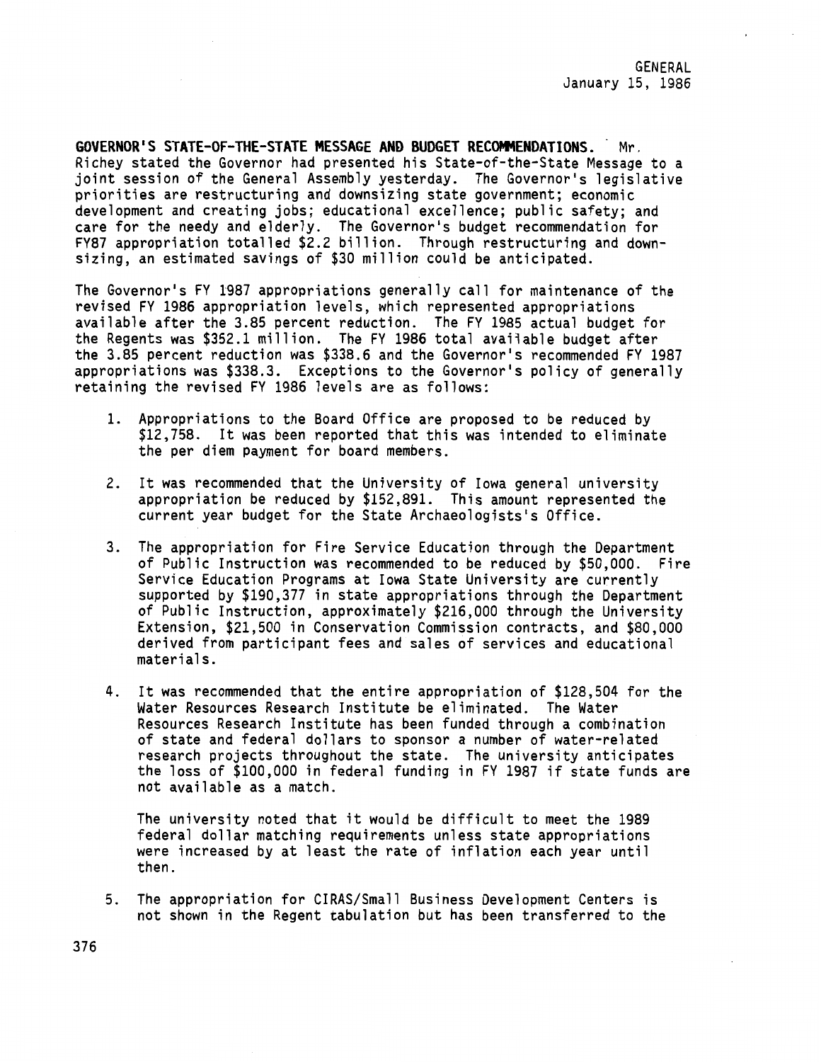GENERAL
January 15, 1986

**GOVERNOR'S STATE-OF-THE-STATE MESSAGE AND BUDGET RECOMMENDATIONS.** Mr. Richey stated the Governor had presented his State-of-the-State Message to a joint session of the General Assembly yesterday. The Governor's legislative priorities are restructuring and downsizing state government; economic development and creating jobs; educational excellence; public safety; and care for the needy and elderly. The Governor's budget recommendation for FY87 appropriation totalled $2.2 billion. Through restructuring and downsizing, an estimated savings of $30 million could be anticipated.

The Governor's FY 1987 appropriations generally call for maintenance of the revised FY 1986 appropriation levels, which represented appropriations available after the 3.85 percent reduction. The FY 1985 actual budget for the Regents was $352.1 million. The FY 1986 total available budget after the 3.85 percent reduction was $338.6 and the Governor's recommended FY 1987 appropriations was $338.3. Exceptions to the Governor's policy of generally retaining the revised FY 1986 levels are as follows:

1. Appropriations to the Board Office are proposed to be reduced by $12,758. It was been reported that this was intended to eliminate the per diem payment for board members.

2. It was recommended that the University of Iowa general university appropriation be reduced by $152,891. This amount represented the current year budget for the State Archaeologists's Office.

3. The appropriation for Fire Service Education through the Department of Public Instruction was recommended to be reduced by $50,000. Fire Service Education Programs at Iowa State University are currently supported by $190,377 in state appropriations through the Department of Public Instruction, approximately $216,000 through the University Extension, $21,500 in Conservation Commission contracts, and $80,000 derived from participant fees and sales of services and educational materials.

4. It was recommended that the entire appropriation of $128,504 for the Water Resources Research Institute be eliminated. The Water Resources Research Institute has been funded through a combination of state and federal dollars to sponsor a number of water-related research projects throughout the state. The university anticipates the loss of $100,000 in federal funding in FY 1987 if state funds are not available as a match.

   The university noted that it would be difficult to meet the 1989 federal dollar matching requirements unless state appropriations were increased by at least the rate of inflation each year until then.

5. The appropriation for CIRAS/Small Business Development Centers is not shown in the Regent tabulation but has been transferred to the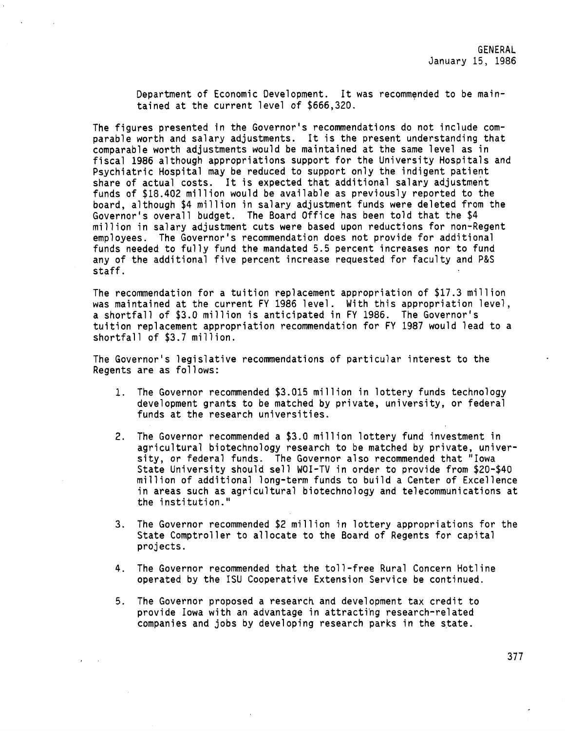Department of Economic Development. It was recommended to be maintained at the current level of $666,320.

The figures presented in the Governor's recommendations do not include comparable worth and salary adjustments. It is the present understanding that comparable worth adjustments would be maintained at the same level as in fiscal 1986 although appropriations support for the University Hospitals and Psychiatric Hospital may be reduced to support only the indigent patient share of actual costs. It is expected that additional salary adjustment funds of $18.402 million would be available as previously reported to the board, although $4 million in salary adjustment funds were deleted from the Governor's overall budget. The Board Office has been told that the $4 million in salary adjustment cuts were based upon reductions for non-Regent employees. The Governor's recommendation does not provide for additional funds needed to fully fund the mandated 5.5 percent increases nor to fund any of the additional five percent increase requested for faculty and P&S staff.

The recommendation for a tuition replacement appropriation of $17.3 million was maintained at the current FY 1986 level. With this appropriation level, a shortfall of $3.0 million is anticipated in FY 1986. The Governor's tuition replacement appropriation recommendation for FY 1987 would lead to a shortfall of $3.7 million.

The Governor's legislative recommendations of particular interest to the Regents are as follows:

1. The Governor recommended $3.015 million in lottery funds technology development grants to be matched by private, university, or federal funds at the research universities.

2. The Governor recommended a $3.0 million lottery fund investment in agricultural biotechnology research to be matched by private, university, or federal funds. The Governor also recommended that "Iowa State University should sell WOI-TV in order to provide from $20-$40 million of additional long-term funds to build a Center of Excellence in areas such as agricultural biotechnology and telecommunications at the institution."

3. The Governor recommended $2 million in lottery appropriations for the State Comptroller to allocate to the Board of Regents for capital projects.

4. The Governor recommended that the toll-free Rural Concern Hotline operated by the ISU Cooperative Extension Service be continued.

5. The Governor proposed a research and development tax credit to provide Iowa with an advantage in attracting research-related companies and jobs by developing research parks in the state.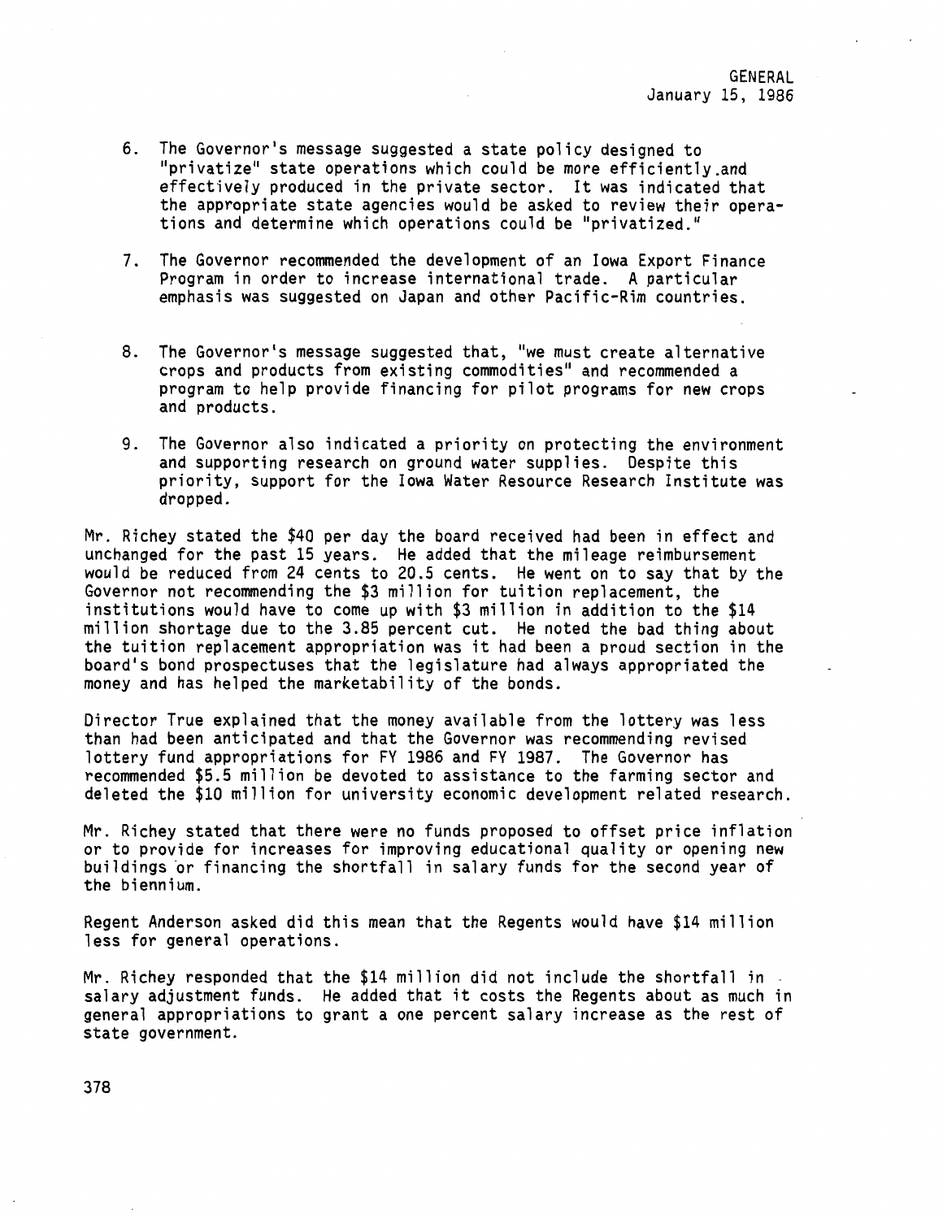6. The Governor's message suggested a state policy designed to "privatize" state operations which could be more efficiently and effectively produced in the private sector. It was indicated that the appropriate state agencies would be asked to review their operations and determine which operations could be "privatized."

7. The Governor recommended the development of an Iowa Export Finance Program in order to increase international trade. A particular emphasis was suggested on Japan and other Pacific-Rim countries.

8. The Governor's message suggested that, "we must create alternative crops and products from existing commodities" and recommended a program to help provide financing for pilot programs for new crops and products.

9. The Governor also indicated a priority on protecting the environment and supporting research on ground water supplies. Despite this priority, support for the Iowa Water Resource Research Institute was dropped.

Mr. Richey stated the $40 per day the board received had been in effect and unchanged for the past 15 years. He added that the mileage reimbursement would be reduced from 24 cents to 20.5 cents. He went on to say that by the Governor not recommending the $3 million for tuition replacement, the institutions would have to come up with $3 million in addition to the $14 million shortage due to the 3.85 percent cut. He noted the bad thing about the tuition replacement appropriation was it had been a proud section in the board's bond prospectuses that the legislature had always appropriated the money and has helped the marketability of the bonds.

Director True explained that the money available from the lottery was less than had been anticipated and that the Governor was recommending revised lottery fund appropriations for FY 1986 and FY 1987. The Governor has recommended $5.5 million be devoted to assistance to the farming sector and deleted the $10 million for university economic development related research.

Mr. Richey stated that there were no funds proposed to offset price inflation or to provide for increases for improving educational quality or opening new buildings or financing the shortfall in salary funds for the second year of the biennium.

Regent Anderson asked did this mean that the Regents would have $14 million less for general operations.

Mr. Richey responded that the $14 million did not include the shortfall in salary adjustment funds. He added that it costs the Regents about as much in general appropriations to grant a one percent salary increase as the rest of state government.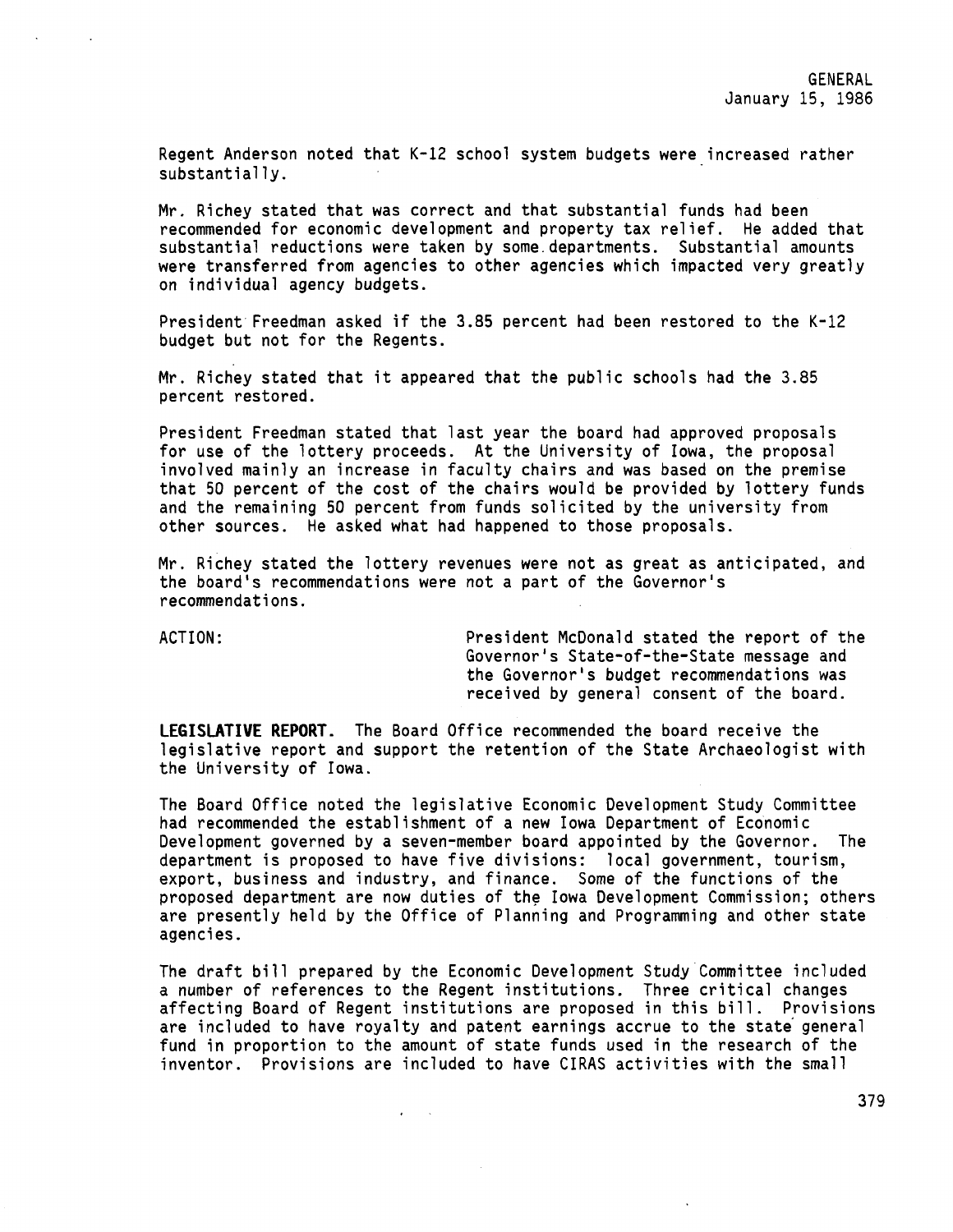Regent Anderson noted that K-12 school system budgets were increased rather substantially.

Mr. Richey stated that was correct and that substantial funds had been recommended for economic development and property tax relief. He added that substantial reductions were taken by some departments. Substantial amounts were transferred from agencies to other agencies which impacted very greatly on individual agency budgets.

President Freedman asked if the 3.85 percent had been restored to the K-12 budget but not for the Regents.

Mr. Richey stated that it appeared that the public schools had the 3.85 percent restored.

President Freedman stated that last year the board had approved proposals for use of the lottery proceeds. At the University of Iowa, the proposal involved mainly an increase in faculty chairs and was based on the premise that 50 percent of the cost of the chairs would be provided by lottery funds and the remaining 50 percent from funds solicited by the university from other sources. He asked what had happened to those proposals.

Mr. Richey stated the lottery revenues were not as great as anticipated, and the board's recommendations were not a part of the Governor's recommendations.

ACTION: President McDonald stated the report of the Governor's State-of-the-State message and the Governor's budget recommendations was received by general consent of the board.

**LEGISLATIVE REPORT.** The Board Office recommended the board receive the legislative report and support the retention of the State Archaeologist with the University of Iowa.

The Board Office noted the legislative Economic Development Study Committee had recommended the establishment of a new Iowa Department of Economic Development governed by a seven-member board appointed by the Governor. The department is proposed to have five divisions: local government, tourism, export, business and industry, and finance. Some of the functions of the proposed department are now duties of the Iowa Development Commission; others are presently held by the Office of Planning and Programming and other state agencies.

The draft bill prepared by the Economic Development Study Committee included a number of references to the Regent institutions. Three critical changes affecting Board of Regent institutions are proposed in this bill. Provisions are included to have royalty and patent earnings accrue to the state general fund in proportion to the amount of state funds used in the research of the inventor. Provisions are included to have CIRAS activities with the small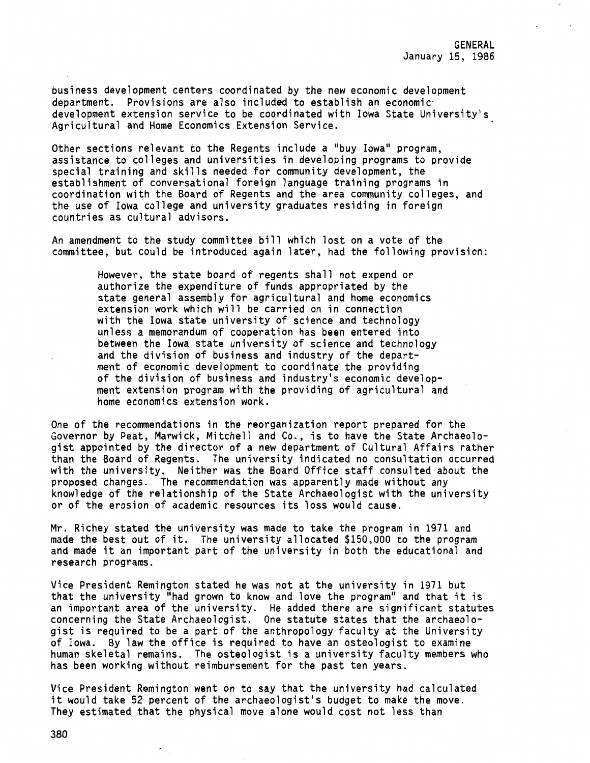business development centers coordinated by the new economic development department. Provisions are also included to establish an economic development extension service to be coordinated with Iowa State University's Agricultural and Home Economics Extension Service.

Other sections relevant to the Regents include a "buy Iowa" program, assistance to colleges and universities in developing programs to provide special training and skills needed for community development, the establishment of conversational foreign language training programs in coordination with the Board of Regents and the area community colleges, and the use of Iowa college and university graduates residing in foreign countries as cultural advisors.

An amendment to the study committee bill which lost on a vote of the committee, but could be introduced again later, had the following provision:

> However, the state board of regents shall not expend or authorize the expenditure of funds appropriated by the state general assembly for agricultural and home economics extension work which will be carried on in connection with the Iowa state university of science and technology unless a memorandum of cooperation has been entered into between the Iowa state university of science and technology and the division of business and industry of the department of economic development to coordinate the providing of the division of business and industry's economic development extension program with the providing of agricultural and home economics extension work.

One of the recommendations in the reorganization report prepared for the Governor by Peat, Marwick, Mitchell and Co., is to have the State Archaeologist appointed by the director of a new department of Cultural Affairs rather than the Board of Regents. The university indicated no consultation occurred with the university. Neither was the Board Office staff consulted about the proposed changes. The recommendation was apparently made without any knowledge of the relationship of the State Archaeologist with the university or of the erosion of academic resources its loss would cause.

Mr. Richey stated the university was made to take the program in 1971 and made the best out of it. The university allocated $150,000 to the program and made it an important part of the university in both the educational and research programs.

Vice President Remington stated he was not at the university in 1971 but that the university "had grown to know and love the program" and that it is an important area of the university. He added there are significant statutes concerning the State Archaeologist. One statute states that the archaeologist is required to be a part of the anthropology faculty at the University of Iowa. By law the office is required to have an osteologist to examine human skeletal remains. The osteologist is a university faculty members who has been working without reimbursement for the past ten years.

Vice President Remington went on to say that the university had calculated it would take 52 percent of the archaeologist's budget to make the move. They estimated that the physical move alone would cost not less than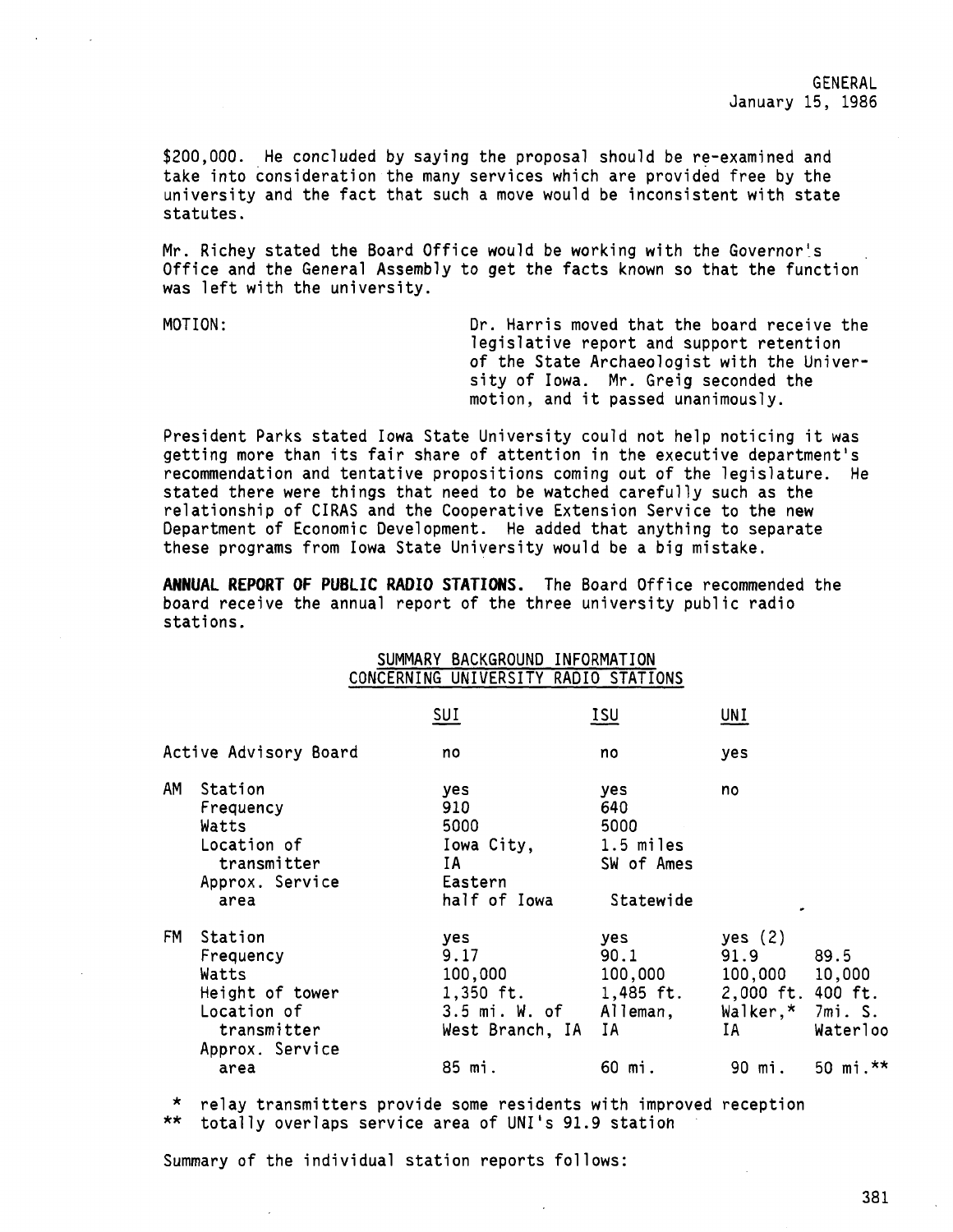$200,000. He concluded by saying the proposal should be re-examined and take into consideration the many services which are provided free by the university and the fact that such a move would be inconsistent with state statutes.

Mr. Richey stated the Board Office would be working with the Governor's Office and the General Assembly to get the facts known so that the function was left with the university.

MOTION: Dr. Harris moved that the board receive the legislative report and support retention of the State Archaeologist with the University of Iowa. Mr. Greig seconded the motion, and it passed unanimously.

President Parks stated Iowa State University could not help noticing it was getting more than its fair share of attention in the executive department's recommendation and tentative propositions coming out of the legislature. He stated there were things that need to be watched carefully such as the relationship of CIRAS and the Cooperative Extension Service to the new Department of Economic Development. He added that anything to separate these programs from Iowa State University would be a big mistake.

**ANNUAL REPORT OF PUBLIC RADIO STATIONS.** The Board Office recommended the board receive the annual report of the three university public radio stations.

SUMMARY BACKGROUND INFORMATION CONCERNING UNIVERSITY RADIO STATIONS

| | SUI | ISU | UNI | |
|---|---|---|---|---|
| Active Advisory Board | no | no | yes | |
| AM Station | yes | yes | no | |
| Frequency | 910 | 640 | | |
| Watts | 5000 | 5000 | | |
| Location of transmitter | Iowa City, IA | 1.5 miles SW of Ames | | |
| Approx. Service area | Eastern half of Iowa | Statewide | | |
| FM Station | yes | yes | yes (2) | |
| Frequency | 9.17 | 90.1 | 91.9 | 89.5 |
| Watts | 100,000 | 100,000 | 100,000 | 10,000 |
| Height of tower | 1,350 ft. | 1,485 ft. | 2,000 ft. | 400 ft. |
| Location of transmitter | 3.5 mi. W. of West Branch, IA | Alleman, IA | Walker,* IA | 7mi. S. Waterloo |
| Approx. Service area | 85 mi. | 60 mi. | 90 mi. | 50 mi.** |

\* relay transmitters provide some residents with improved reception
\*\* totally overlaps service area of UNI's 91.9 station

Summary of the individual station reports follows: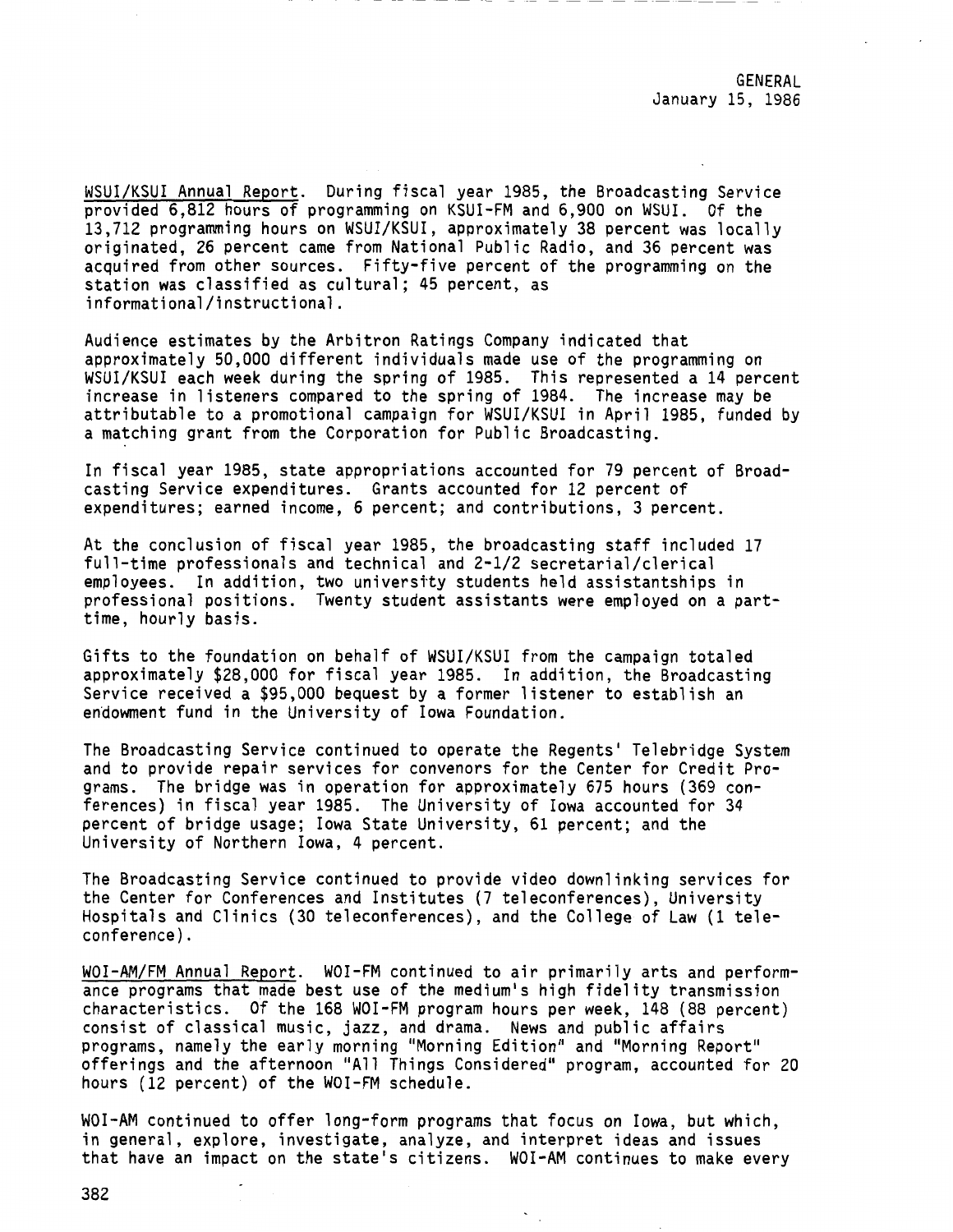WSUI/KSUI Annual Report. During fiscal year 1985, the Broadcasting Service provided 6,812 hours of programming on KSUI-FM and 6,900 on WSUI. Of the 13,712 programming hours on WSUI/KSUI, approximately 38 percent was locally originated, 26 percent came from National Public Radio, and 36 percent was acquired from other sources. Fifty-five percent of the programming on the station was classified as cultural; 45 percent, as informational/instructional.

Audience estimates by the Arbitron Ratings Company indicated that approximately 50,000 different individuals made use of the programming on WSUI/KSUI each week during the spring of 1985. This represented a 14 percent increase in listeners compared to the spring of 1984. The increase may be attributable to a promotional campaign for WSUI/KSUI in April 1985, funded by a matching grant from the Corporation for Public Broadcasting.

In fiscal year 1985, state appropriations accounted for 79 percent of Broadcasting Service expenditures. Grants accounted for 12 percent of expenditures; earned income, 6 percent; and contributions, 3 percent.

At the conclusion of fiscal year 1985, the broadcasting staff included 17 full-time professionals and technical and 2-1/2 secretarial/clerical employees. In addition, two university students held assistantships in professional positions. Twenty student assistants were employed on a part-time, hourly basis.

Gifts to the foundation on behalf of WSUI/KSUI from the campaign totaled approximately $28,000 for fiscal year 1985. In addition, the Broadcasting Service received a $95,000 bequest by a former listener to establish an endowment fund in the University of Iowa Foundation.

The Broadcasting Service continued to operate the Regents' Telebridge System and to provide repair services for convenors for the Center for Credit Programs. The bridge was in operation for approximately 675 hours (369 conferences) in fiscal year 1985. The University of Iowa accounted for 34 percent of bridge usage; Iowa State University, 61 percent; and the University of Northern Iowa, 4 percent.

The Broadcasting Service continued to provide video downlinking services for the Center for Conferences and Institutes (7 teleconferences), University Hospitals and Clinics (30 teleconferences), and the College of Law (1 teleconference).

WOI-AM/FM Annual Report. WOI-FM continued to air primarily arts and performance programs that made best use of the medium's high fidelity transmission characteristics. Of the 168 WOI-FM program hours per week, 148 (88 percent) consist of classical music, jazz, and drama. News and public affairs programs, namely the early morning "Morning Edition" and "Morning Report" offerings and the afternoon "All Things Considered" program, accounted for 20 hours (12 percent) of the WOI-FM schedule.

WOI-AM continued to offer long-form programs that focus on Iowa, but which, in general, explore, investigate, analyze, and interpret ideas and issues that have an impact on the state's citizens. WOI-AM continues to make every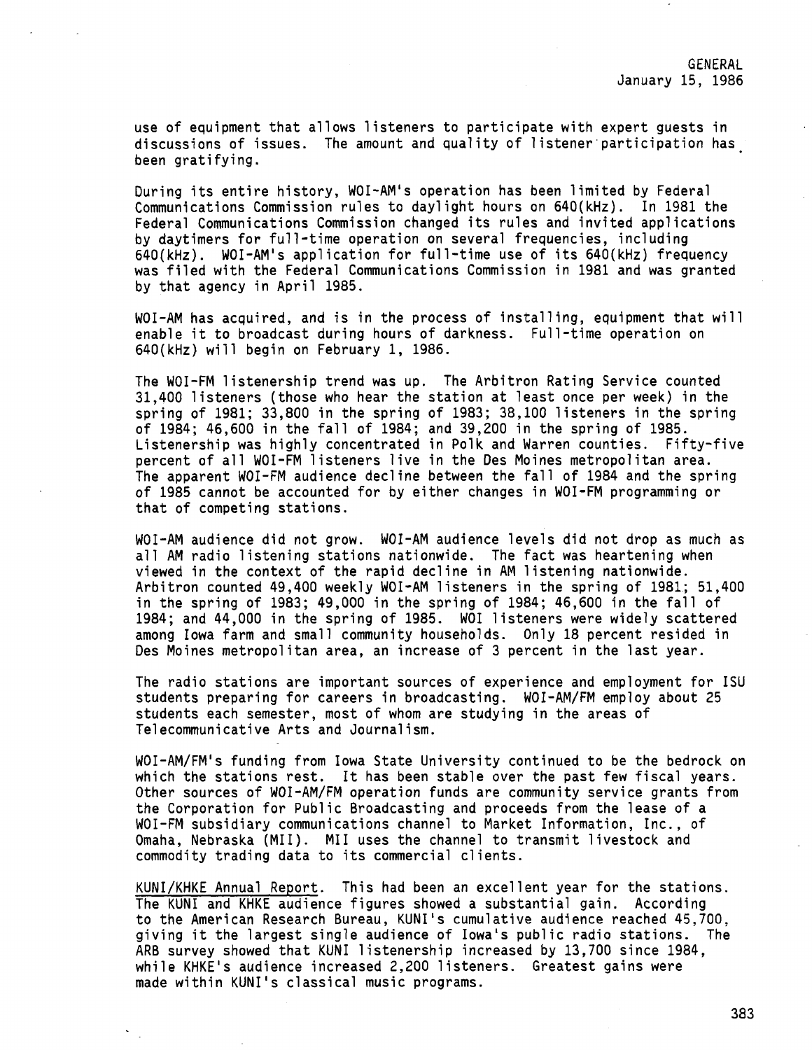use of equipment that allows listeners to participate with expert guests in discussions of issues. The amount and quality of listener participation has been gratifying.

During its entire history, WOI-AM's operation has been limited by Federal Communications Commission rules to daylight hours on 640(kHz). In 1981 the Federal Communications Commission changed its rules and invited applications by daytimers for full-time operation on several frequencies, including 640(kHz). WOI-AM's application for full-time use of its 640(kHz) frequency was filed with the Federal Communications Commission in 1981 and was granted by that agency in April 1985.

WOI-AM has acquired, and is in the process of installing, equipment that will enable it to broadcast during hours of darkness. Full-time operation on 640(kHz) will begin on February 1, 1986.

The WOI-FM listenership trend was up. The Arbitron Rating Service counted 31,400 listeners (those who hear the station at least once per week) in the spring of 1981; 33,800 in the spring of 1983; 38,100 listeners in the spring of 1984; 46,600 in the fall of 1984; and 39,200 in the spring of 1985. Listenership was highly concentrated in Polk and Warren counties. Fifty-five percent of all WOI-FM listeners live in the Des Moines metropolitan area. The apparent WOI-FM audience decline between the fall of 1984 and the spring of 1985 cannot be accounted for by either changes in WOI-FM programming or that of competing stations.

WOI-AM audience did not grow. WOI-AM audience levels did not drop as much as all AM radio listening stations nationwide. The fact was heartening when viewed in the context of the rapid decline in AM listening nationwide. Arbitron counted 49,400 weekly WOI-AM listeners in the spring of 1981; 51,400 in the spring of 1983; 49,000 in the spring of 1984; 46,600 in the fall of 1984; and 44,000 in the spring of 1985. WOI listeners were widely scattered among Iowa farm and small community households. Only 18 percent resided in Des Moines metropolitan area, an increase of 3 percent in the last year.

The radio stations are important sources of experience and employment for ISU students preparing for careers in broadcasting. WOI-AM/FM employ about 25 students each semester, most of whom are studying in the areas of Telecommunicative Arts and Journalism.

WOI-AM/FM's funding from Iowa State University continued to be the bedrock on which the stations rest. It has been stable over the past few fiscal years. Other sources of WOI-AM/FM operation funds are community service grants from the Corporation for Public Broadcasting and proceeds from the lease of a WOI-FM subsidiary communications channel to Market Information, Inc., of Omaha, Nebraska (MII). MII uses the channel to transmit livestock and commodity trading data to its commercial clients.

<u>KUNI/KHKE Annual Report</u>. This had been an excellent year for the stations. The KUNI and KHKE audience figures showed a substantial gain. According to the American Research Bureau, KUNI's cumulative audience reached 45,700, giving it the largest single audience of Iowa's public radio stations. The ARB survey showed that KUNI listenership increased by 13,700 since 1984, while KHKE's audience increased 2,200 listeners. Greatest gains were made within KUNI's classical music programs.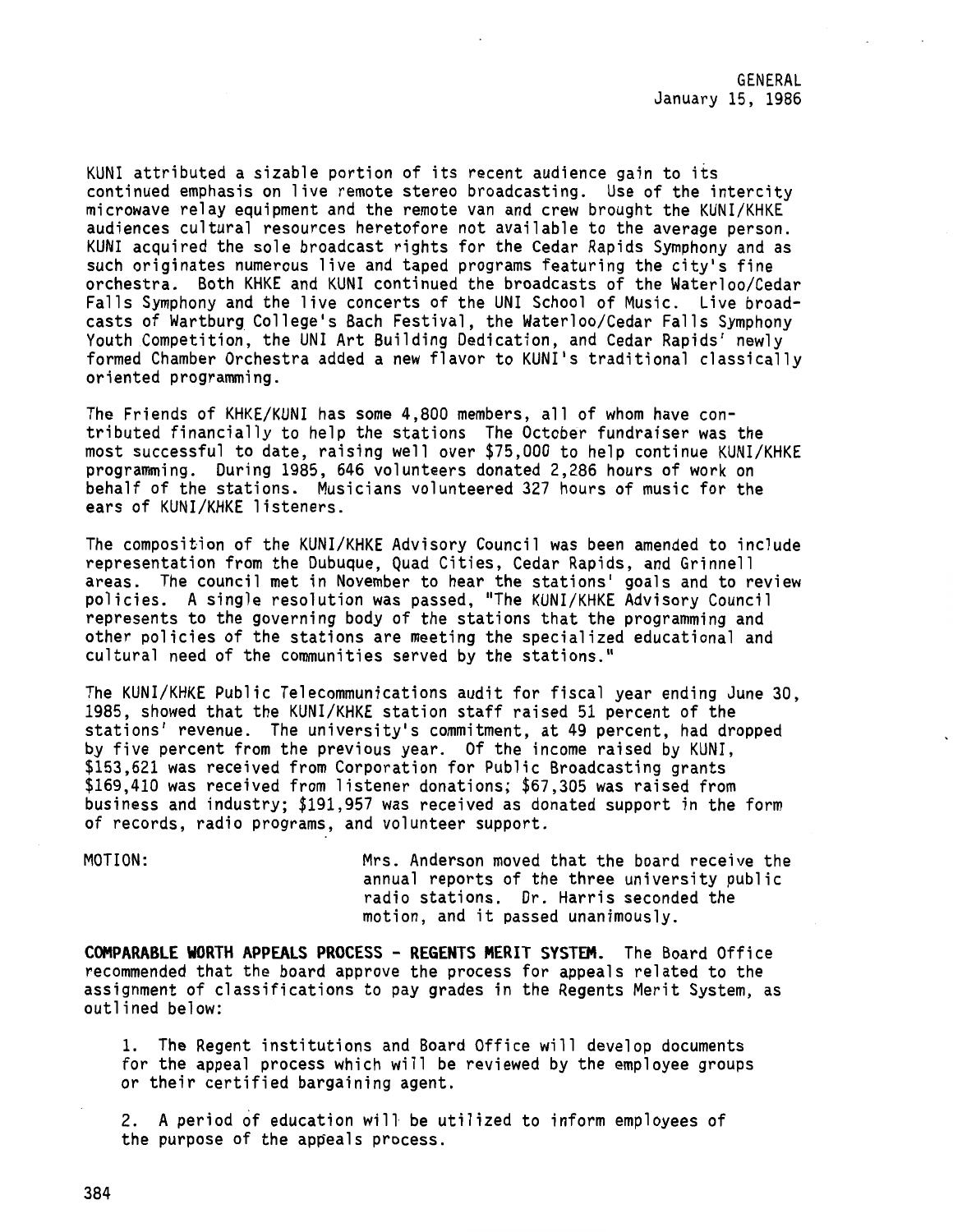KUNI attributed a sizable portion of its recent audience gain to its continued emphasis on live remote stereo broadcasting. Use of the intercity microwave relay equipment and the remote van and crew brought the KUNI/KHKE audiences cultural resources heretofore not available to the average person. KUNI acquired the sole broadcast rights for the Cedar Rapids Symphony and as such originates numerous live and taped programs featuring the city's fine orchestra. Both KHKE and KUNI continued the broadcasts of the Waterloo/Cedar Falls Symphony and the live concerts of the UNI School of Music. Live broadcasts of Wartburg College's Bach Festival, the Waterloo/Cedar Falls Symphony Youth Competition, the UNI Art Building Dedication, and Cedar Rapids' newly formed Chamber Orchestra added a new flavor to KUNI's traditional classically oriented programming.

The Friends of KHKE/KUNI has some 4,800 members, all of whom have contributed financially to help the stations The October fundraiser was the most successful to date, raising well over $75,000 to help continue KUNI/KHKE programming. During 1985, 646 volunteers donated 2,286 hours of work on behalf of the stations. Musicians volunteered 327 hours of music for the ears of KUNI/KHKE listeners.

The composition of the KUNI/KHKE Advisory Council was been amended to include representation from the Dubuque, Quad Cities, Cedar Rapids, and Grinnell areas. The council met in November to hear the stations' goals and to review policies. A single resolution was passed, "The KUNI/KHKE Advisory Council represents to the governing body of the stations that the programming and other policies of the stations are meeting the specialized educational and cultural need of the communities served by the stations."

The KUNI/KHKE Public Telecommunications audit for fiscal year ending June 30, 1985, showed that the KUNI/KHKE station staff raised 51 percent of the stations' revenue. The university's commitment, at 49 percent, had dropped by five percent from the previous year. Of the income raised by KUNI, $153,621 was received from Corporation for Public Broadcasting grants $169,410 was received from listener donations; $67,305 was raised from business and industry; $191,957 was received as donated support in the form of records, radio programs, and volunteer support.

MOTION: Mrs. Anderson moved that the board receive the annual reports of the three university public radio stations. Dr. Harris seconded the motion, and it passed unanimously.

**COMPARABLE WORTH APPEALS PROCESS - REGENTS MERIT SYSTEM.** The Board Office recommended that the board approve the process for appeals related to the assignment of classifications to pay grades in the Regents Merit System, as outlined below:

1. The Regent institutions and Board Office will develop documents for the appeal process which will be reviewed by the employee groups or their certified bargaining agent.

2. A period of education will be utilized to inform employees of the purpose of the appeals process.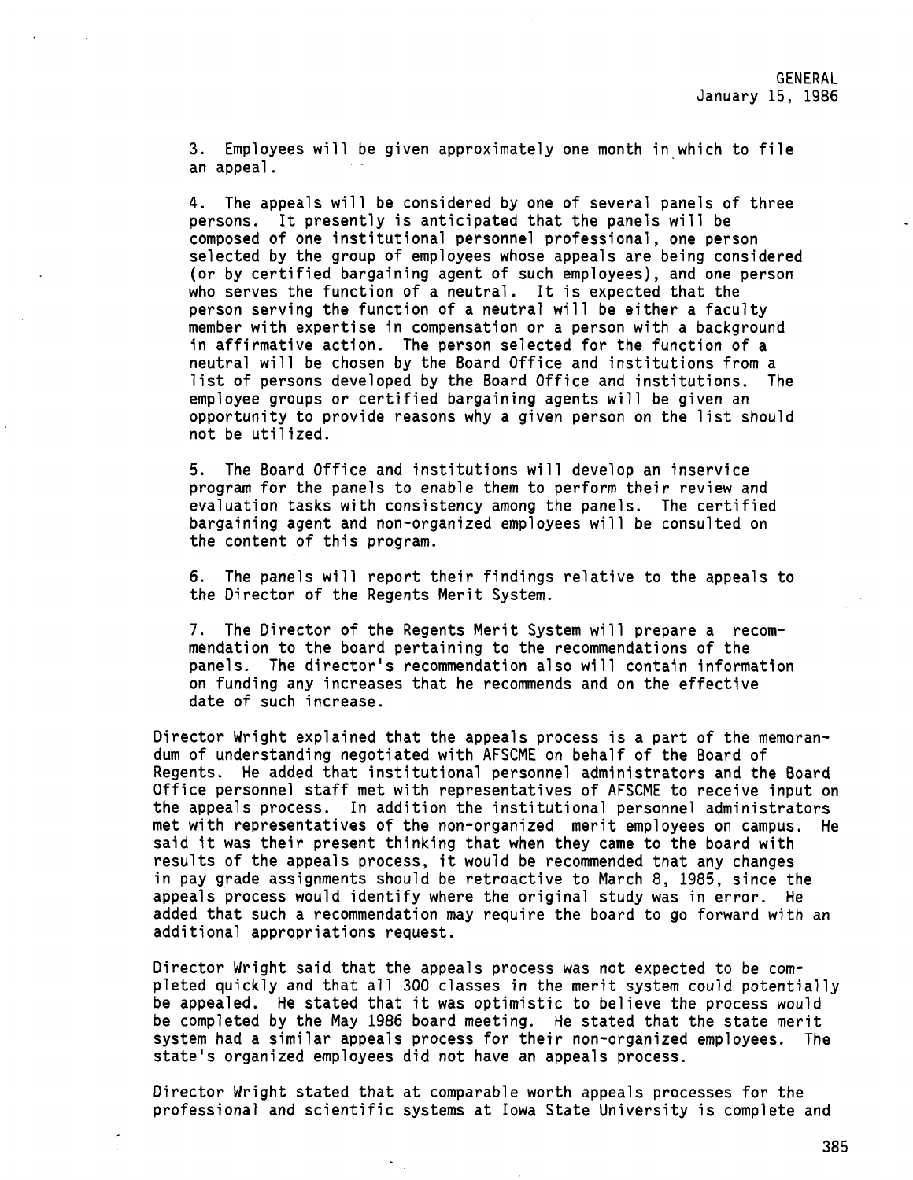3. Employees will be given approximately one month in which to file an appeal.

4. The appeals will be considered by one of several panels of three persons. It presently is anticipated that the panels will be composed of one institutional personnel professional, one person selected by the group of employees whose appeals are being considered (or by certified bargaining agent of such employees), and one person who serves the function of a neutral. It is expected that the person serving the function of a neutral will be either a faculty member with expertise in compensation or a person with a background in affirmative action. The person selected for the function of a neutral will be chosen by the Board Office and institutions from a list of persons developed by the Board Office and institutions. The employee groups or certified bargaining agents will be given an opportunity to provide reasons why a given person on the list should not be utilized.

5. The Board Office and institutions will develop an inservice program for the panels to enable them to perform their review and evaluation tasks with consistency among the panels. The certified bargaining agent and non-organized employees will be consulted on the content of this program.

6. The panels will report their findings relative to the appeals to the Director of the Regents Merit System.

7. The Director of the Regents Merit System will prepare a recommendation to the board pertaining to the recommendations of the panels. The director's recommendation also will contain information on funding any increases that he recommends and on the effective date of such increase.

Director Wright explained that the appeals process is a part of the memorandum of understanding negotiated with AFSCME on behalf of the Board of Regents. He added that institutional personnel administrators and the Board Office personnel staff met with representatives of AFSCME to receive input on the appeals process. In addition the institutional personnel administrators met with representatives of the non-organized merit employees on campus. He said it was their present thinking that when they came to the board with results of the appeals process, it would be recommended that any changes in pay grade assignments should be retroactive to March 8, 1985, since the appeals process would identify where the original study was in error. He added that such a recommendation may require the board to go forward with an additional appropriations request.

Director Wright said that the appeals process was not expected to be completed quickly and that all 300 classes in the merit system could potentially be appealed. He stated that it was optimistic to believe the process would be completed by the May 1986 board meeting. He stated that the state merit system had a similar appeals process for their non-organized employees. The state's organized employees did not have an appeals process.

Director Wright stated that at comparable worth appeals processes for the professional and scientific systems at Iowa State University is complete and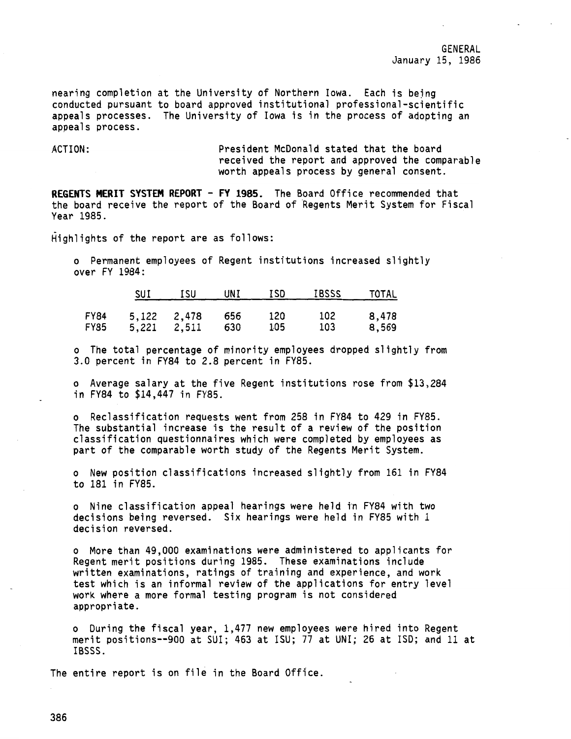nearing completion at the University of Northern Iowa. Each is being conducted pursuant to board approved institutional professional-scientific appeals processes. The University of Iowa is in the process of adopting an appeals process.

ACTION: President McDonald stated that the board received the report and approved the comparable worth appeals process by general consent.

**REGENTS MERIT SYSTEM REPORT - FY 1985.** The Board Office recommended that the board receive the report of the Board of Regents Merit System for Fiscal Year 1985.

Highlights of the report are as follows:

o Permanent employees of Regent institutions increased slightly over FY 1984:

| | SUI | ISU | UNI | ISD | IBSSS | TOTAL |
|---|---|---|---|---|---|---|
| FY84 | 5,122 | 2,478 | 656 | 120 | 102 | 8,478 |
| FY85 | 5,221 | 2,511 | 630 | 105 | 103 | 8,569 |

o The total percentage of minority employees dropped slightly from 3.0 percent in FY84 to 2.8 percent in FY85.

o Average salary at the five Regent institutions rose from $13,284 in FY84 to $14,447 in FY85.

o Reclassification requests went from 258 in FY84 to 429 in FY85. The substantial increase is the result of a review of the position classification questionnaires which were completed by employees as part of the comparable worth study of the Regents Merit System.

o New position classifications increased slightly from 161 in FY84 to 181 in FY85.

o Nine classification appeal hearings were held in FY84 with two decisions being reversed. Six hearings were held in FY85 with 1 decision reversed.

o More than 49,000 examinations were administered to applicants for Regent merit positions during 1985. These examinations include written examinations, ratings of training and experience, and work test which is an informal review of the applications for entry level work where a more formal testing program is not considered appropriate.

o During the fiscal year, 1,477 new employees were hired into Regent merit positions--900 at SUI; 463 at ISU; 77 at UNI; 26 at ISD; and 11 at IBSSS.

The entire report is on file in the Board Office.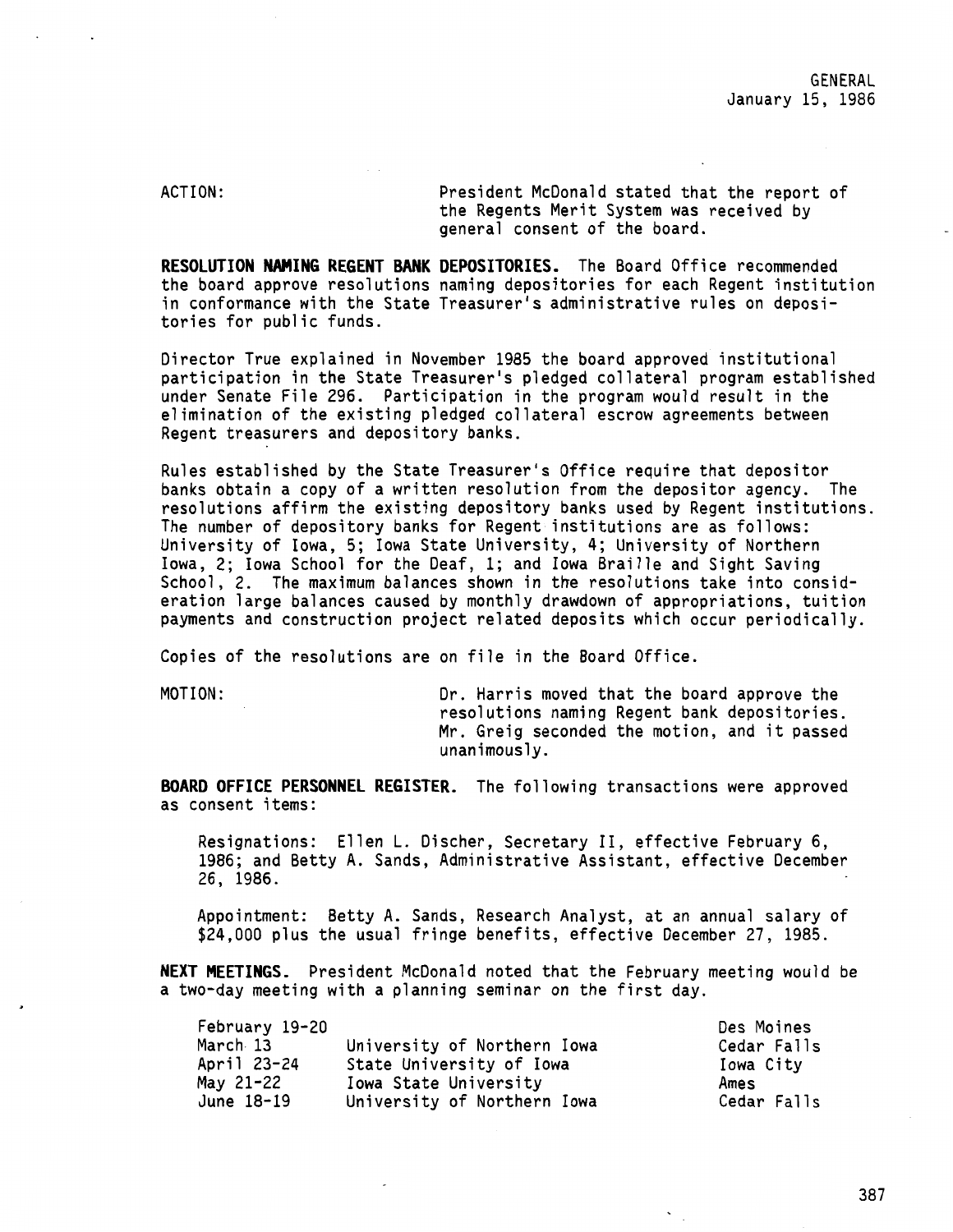ACTION: President McDonald stated that the report of the Regents Merit System was received by general consent of the board.

**RESOLUTION NAMING REGENT BANK DEPOSITORIES.** The Board Office recommended the board approve resolutions naming depositories for each Regent institution in conformance with the State Treasurer's administrative rules on depositories for public funds.

Director True explained in November 1985 the board approved institutional participation in the State Treasurer's pledged collateral program established under Senate File 296. Participation in the program would result in the elimination of the existing pledged collateral escrow agreements between Regent treasurers and depository banks.

Rules established by the State Treasurer's Office require that depositor banks obtain a copy of a written resolution from the depositor agency. The resolutions affirm the existing depository banks used by Regent institutions. The number of depository banks for Regent institutions are as follows: University of Iowa, 5; Iowa State University, 4; University of Northern Iowa, 2; Iowa School for the Deaf, 1; and Iowa Braille and Sight Saving School, 2. The maximum balances shown in the resolutions take into consideration large balances caused by monthly drawdown of appropriations, tuition payments and construction project related deposits which occur periodically.

Copies of the resolutions are on file in the Board Office.

MOTION: Dr. Harris moved that the board approve the resolutions naming Regent bank depositories. Mr. Greig seconded the motion, and it passed unanimously.

**BOARD OFFICE PERSONNEL REGISTER.** The following transactions were approved as consent items:

Resignations: Ellen L. Discher, Secretary II, effective February 6, 1986; and Betty A. Sands, Administrative Assistant, effective December 26, 1986.

Appointment: Betty A. Sands, Research Analyst, at an annual salary of $24,000 plus the usual fringe benefits, effective December 27, 1985.

**NEXT MEETINGS.** President McDonald noted that the February meeting would be a two-day meeting with a planning seminar on the first day.

| | | |
|---|---|---|
| February 19-20 | | Des Moines |
| March 13 | University of Northern Iowa | Cedar Falls |
| April 23-24 | State University of Iowa | Iowa City |
| May 21-22 | Iowa State University | Ames |
| June 18-19 | University of Northern Iowa | Cedar Falls |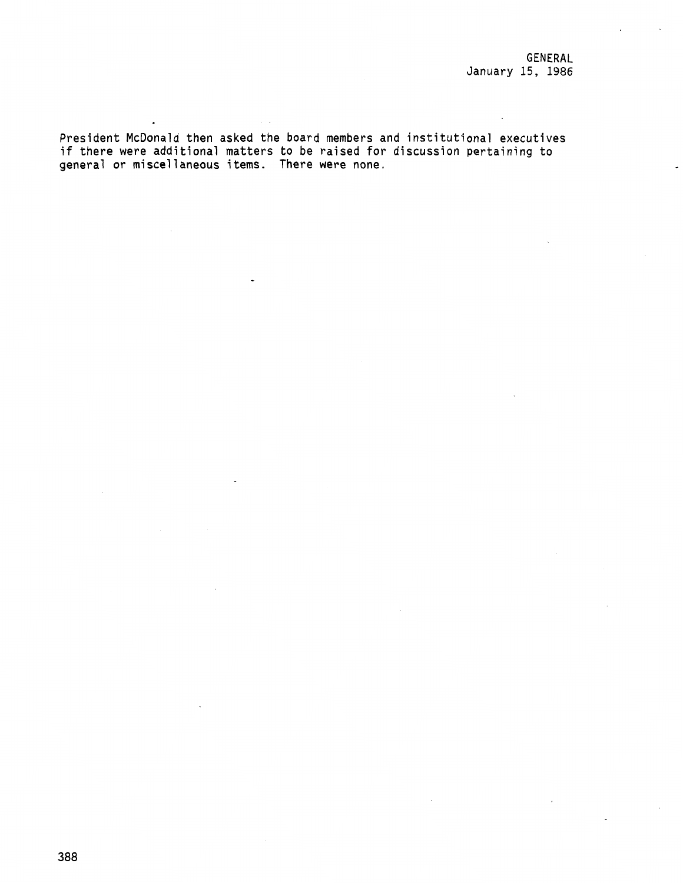GENERAL
January 15, 1986

President McDonald then asked the board members and institutional executives if there were additional matters to be raised for discussion pertaining to general or miscellaneous items. There were none.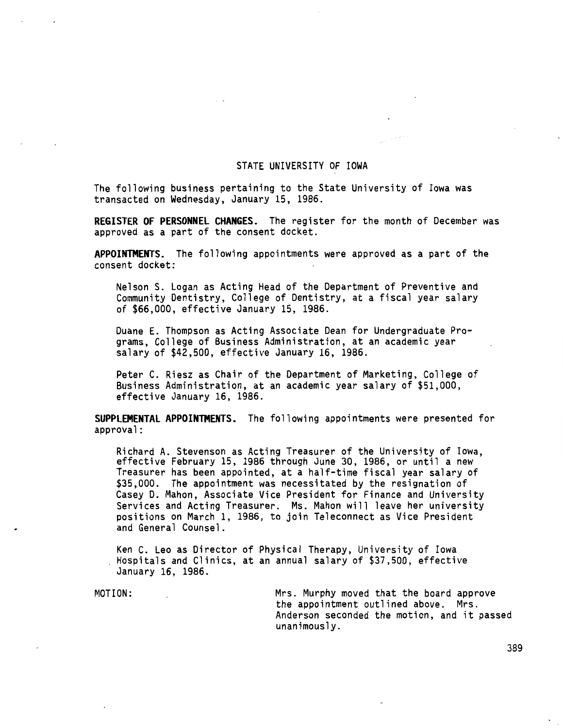## STATE UNIVERSITY OF IOWA

The following business pertaining to the State University of Iowa was transacted on Wednesday, January 15, 1986.

**REGISTER OF PERSONNEL CHANGES.** The register for the month of December was approved as a part of the consent docket.

**APPOINTMENTS.** The following appointments were approved as a part of the consent docket:

Nelson S. Logan as Acting Head of the Department of Preventive and Community Dentistry, College of Dentistry, at a fiscal year salary of $66,000, effective January 15, 1986.

Duane E. Thompson as Acting Associate Dean for Undergraduate Programs, College of Business Administration, at an academic year salary of $42,500, effective January 16, 1986.

Peter C. Riesz as Chair of the Department of Marketing, College of Business Administration, at an academic year salary of $51,000, effective January 16, 1986.

**SUPPLEMENTAL APPOINTMENTS.** The following appointments were presented for approval:

Richard A. Stevenson as Acting Treasurer of the University of Iowa, effective February 15, 1986 through June 30, 1986, or until a new Treasurer has been appointed, at a half-time fiscal year salary of $35,000. The appointment was necessitated by the resignation of Casey D. Mahon, Associate Vice President for Finance and University Services and Acting Treasurer. Ms. Mahon will leave her university positions on March 1, 1986, to join Teleconnect as Vice President and General Counsel.

Ken C. Leo as Director of Physical Therapy, University of Iowa Hospitals and Clinics, at an annual salary of $37,500, effective January 16, 1986.

MOTION: Mrs. Murphy moved that the board approve the appointment outlined above. Mrs. Anderson seconded the motion, and it passed unanimously.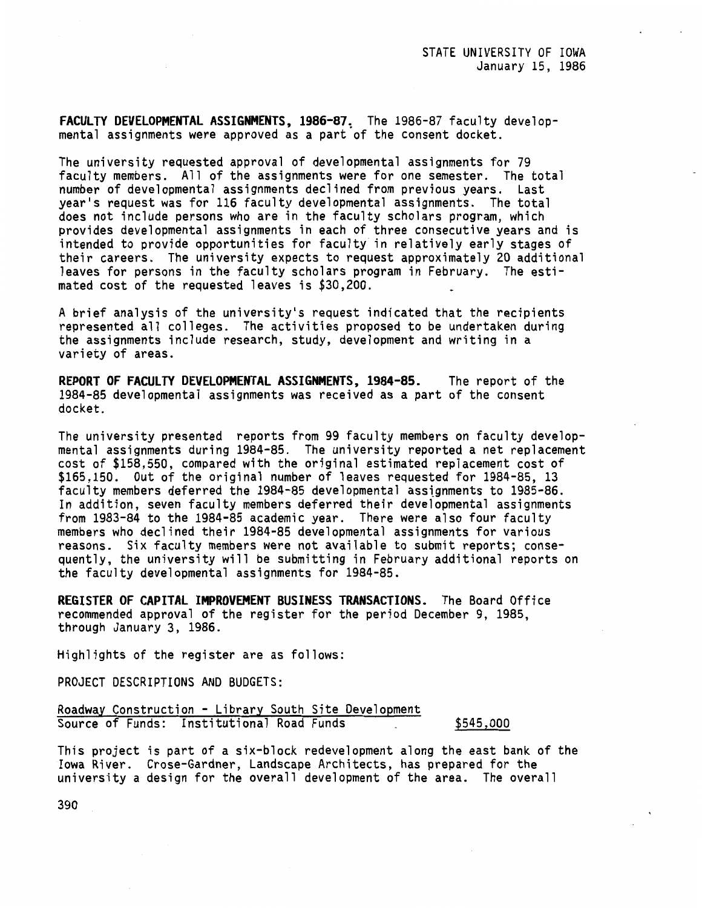**FACULTY DEVELOPMENTAL ASSIGNMENTS, 1986-87.** The 1986-87 faculty developmental assignments were approved as a part of the consent docket.

The university requested approval of developmental assignments for 79 faculty members. All of the assignments were for one semester. The total number of developmental assignments declined from previous years. Last year's request was for 116 faculty developmental assignments. The total does not include persons who are in the faculty scholars program, which provides developmental assignments in each of three consecutive years and is intended to provide opportunities for faculty in relatively early stages of their careers. The university expects to request approximately 20 additional leaves for persons in the faculty scholars program in February. The estimated cost of the requested leaves is $30,200.

A brief analysis of the university's request indicated that the recipients represented all colleges. The activities proposed to be undertaken during the assignments include research, study, development and writing in a variety of areas.

**REPORT OF FACULTY DEVELOPMENTAL ASSIGNMENTS, 1984-85.** The report of the 1984-85 developmental assignments was received as a part of the consent docket.

The university presented reports from 99 faculty members on faculty developmental assignments during 1984-85. The university reported a net replacement cost of $158,550, compared with the original estimated replacement cost of $165,150. Out of the original number of leaves requested for 1984-85, 13 faculty members deferred the 1984-85 developmental assignments to 1985-86. In addition, seven faculty members deferred their developmental assignments from 1983-84 to the 1984-85 academic year. There were also four faculty members who declined their 1984-85 developmental assignments for various reasons. Six faculty members were not available to submit reports; consequently, the university will be submitting in February additional reports on the faculty developmental assignments for 1984-85.

**REGISTER OF CAPITAL IMPROVEMENT BUSINESS TRANSACTIONS.** The Board Office recommended approval of the register for the period December 9, 1985, through January 3, 1986.

Highlights of the register are as follows:

PROJECT DESCRIPTIONS AND BUDGETS:

Roadway Construction - Library South Site Development
Source of Funds: Institutional Road Funds $545,000

This project is part of a six-block redevelopment along the east bank of the Iowa River. Crose-Gardner, Landscape Architects, has prepared for the university a design for the overall development of the area. The overall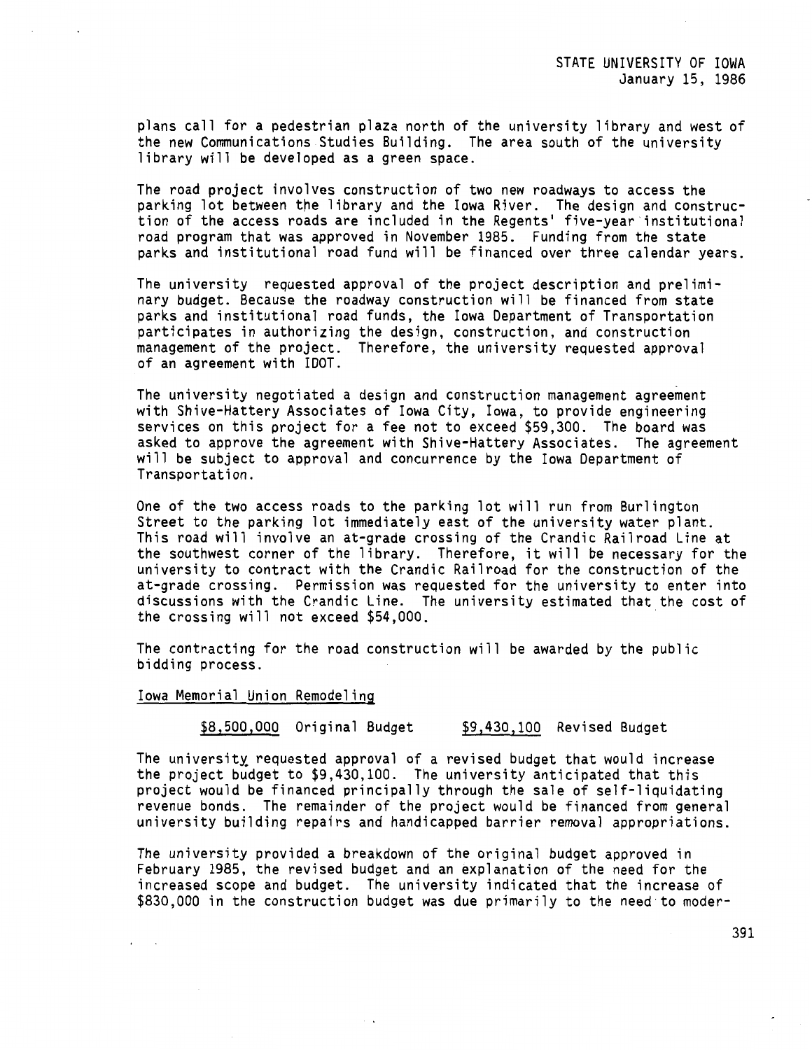plans call for a pedestrian plaza north of the university library and west of the new Communications Studies Building. The area south of the university library will be developed as a green space.

The road project involves construction of two new roadways to access the parking lot between the library and the Iowa River. The design and construction of the access roads are included in the Regents' five-year institutional road program that was approved in November 1985. Funding from the state parks and institutional road fund will be financed over three calendar years.

The university requested approval of the project description and preliminary budget. Because the roadway construction will be financed from state parks and institutional road funds, the Iowa Department of Transportation participates in authorizing the design, construction, and construction management of the project. Therefore, the university requested approval of an agreement with IDOT.

The university negotiated a design and construction management agreement with Shive-Hattery Associates of Iowa City, Iowa, to provide engineering services on this project for a fee not to exceed $59,300. The board was asked to approve the agreement with Shive-Hattery Associates. The agreement will be subject to approval and concurrence by the Iowa Department of Transportation.

One of the two access roads to the parking lot will run from Burlington Street to the parking lot immediately east of the university water plant. This road will involve an at-grade crossing of the Crandic Railroad Line at the southwest corner of the library. Therefore, it will be necessary for the university to contract with the Crandic Railroad for the construction of the at-grade crossing. Permission was requested for the university to enter into discussions with the Crandic Line. The university estimated that the cost of the crossing will not exceed $54,000.

The contracting for the road construction will be awarded by the public bidding process.

Iowa Memorial Union Remodeling

$8,500,000 Original Budget    $9,430,100 Revised Budget

The university requested approval of a revised budget that would increase the project budget to $9,430,100. The university anticipated that this project would be financed principally through the sale of self-liquidating revenue bonds. The remainder of the project would be financed from general university building repairs and handicapped barrier removal appropriations.

The university provided a breakdown of the original budget approved in February 1985, the revised budget and an explanation of the need for the increased scope and budget. The university indicated that the increase of $830,000 in the construction budget was due primarily to the need to moder-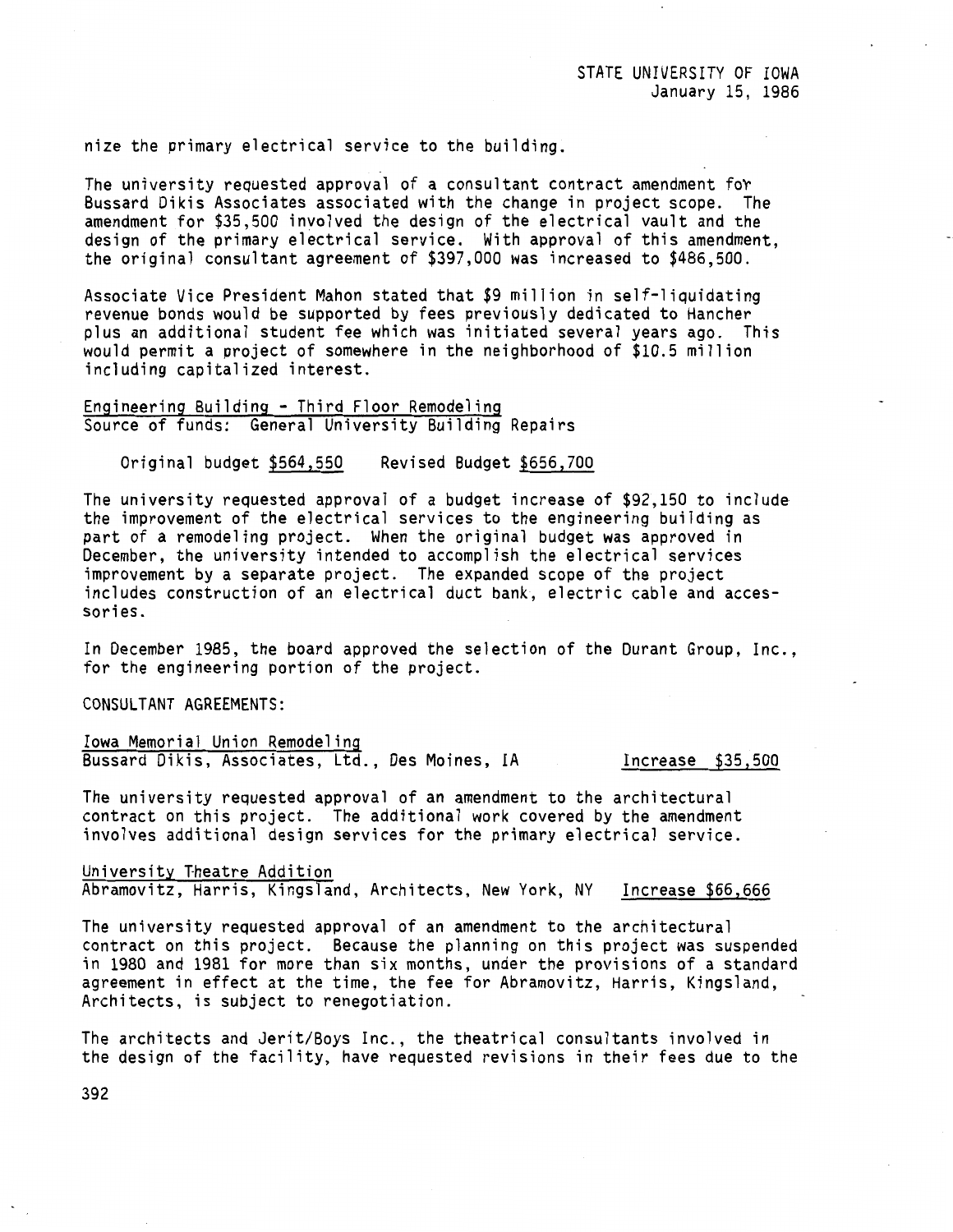nize the primary electrical service to the building.

The university requested approval of a consultant contract amendment for Bussard Dikis Associates associated with the change in project scope. The amendment for $35,500 involved the design of the electrical vault and the design of the primary electrical service. With approval of this amendment, the original consultant agreement of $397,000 was increased to $486,500.

Associate Vice President Mahon stated that $9 million in self-liquidating revenue bonds would be supported by fees previously dedicated to Hancher plus an additional student fee which was initiated several years ago. This would permit a project of somewhere in the neighborhood of $10.5 million including capitalized interest.

<u>Engineering Building - Third Floor Remodeling</u>
Source of funds: General University Building Repairs

Original budget <u>$564,550</u> Revised Budget <u>$656,700</u>

The university requested approval of a budget increase of $92,150 to include the improvement of the electrical services to the engineering building as part of a remodeling project. When the original budget was approved in December, the university intended to accomplish the electrical services improvement by a separate project. The expanded scope of the project includes construction of an electrical duct bank, electric cable and accessories.

In December 1985, the board approved the selection of the Durant Group, Inc., for the engineering portion of the project.

CONSULTANT AGREEMENTS:

<u>Iowa Memorial Union Remodeling</u>
Bussard Dikis, Associates, Ltd., Des Moines, IA <u>Increase $35,500</u>

The university requested approval of an amendment to the architectural contract on this project. The additional work covered by the amendment involves additional design services for the primary electrical service.

<u>University Theatre Addition</u>
Abramovitz, Harris, Kingsland, Architects, New York, NY <u>Increase $66,666</u>

The university requested approval of an amendment to the architectural contract on this project. Because the planning on this project was suspended in 1980 and 1981 for more than six months, under the provisions of a standard agreement in effect at the time, the fee for Abramovitz, Harris, Kingsland, Architects, is subject to renegotiation.

The architects and Jerit/Boys Inc., the theatrical consultants involved in the design of the facility, have requested revisions in their fees due to the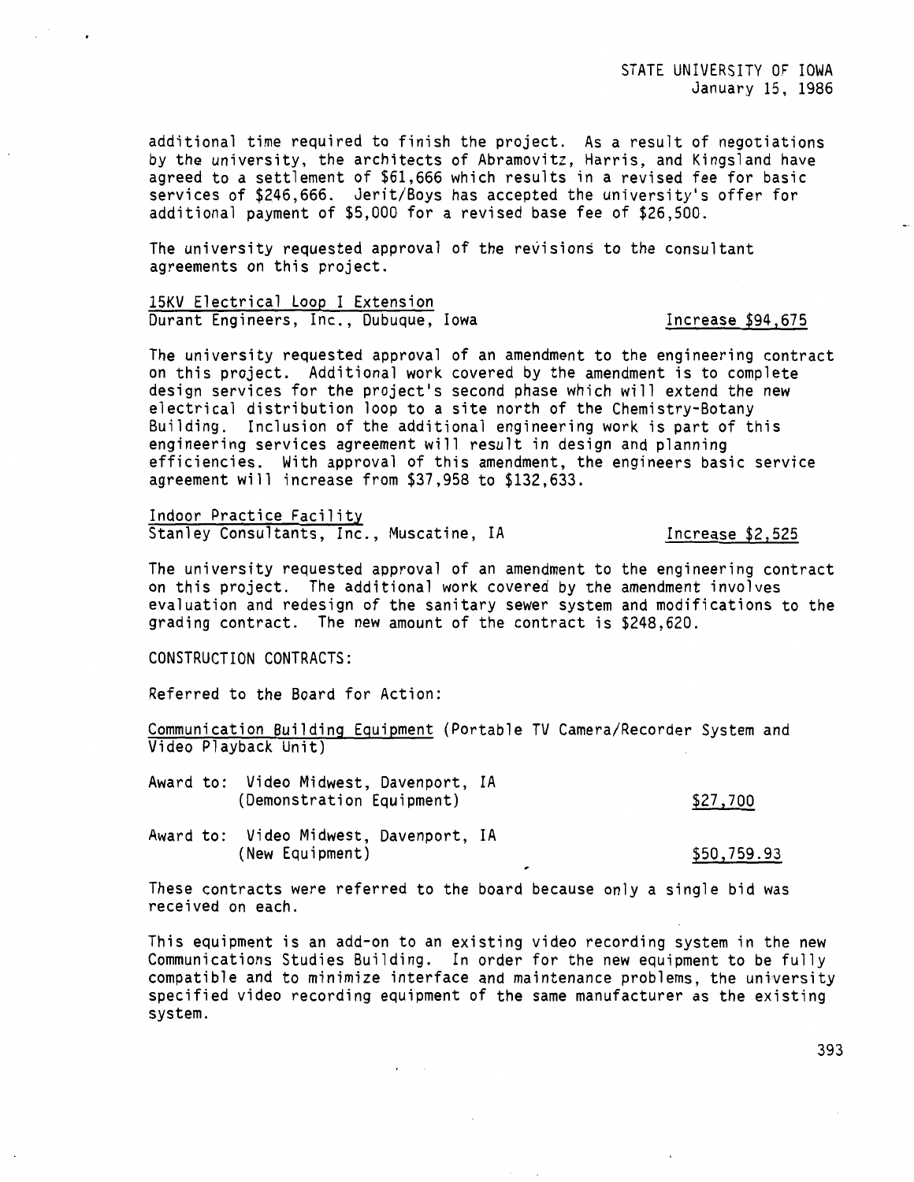additional time required to finish the project. As a result of negotiations by the university, the architects of Abramovitz, Harris, and Kingsland have agreed to a settlement of $61,666 which results in a revised fee for basic services of $246,666. Jerit/Boys has accepted the university's offer for additional payment of $5,000 for a revised base fee of $26,500.

The university requested approval of the revisions to the consultant agreements on this project.

15KV Electrical Loop I Extension
Durant Engineers, Inc., Dubuque, Iowa — Increase $94,675

The university requested approval of an amendment to the engineering contract on this project. Additional work covered by the amendment is to complete design services for the project's second phase which will extend the new electrical distribution loop to a site north of the Chemistry-Botany Building. Inclusion of the additional engineering work is part of this engineering services agreement will result in design and planning efficiencies. With approval of this amendment, the engineers basic service agreement will increase from $37,958 to $132,633.

Indoor Practice Facility
Stanley Consultants, Inc., Muscatine, IA — Increase $2,525

The university requested approval of an amendment to the engineering contract on this project. The additional work covered by the amendment involves evaluation and redesign of the sanitary sewer system and modifications to the grading contract. The new amount of the contract is $248,620.

CONSTRUCTION CONTRACTS:

Referred to the Board for Action:

Communication Building Equipment (Portable TV Camera/Recorder System and Video Playback Unit)

Award to: Video Midwest, Davenport, IA (Demonstration Equipment) — $27,700

Award to: Video Midwest, Davenport, IA (New Equipment) — $50,759.93

These contracts were referred to the board because only a single bid was received on each.

This equipment is an add-on to an existing video recording system in the new Communications Studies Building. In order for the new equipment to be fully compatible and to minimize interface and maintenance problems, the university specified video recording equipment of the same manufacturer as the existing system.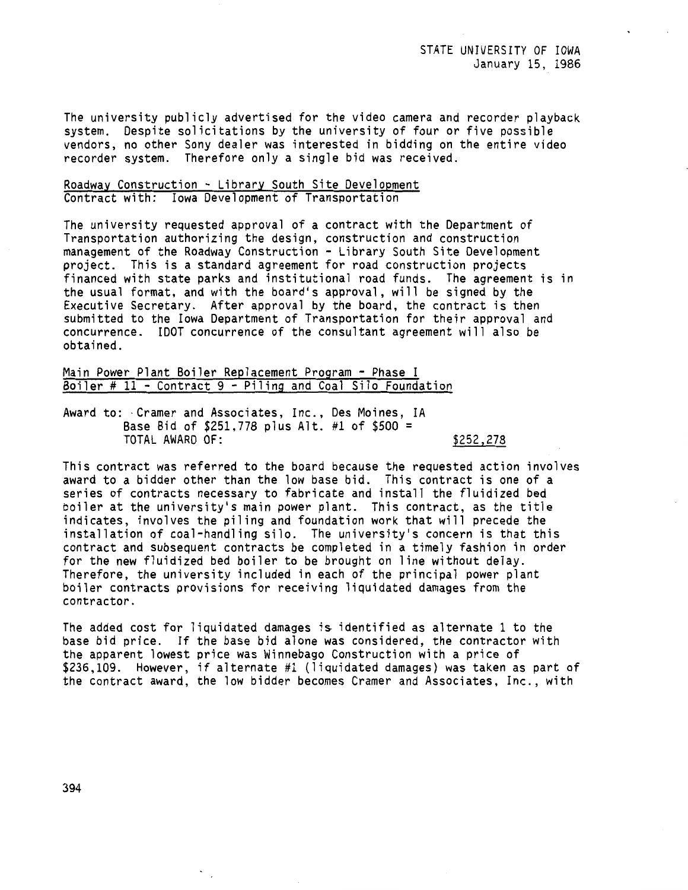The university publicly advertised for the video camera and recorder playback system. Despite solicitations by the university of four or five possible vendors, no other Sony dealer was interested in bidding on the entire video recorder system. Therefore only a single bid was received.

Roadway Construction - Library South Site Development
Contract with: Iowa Development of Transportation

The university requested approval of a contract with the Department of Transportation authorizing the design, construction and construction management of the Roadway Construction - Library South Site Development project. This is a standard agreement for road construction projects financed with state parks and institutional road funds. The agreement is in the usual format, and with the board's approval, will be signed by the Executive Secretary. After approval by the board, the contract is then submitted to the Iowa Department of Transportation for their approval and concurrence. IDOT concurrence of the consultant agreement will also be obtained.

Main Power Plant Boiler Replacement Program - Phase I
Boiler # 11 - Contract 9 - Piling and Coal Silo Foundation

Award to: Cramer and Associates, Inc., Des Moines, IA
Base Bid of $251,778 plus Alt. #1 of $500 =
TOTAL AWARD OF: $252,278

This contract was referred to the board because the requested action involves award to a bidder other than the low base bid. This contract is one of a series of contracts necessary to fabricate and install the fluidized bed boiler at the university's main power plant. This contract, as the title indicates, involves the piling and foundation work that will precede the installation of coal-handling silo. The university's concern is that this contract and subsequent contracts be completed in a timely fashion in order for the new fluidized bed boiler to be brought on line without delay. Therefore, the university included in each of the principal power plant boiler contracts provisions for receiving liquidated damages from the contractor.

The added cost for liquidated damages is identified as alternate 1 to the base bid price. If the base bid alone was considered, the contractor with the apparent lowest price was Winnebago Construction with a price of $236,109. However, if alternate #1 (liquidated damages) was taken as part of the contract award, the low bidder becomes Cramer and Associates, Inc., with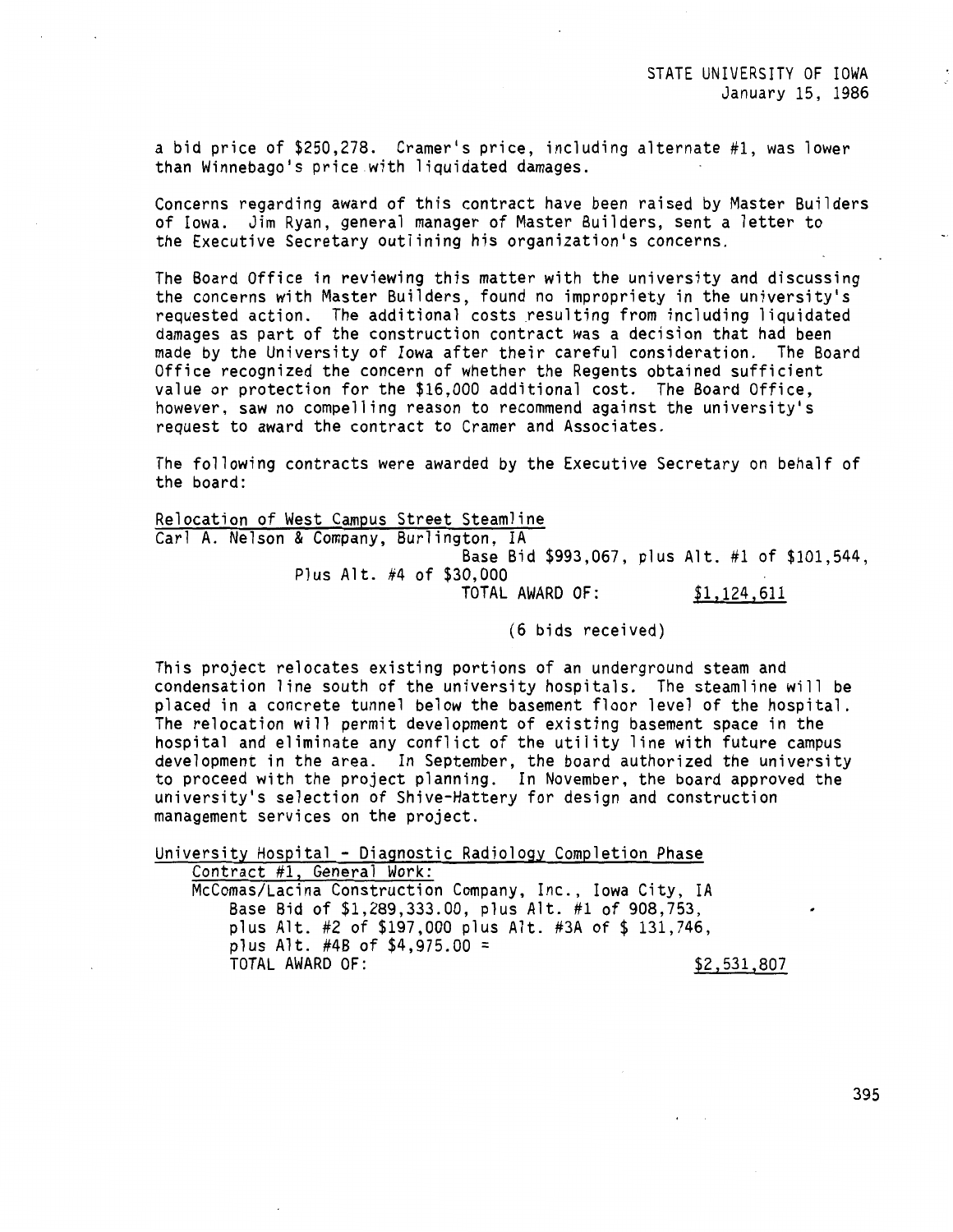a bid price of $250,278. Cramer's price, including alternate #1, was lower than Winnebago's price with liquidated damages.

Concerns regarding award of this contract have been raised by Master Builders of Iowa. Jim Ryan, general manager of Master Builders, sent a letter to the Executive Secretary outlining his organization's concerns.

The Board Office in reviewing this matter with the university and discussing the concerns with Master Builders, found no impropriety in the university's requested action. The additional costs resulting from including liquidated damages as part of the construction contract was a decision that had been made by the University of Iowa after their careful consideration. The Board Office recognized the concern of whether the Regents obtained sufficient value or protection for the $16,000 additional cost. The Board Office, however, saw no compelling reason to recommend against the university's request to award the contract to Cramer and Associates.

The following contracts were awarded by the Executive Secretary on behalf of the board:

<u>Relocation of West Campus Street Steamline</u>
Carl A. Nelson & Company, Burlington, IA
Base Bid $993,067, plus Alt. #1 of $101,544, Plus Alt. #4 of $30,000
TOTAL AWARD OF: <u>$1,124,611</u>

(6 bids received)

This project relocates existing portions of an underground steam and condensation line south of the university hospitals. The steamline will be placed in a concrete tunnel below the basement floor level of the hospital. The relocation will permit development of existing basement space in the hospital and eliminate any conflict of the utility line with future campus development in the area. In September, the board authorized the university to proceed with the project planning. In November, the board approved the university's selection of Shive-Hattery for design and construction management services on the project.

<u>University Hospital - Diagnostic Radiology Completion Phase</u>
<u>Contract #1, General Work:</u>
McComas/Lacina Construction Company, Inc., Iowa City, IA
Base Bid of $1,289,333.00, plus Alt. #1 of 908,753, plus Alt. #2 of $197,000 plus Alt. #3A of $ 131,746, plus Alt. #4B of $4,975.00 =
TOTAL AWARD OF: <u>$2,531,807</u>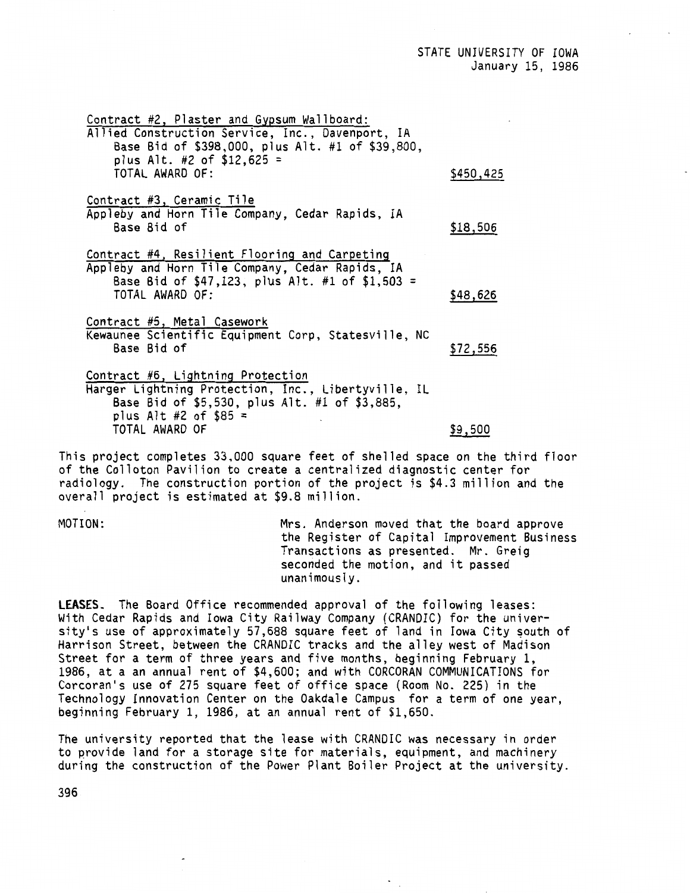Contract #2, Plaster and Gypsum Wallboard:
Allied Construction Service, Inc., Davenport, IA
Base Bid of $398,000, plus Alt. #1 of $39,800, plus Alt. #2 of $12,625 =
TOTAL AWARD OF: $450,425

Contract #3, Ceramic Tile
Appleby and Horn Tile Company, Cedar Rapids, IA
Base Bid of $18,506

Contract #4, Resilient Flooring and Carpeting
Appleby and Horn Tile Company, Cedar Rapids, IA
Base Bid of $47,123, plus Alt. #1 of $1,503 =
TOTAL AWARD OF: $48,626

Contract #5, Metal Casework
Kewaunee Scientific Equipment Corp, Statesville, NC
Base Bid of $72,556

Contract #6, Lightning Protection
Harger Lightning Protection, Inc., Libertyville, IL
Base Bid of $5,530, plus Alt. #1 of $3,885, plus Alt #2 of $85 =
TOTAL AWARD OF $9,500

This project completes 33,000 square feet of shelled space on the third floor of the Colloton Pavilion to create a centralized diagnostic center for radiology. The construction portion of the project is $4.3 million and the overall project is estimated at $9.8 million.

MOTION: Mrs. Anderson moved that the board approve the Register of Capital Improvement Business Transactions as presented. Mr. Greig seconded the motion, and it passed unanimously.

**LEASES.** The Board Office recommended approval of the following leases: With Cedar Rapids and Iowa City Railway Company (CRANDIC) for the university's use of approximately 57,688 square feet of land in Iowa City south of Harrison Street, between the CRANDIC tracks and the alley west of Madison Street for a term of three years and five months, beginning February 1, 1986, at a an annual rent of $4,600; and with CORCORAN COMMUNICATIONS for Corcoran's use of 275 square feet of office space (Room No. 225) in the Technology Innovation Center on the Oakdale Campus for a term of one year, beginning February 1, 1986, at an annual rent of $1,650.

The university reported that the lease with CRANDIC was necessary in order to provide land for a storage site for materials, equipment, and machinery during the construction of the Power Plant Boiler Project at the university.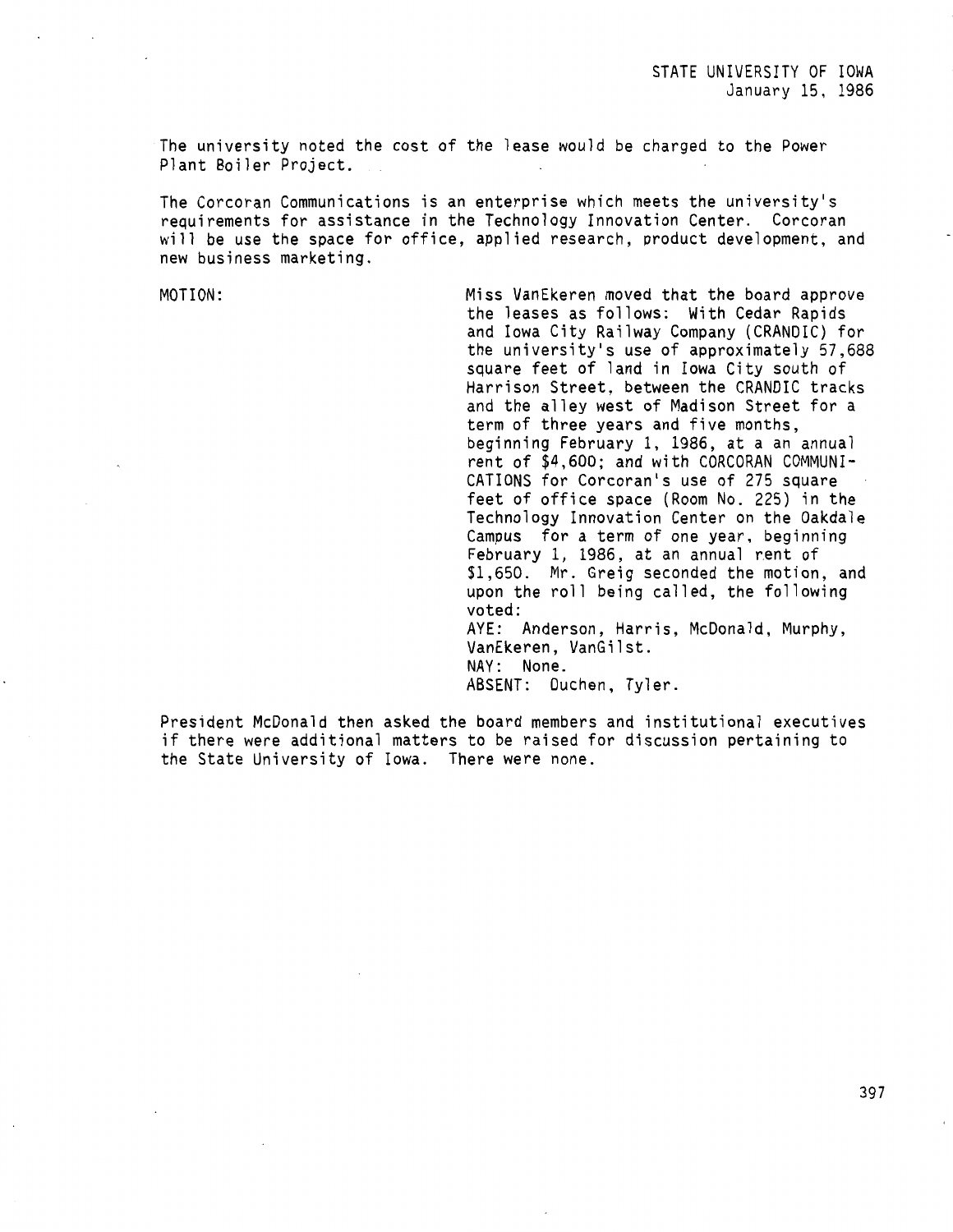The university noted the cost of the lease would be charged to the Power Plant Boiler Project.

The Corcoran Communications is an enterprise which meets the university's requirements for assistance in the Technology Innovation Center. Corcoran will be use the space for office, applied research, product development, and new business marketing.

MOTION: Miss VanEkeren moved that the board approve the leases as follows: With Cedar Rapids and Iowa City Railway Company (CRANDIC) for the university's use of approximately 57,688 square feet of land in Iowa City south of Harrison Street, between the CRANDIC tracks and the alley west of Madison Street for a term of three years and five months, beginning February 1, 1986, at a an annual rent of $4,600; and with CORCORAN COMMUNICATIONS for Corcoran's use of 275 square feet of office space (Room No. 225) in the Technology Innovation Center on the Oakdale Campus for a term of one year, beginning February 1, 1986, at an annual rent of $1,650. Mr. Greig seconded the motion, and upon the roll being called, the following voted:
AYE: Anderson, Harris, McDonald, Murphy, VanEkeren, VanGilst.
NAY: None.
ABSENT: Duchen, Tyler.

President McDonald then asked the board members and institutional executives if there were additional matters to be raised for discussion pertaining to the State University of Iowa. There were none.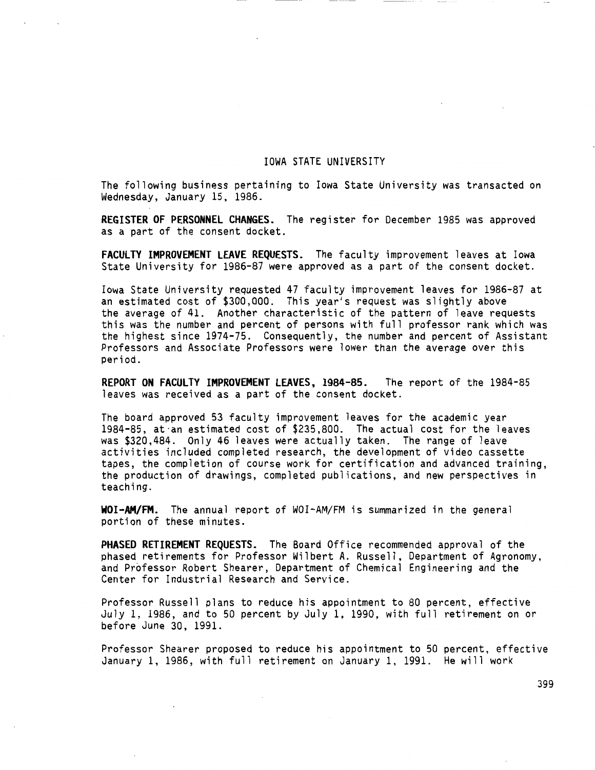# IOWA STATE UNIVERSITY

The following business pertaining to Iowa State University was transacted on Wednesday, January 15, 1986.

**REGISTER OF PERSONNEL CHANGES.** The register for December 1985 was approved as a part of the consent docket.

**FACULTY IMPROVEMENT LEAVE REQUESTS.** The faculty improvement leaves at Iowa State University for 1986-87 were approved as a part of the consent docket.

Iowa State University requested 47 faculty improvement leaves for 1986-87 at an estimated cost of $300,000. This year's request was slightly above the average of 41. Another characteristic of the pattern of leave requests this was the number and percent of persons with full professor rank which was the highest since 1974-75. Consequently, the number and percent of Assistant Professors and Associate Professors were lower than the average over this period.

**REPORT ON FACULTY IMPROVEMENT LEAVES, 1984-85.** The report of the 1984-85 leaves was received as a part of the consent docket.

The board approved 53 faculty improvement leaves for the academic year 1984-85, at an estimated cost of $235,800. The actual cost for the leaves was $320,484. Only 46 leaves were actually taken. The range of leave activities included completed research, the development of video cassette tapes, the completion of course work for certification and advanced training, the production of drawings, completed publications, and new perspectives in teaching.

**WOI-AM/FM.** The annual report of WOI-AM/FM is summarized in the general portion of these minutes.

**PHASED RETIREMENT REQUESTS.** The Board Office recommended approval of the phased retirements for Professor Wilbert A. Russell, Department of Agronomy, and Professor Robert Shearer, Department of Chemical Engineering and the Center for Industrial Research and Service.

Professor Russell plans to reduce his appointment to 80 percent, effective July 1, 1986, and to 50 percent by July 1, 1990, with full retirement on or before June 30, 1991.

Professor Shearer proposed to reduce his appointment to 50 percent, effective January 1, 1986, with full retirement on January 1, 1991. He will work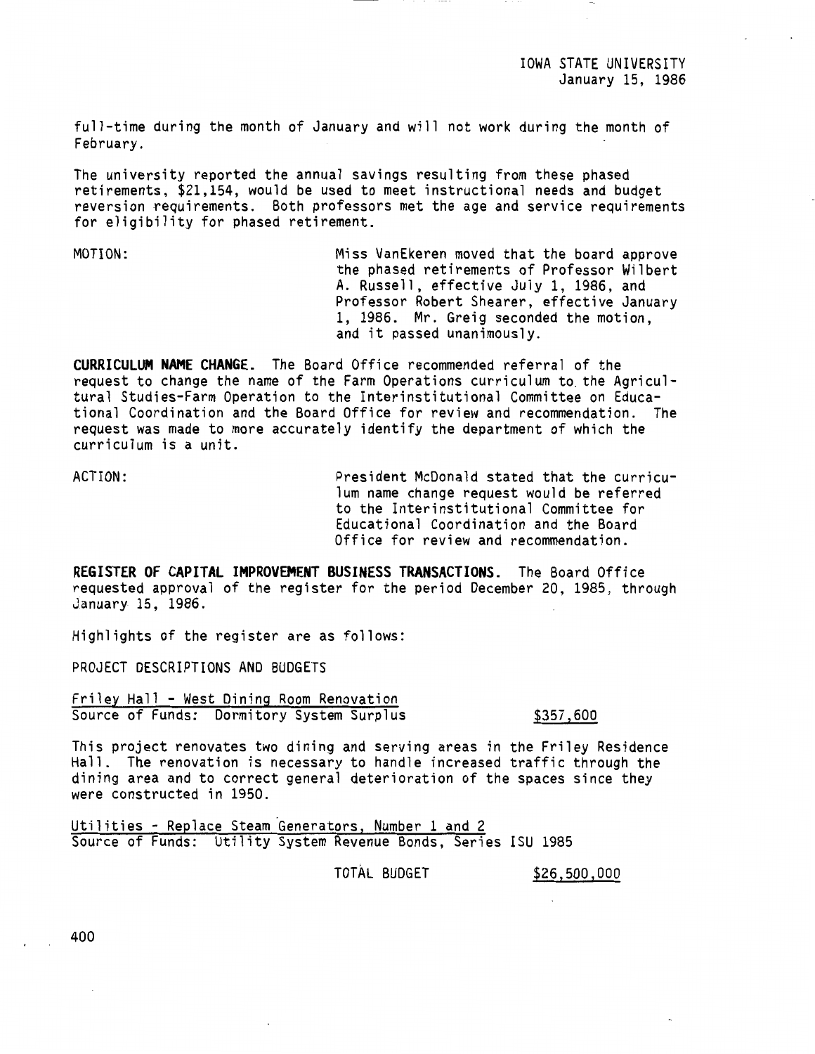full-time during the month of January and will not work during the month of February.

The university reported the annual savings resulting from these phased retirements, $21,154, would be used to meet instructional needs and budget reversion requirements. Both professors met the age and service requirements for eligibility for phased retirement.

MOTION: Miss VanEkeren moved that the board approve the phased retirements of Professor Wilbert A. Russell, effective July 1, 1986, and Professor Robert Shearer, effective January 1, 1986. Mr. Greig seconded the motion, and it passed unanimously.

**CURRICULUM NAME CHANGE.** The Board Office recommended referral of the request to change the name of the Farm Operations curriculum to the Agricultural Studies-Farm Operation to the Interinstitutional Committee on Educational Coordination and the Board Office for review and recommendation. The request was made to more accurately identify the department of which the curriculum is a unit.

ACTION: President McDonald stated that the curriculum name change request would be referred to the Interinstitutional Committee for Educational Coordination and the Board Office for review and recommendation.

**REGISTER OF CAPITAL IMPROVEMENT BUSINESS TRANSACTIONS.** The Board Office requested approval of the register for the period December 20, 1985, through January 15, 1986.

Highlights of the register are as follows:

PROJECT DESCRIPTIONS AND BUDGETS

Friley Hall - West Dining Room Renovation
Source of Funds: Dormitory System Surplus $357,600

This project renovates two dining and serving areas in the Friley Residence Hall. The renovation is necessary to handle increased traffic through the dining area and to correct general deterioration of the spaces since they were constructed in 1950.

Utilities - Replace Steam Generators, Number 1 and 2
Source of Funds: Utility System Revenue Bonds, Series ISU 1985

TOTAL BUDGET $26,500,000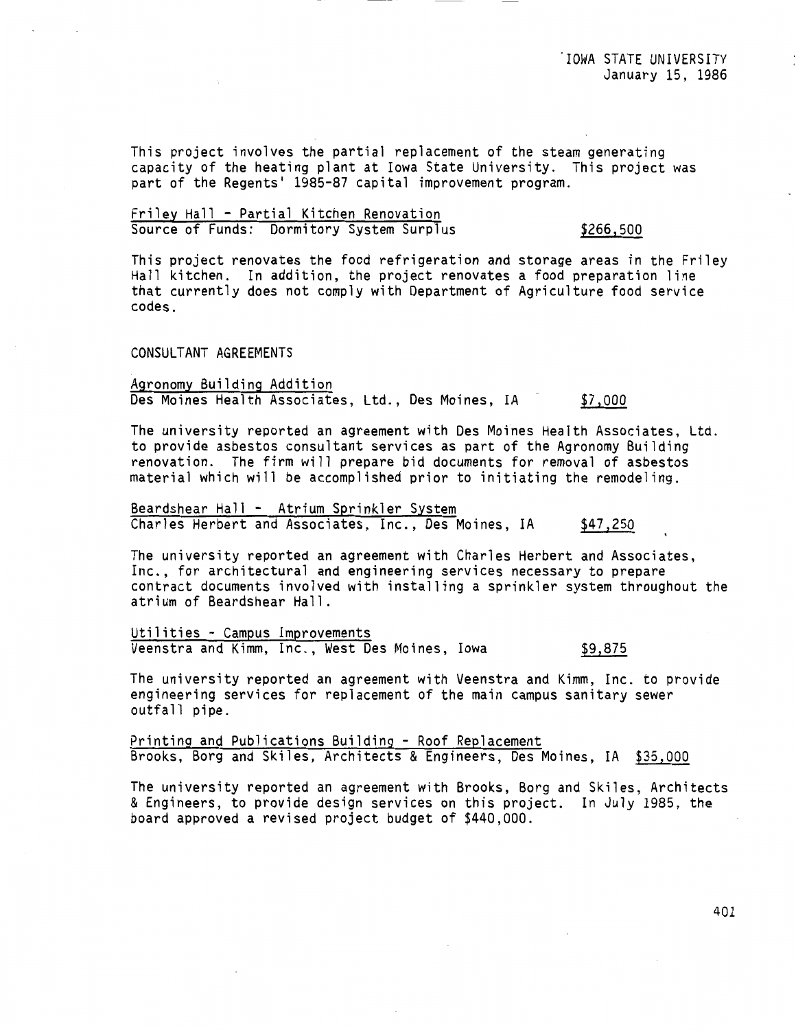This project involves the partial replacement of the steam generating capacity of the heating plant at Iowa State University. This project was part of the Regents' 1985-87 capital improvement program.

Friley Hall - Partial Kitchen Renovation
Source of Funds: Dormitory System Surplus $266,500

This project renovates the food refrigeration and storage areas in the Friley Hall kitchen. In addition, the project renovates a food preparation line that currently does not comply with Department of Agriculture food service codes.

CONSULTANT AGREEMENTS

Agronomy Building Addition
Des Moines Health Associates, Ltd., Des Moines, IA $7,000

The university reported an agreement with Des Moines Health Associates, Ltd. to provide asbestos consultant services as part of the Agronomy Building renovation. The firm will prepare bid documents for removal of asbestos material which will be accomplished prior to initiating the remodeling.

Beardshear Hall - Atrium Sprinkler System
Charles Herbert and Associates, Inc., Des Moines, IA $47,250

The university reported an agreement with Charles Herbert and Associates, Inc., for architectural and engineering services necessary to prepare contract documents involved with installing a sprinkler system throughout the atrium of Beardshear Hall.

Utilities - Campus Improvements
Veenstra and Kimm, Inc., West Des Moines, Iowa $9,875

The university reported an agreement with Veenstra and Kimm, Inc. to provide engineering services for replacement of the main campus sanitary sewer outfall pipe.

Printing and Publications Building - Roof Replacement
Brooks, Borg and Skiles, Architects & Engineers, Des Moines, IA $35,000

The university reported an agreement with Brooks, Borg and Skiles, Architects & Engineers, to provide design services on this project. In July 1985, the board approved a revised project budget of $440,000.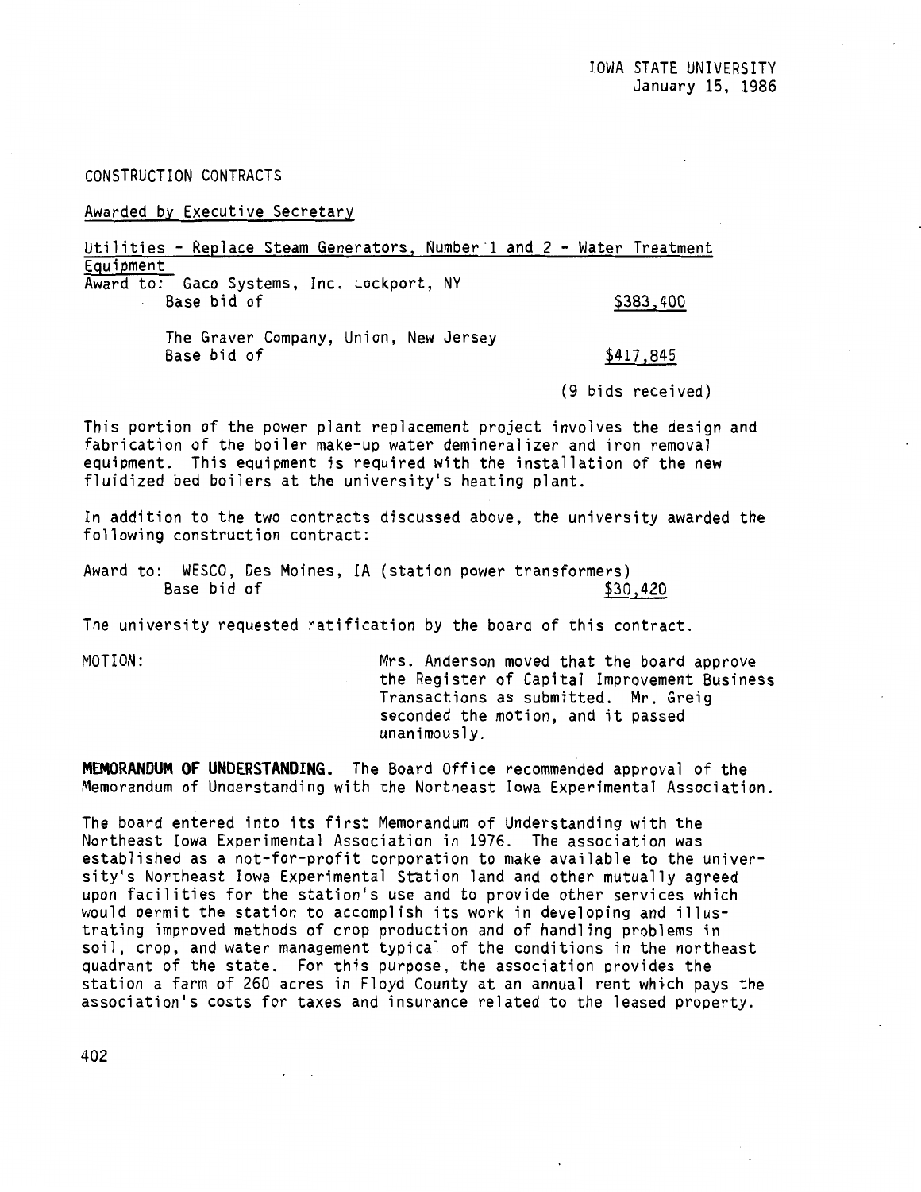IOWA STATE UNIVERSITY
January 15, 1986

CONSTRUCTION CONTRACTS

Awarded by Executive Secretary

Utilities - Replace Steam Generators, Number 1 and 2 - Water Treatment Equipment

Award to: Gaco Systems, Inc. Lockport, NY
Base bid of $383,400

The Graver Company, Union, New Jersey
Base bid of $417,845

(9 bids received)

This portion of the power plant replacement project involves the design and fabrication of the boiler make-up water demineralizer and iron removal equipment. This equipment is required with the installation of the new fluidized bed boilers at the university's heating plant.

In addition to the two contracts discussed above, the university awarded the following construction contract:

Award to: WESCO, Des Moines, IA (station power transformers)
Base bid of $30,420

The university requested ratification by the board of this contract.

MOTION: Mrs. Anderson moved that the board approve the Register of Capital Improvement Business Transactions as submitted. Mr. Greig seconded the motion, and it passed unanimously.

**MEMORANDUM OF UNDERSTANDING.** The Board Office recommended approval of the Memorandum of Understanding with the Northeast Iowa Experimental Association.

The board entered into its first Memorandum of Understanding with the Northeast Iowa Experimental Association in 1976. The association was established as a not-for-profit corporation to make available to the university's Northeast Iowa Experimental Station land and other mutually agreed upon facilities for the station's use and to provide other services which would permit the station to accomplish its work in developing and illustrating improved methods of crop production and of handling problems in soil, crop, and water management typical of the conditions in the northeast quadrant of the state. For this purpose, the association provides the station a farm of 260 acres in Floyd County at an annual rent which pays the association's costs for taxes and insurance related to the leased property.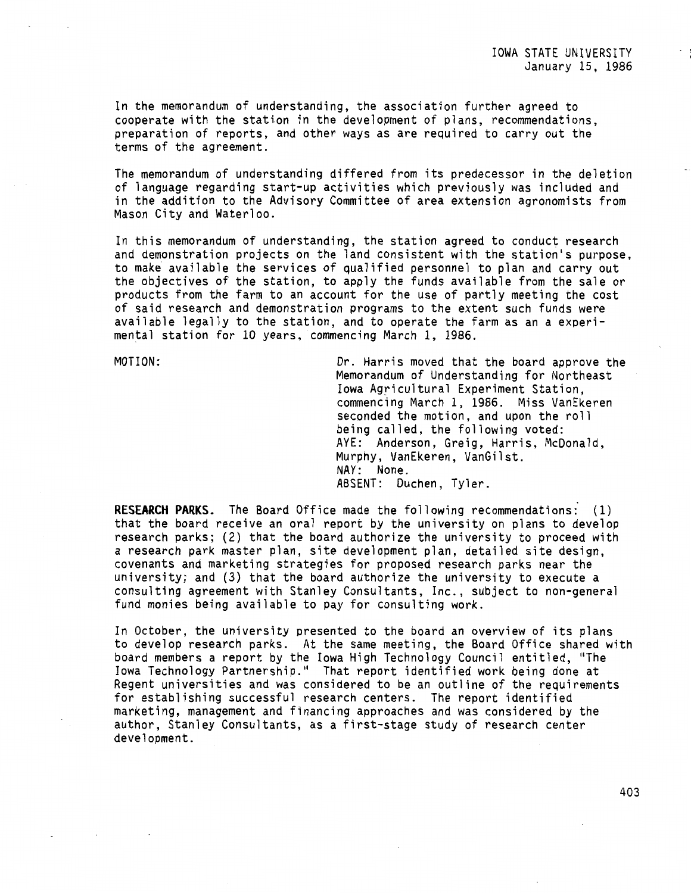In the memorandum of understanding, the association further agreed to cooperate with the station in the development of plans, recommendations, preparation of reports, and other ways as are required to carry out the terms of the agreement.

The memorandum of understanding differed from its predecessor in the deletion of language regarding start-up activities which previously was included and in the addition to the Advisory Committee of area extension agronomists from Mason City and Waterloo.

In this memorandum of understanding, the station agreed to conduct research and demonstration projects on the land consistent with the station's purpose, to make available the services of qualified personnel to plan and carry out the objectives of the station, to apply the funds available from the sale or products from the farm to an account for the use of partly meeting the cost of said research and demonstration programs to the extent such funds were available legally to the station, and to operate the farm as an a experimental station for 10 years, commencing March 1, 1986.

MOTION:

Dr. Harris moved that the board approve the Memorandum of Understanding for Northeast Iowa Agricultural Experiment Station, commencing March 1, 1986. Miss VanEkeren seconded the motion, and upon the roll being called, the following voted:
AYE: Anderson, Greig, Harris, McDonald, Murphy, VanEkeren, VanGilst.
NAY: None.
ABSENT: Duchen, Tyler.

**RESEARCH PARKS.** The Board Office made the following recommendations: (1) that the board receive an oral report by the university on plans to develop research parks; (2) that the board authorize the university to proceed with a research park master plan, site development plan, detailed site design, covenants and marketing strategies for proposed research parks near the university; and (3) that the board authorize the university to execute a consulting agreement with Stanley Consultants, Inc., subject to non-general fund monies being available to pay for consulting work.

In October, the university presented to the board an overview of its plans to develop research parks. At the same meeting, the Board Office shared with board members a report by the Iowa High Technology Council entitled, "The Iowa Technology Partnership." That report identified work being done at Regent universities and was considered to be an outline of the requirements for establishing successful research centers. The report identified marketing, management and financing approaches and was considered by the author, Stanley Consultants, as a first-stage study of research center development.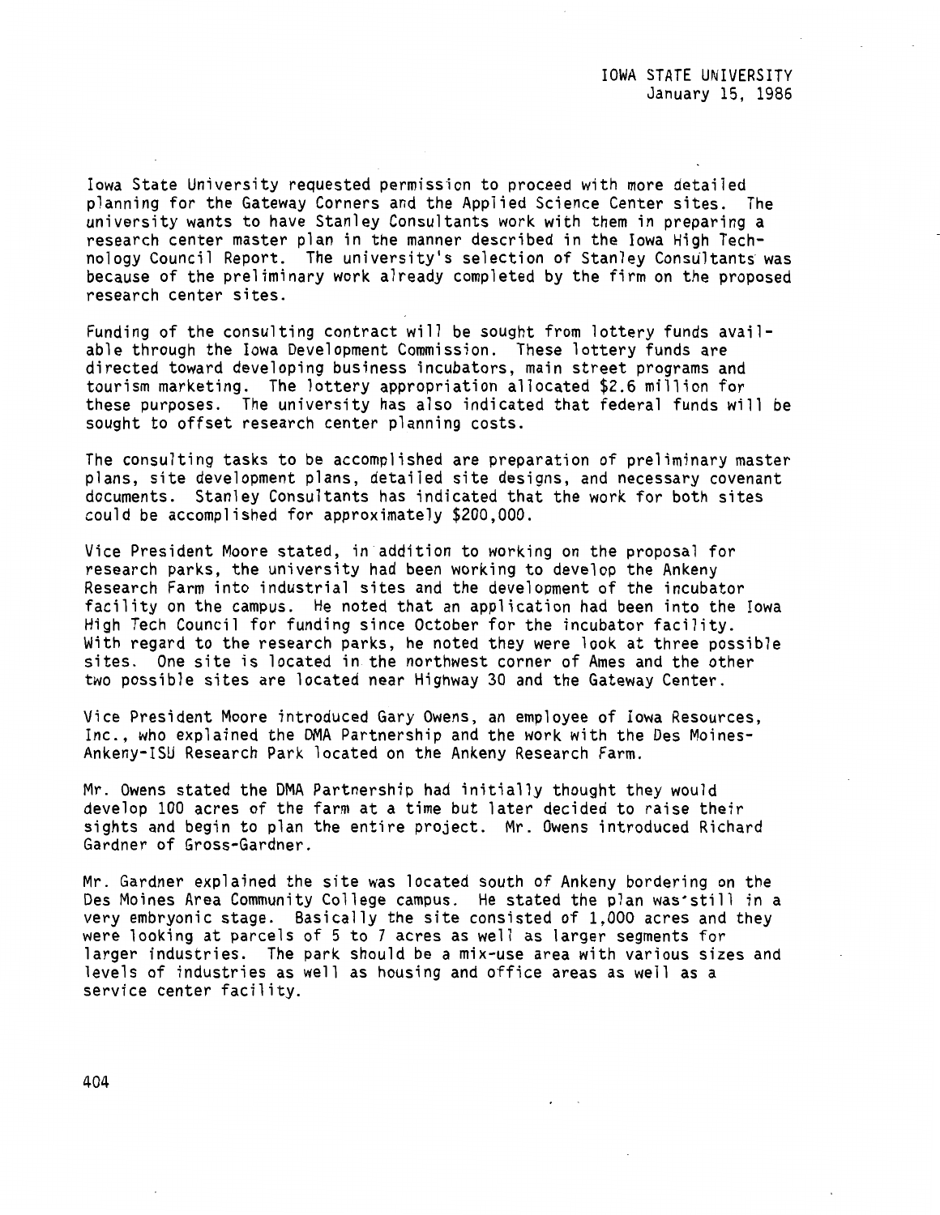Iowa State University requested permission to proceed with more detailed planning for the Gateway Corners and the Applied Science Center sites. The university wants to have Stanley Consultants work with them in preparing a research center master plan in the manner described in the Iowa High Technology Council Report. The university's selection of Stanley Consultants was because of the preliminary work already completed by the firm on the proposed research center sites.

Funding of the consulting contract will be sought from lottery funds available through the Iowa Development Commission. These lottery funds are directed toward developing business incubators, main street programs and tourism marketing. The lottery appropriation allocated $2.6 million for these purposes. The university has also indicated that federal funds will be sought to offset research center planning costs.

The consulting tasks to be accomplished are preparation of preliminary master plans, site development plans, detailed site designs, and necessary covenant documents. Stanley Consultants has indicated that the work for both sites could be accomplished for approximately $200,000.

Vice President Moore stated, in addition to working on the proposal for research parks, the university had been working to develop the Ankeny Research Farm into industrial sites and the development of the incubator facility on the campus. He noted that an application had been into the Iowa High Tech Council for funding since October for the incubator facility. With regard to the research parks, he noted they were look at three possible sites. One site is located in the northwest corner of Ames and the other two possible sites are located near Highway 30 and the Gateway Center.

Vice President Moore introduced Gary Owens, an employee of Iowa Resources, Inc., who explained the DMA Partnership and the work with the Des Moines-Ankeny-ISU Research Park located on the Ankeny Research Farm.

Mr. Owens stated the DMA Partnership had initially thought they would develop 100 acres of the farm at a time but later decided to raise their sights and begin to plan the entire project. Mr. Owens introduced Richard Gardner of Gross-Gardner.

Mr. Gardner explained the site was located south of Ankeny bordering on the Des Moines Area Community College campus. He stated the plan was still in a very embryonic stage. Basically the site consisted of 1,000 acres and they were looking at parcels of 5 to 7 acres as well as larger segments for larger industries. The park should be a mix-use area with various sizes and levels of industries as well as housing and office areas as well as a service center facility.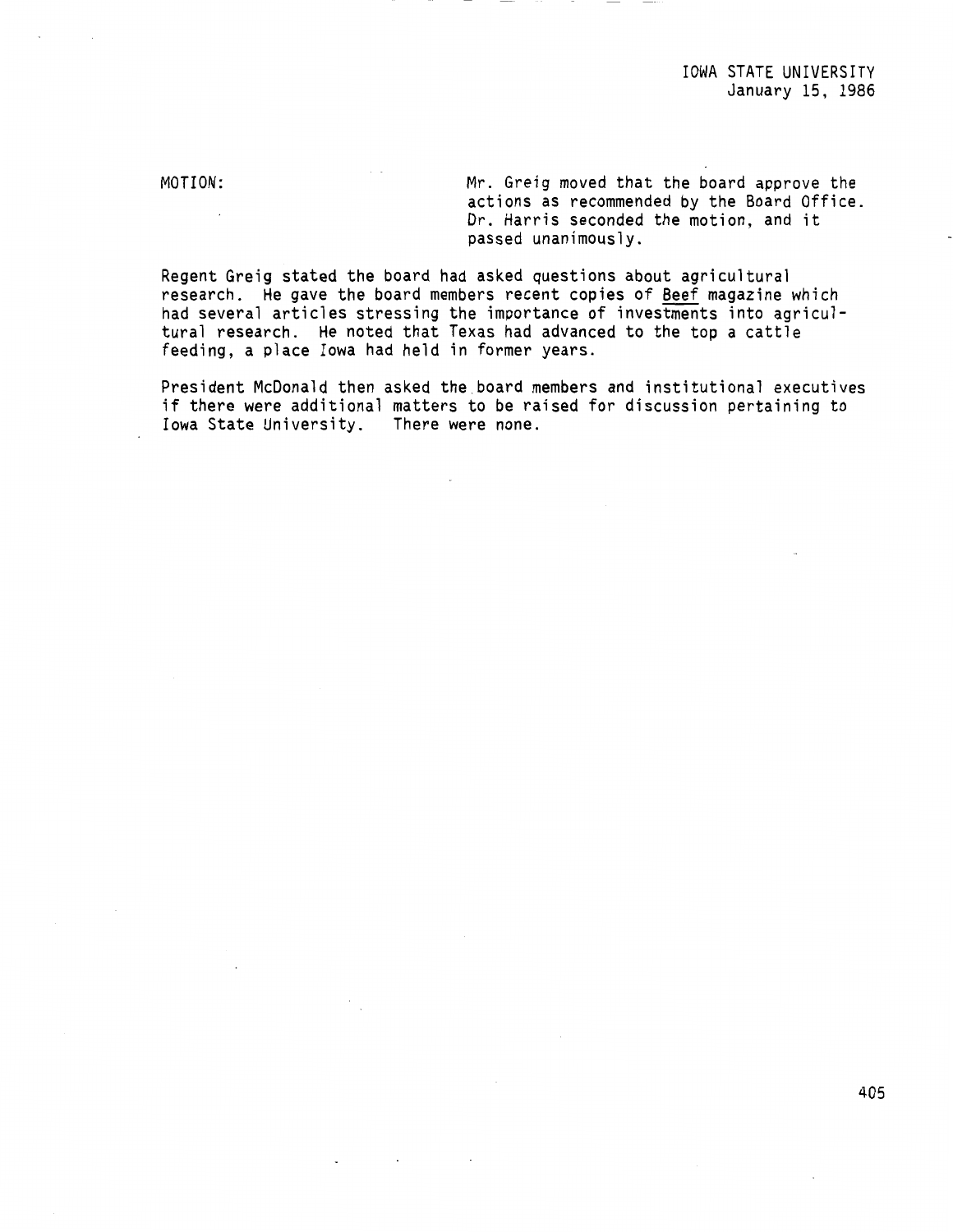MOTION: Mr. Greig moved that the board approve the actions as recommended by the Board Office. Dr. Harris seconded the motion, and it passed unanimously.

Regent Greig stated the board had asked questions about agricultural research. He gave the board members recent copies of Beef magazine which had several articles stressing the importance of investments into agricultural research. He noted that Texas had advanced to the top a cattle feeding, a place Iowa had held in former years.

President McDonald then asked the board members and institutional executives if there were additional matters to be raised for discussion pertaining to Iowa State University. There were none.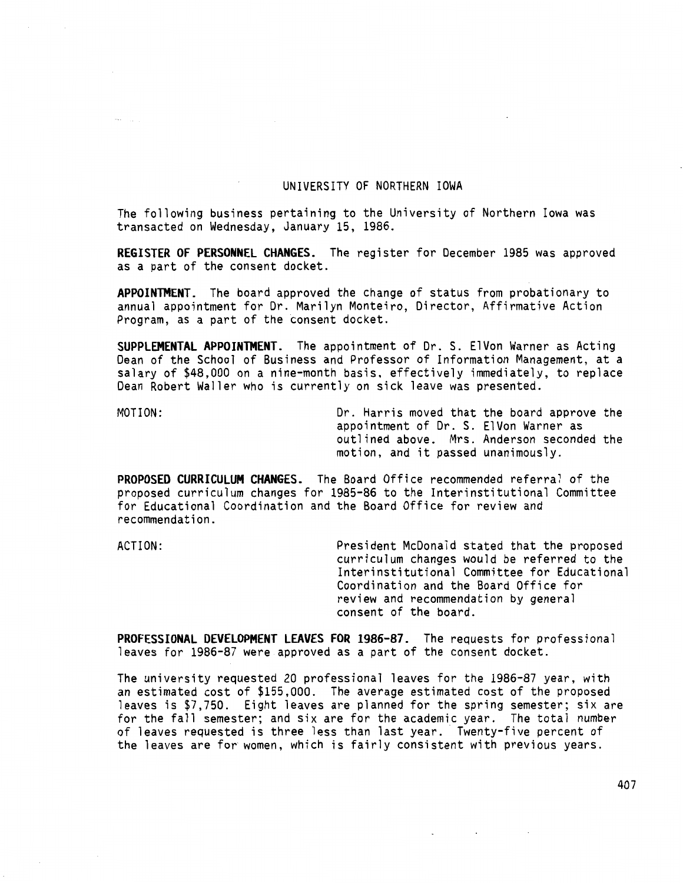## UNIVERSITY OF NORTHERN IOWA

The following business pertaining to the University of Northern Iowa was transacted on Wednesday, January 15, 1986.

**REGISTER OF PERSONNEL CHANGES.** The register for December 1985 was approved as a part of the consent docket.

**APPOINTMENT.** The board approved the change of status from probationary to annual appointment for Dr. Marilyn Monteiro, Director, Affirmative Action Program, as a part of the consent docket.

**SUPPLEMENTAL APPOINTMENT.** The appointment of Dr. S. ElVon Warner as Acting Dean of the School of Business and Professor of Information Management, at a salary of $48,000 on a nine-month basis, effectively immediately, to replace Dean Robert Waller who is currently on sick leave was presented.

MOTION: Dr. Harris moved that the board approve the appointment of Dr. S. ElVon Warner as outlined above. Mrs. Anderson seconded the motion, and it passed unanimously.

**PROPOSED CURRICULUM CHANGES.** The Board Office recommended referral of the proposed curriculum changes for 1985-86 to the Interinstitutional Committee for Educational Coordination and the Board Office for review and recommendation.

ACTION: President McDonald stated that the proposed curriculum changes would be referred to the Interinstitutional Committee for Educational Coordination and the Board Office for review and recommendation by general consent of the board.

**PROFESSIONAL DEVELOPMENT LEAVES FOR 1986-87.** The requests for professional leaves for 1986-87 were approved as a part of the consent docket.

The university requested 20 professional leaves for the 1986-87 year, with an estimated cost of $155,000. The average estimated cost of the proposed leaves is $7,750. Eight leaves are planned for the spring semester; six are for the fall semester; and six are for the academic year. The total number of leaves requested is three less than last year. Twenty-five percent of the leaves are for women, which is fairly consistent with previous years.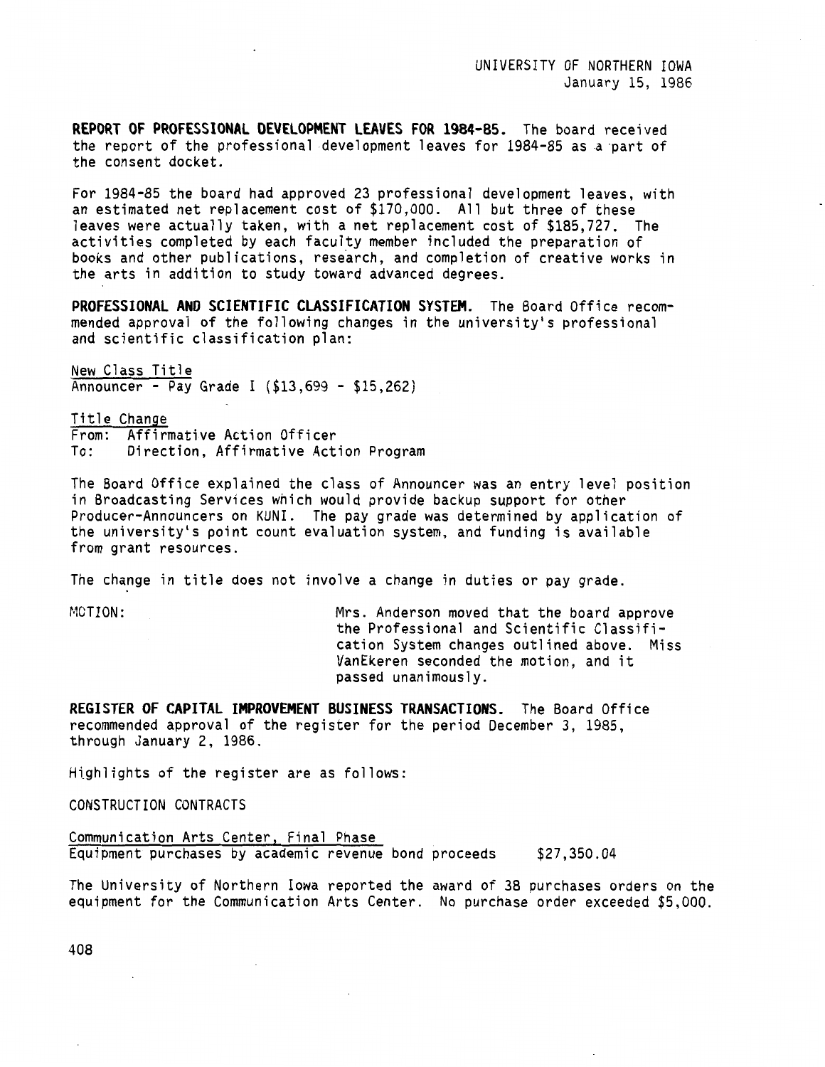UNIVERSITY OF NORTHERN IOWA
January 15, 1986

**REPORT OF PROFESSIONAL DEVELOPMENT LEAVES FOR 1984-85.** The board received the report of the professional development leaves for 1984-85 as a part of the consent docket.

For 1984-85 the board had approved 23 professional development leaves, with an estimated net replacement cost of $170,000. All but three of these leaves were actually taken, with a net replacement cost of $185,727. The activities completed by each faculty member included the preparation of books and other publications, research, and completion of creative works in the arts in addition to study toward advanced degrees.

**PROFESSIONAL AND SCIENTIFIC CLASSIFICATION SYSTEM.** The Board Office recommended approval of the following changes in the university's professional and scientific classification plan:

<u>New Class Title</u>
Announcer - Pay Grade I ($13,699 - $15,262)

<u>Title Change</u>
From: Affirmative Action Officer
To: Direction, Affirmative Action Program

The Board Office explained the class of Announcer was an entry level position in Broadcasting Services which would provide backup support for other Producer-Announcers on KUNI. The pay grade was determined by application of the university's point count evaluation system, and funding is available from grant resources.

The change in title does not involve a change in duties or pay grade.

MOTION: Mrs. Anderson moved that the board approve the Professional and Scientific Classification System changes outlined above. Miss VanEkeren seconded the motion, and it passed unanimously.

**REGISTER OF CAPITAL IMPROVEMENT BUSINESS TRANSACTIONS.** The Board Office recommended approval of the register for the period December 3, 1985, through January 2, 1986.

Highlights of the register are as follows:

CONSTRUCTION CONTRACTS

<u>Communication Arts Center, Final Phase</u>
Equipment purchases by academic revenue bond proceeds $27,350.04

The University of Northern Iowa reported the award of 38 purchases orders on the equipment for the Communication Arts Center. No purchase order exceeded $5,000.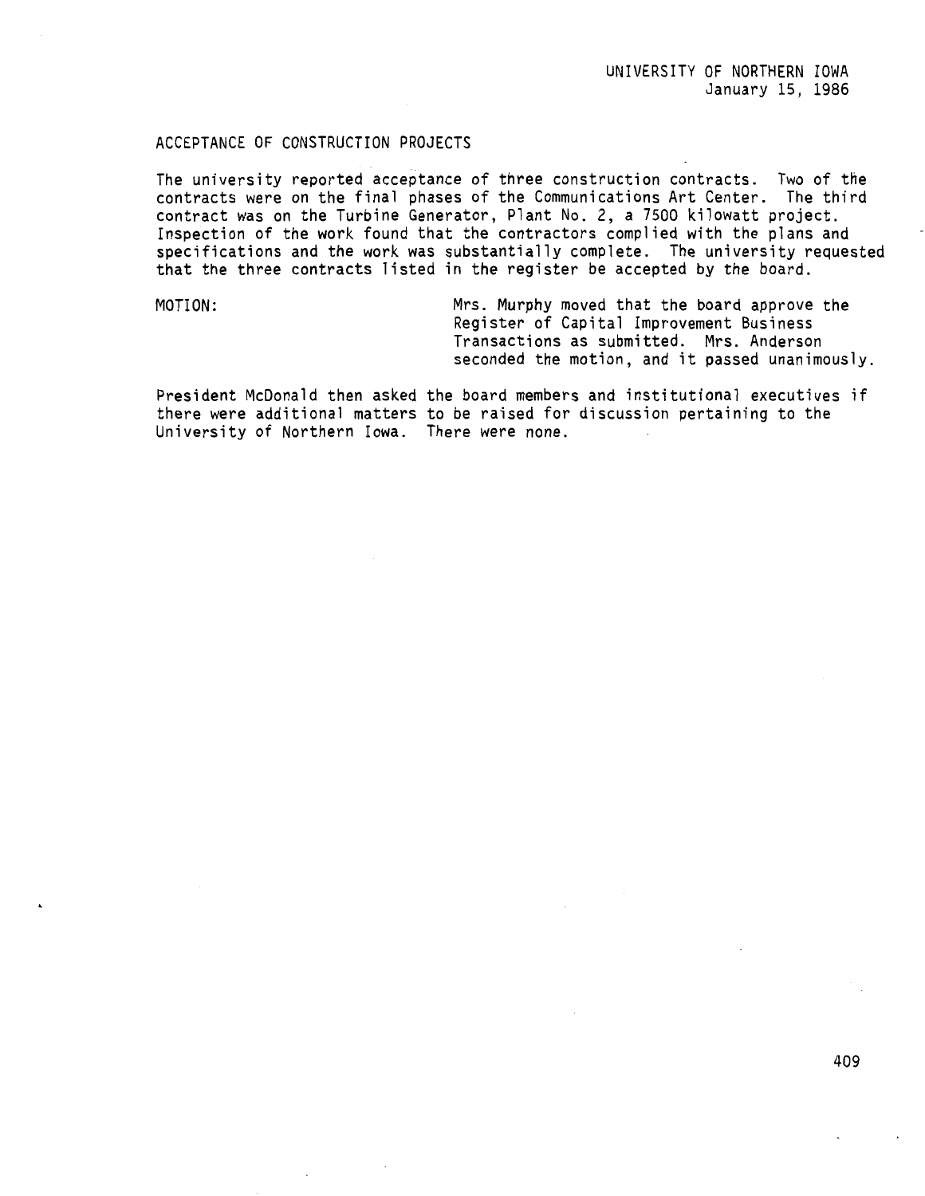## ACCEPTANCE OF CONSTRUCTION PROJECTS

The university reported acceptance of three construction contracts. Two of the contracts were on the final phases of the Communications Art Center. The third contract was on the Turbine Generator, Plant No. 2, a 7500 kilowatt project. Inspection of the work found that the contractors complied with the plans and specifications and the work was substantially complete. The university requested that the three contracts listed in the register be accepted by the board.

MOTION: Mrs. Murphy moved that the board approve the Register of Capital Improvement Business Transactions as submitted. Mrs. Anderson seconded the motion, and it passed unanimously.

President McDonald then asked the board members and institutional executives if there were additional matters to be raised for discussion pertaining to the University of Northern Iowa. There were none.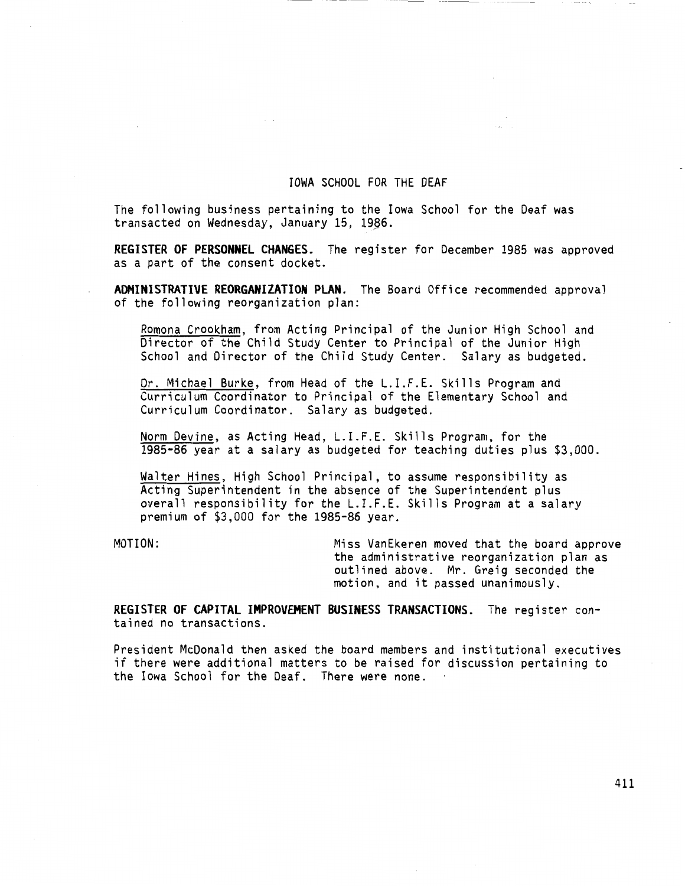## IOWA SCHOOL FOR THE DEAF

The following business pertaining to the Iowa School for the Deaf was transacted on Wednesday, January 15, 1986.

**REGISTER OF PERSONNEL CHANGES.** The register for December 1985 was approved as a part of the consent docket.

**ADMINISTRATIVE REORGANIZATION PLAN.** The Board Office recommended approval of the following reorganization plan:

Romona Crookham, from Acting Principal of the Junior High School and Director of the Child Study Center to Principal of the Junior High School and Director of the Child Study Center. Salary as budgeted.

Dr. Michael Burke, from Head of the L.I.F.E. Skills Program and Curriculum Coordinator to Principal of the Elementary School and Curriculum Coordinator. Salary as budgeted.

Norm Devine, as Acting Head, L.I.F.E. Skills Program, for the 1985-86 year at a salary as budgeted for teaching duties plus $3,000.

Walter Hines, High School Principal, to assume responsibility as Acting Superintendent in the absence of the Superintendent plus overall responsibility for the L.I.F.E. Skills Program at a salary premium of $3,000 for the 1985-86 year.

MOTION: Miss VanEkeren moved that the board approve the administrative reorganization plan as outlined above. Mr. Greig seconded the motion, and it passed unanimously.

**REGISTER OF CAPITAL IMPROVEMENT BUSINESS TRANSACTIONS.** The register contained no transactions.

President McDonald then asked the board members and institutional executives if there were additional matters to be raised for discussion pertaining to the Iowa School for the Deaf. There were none.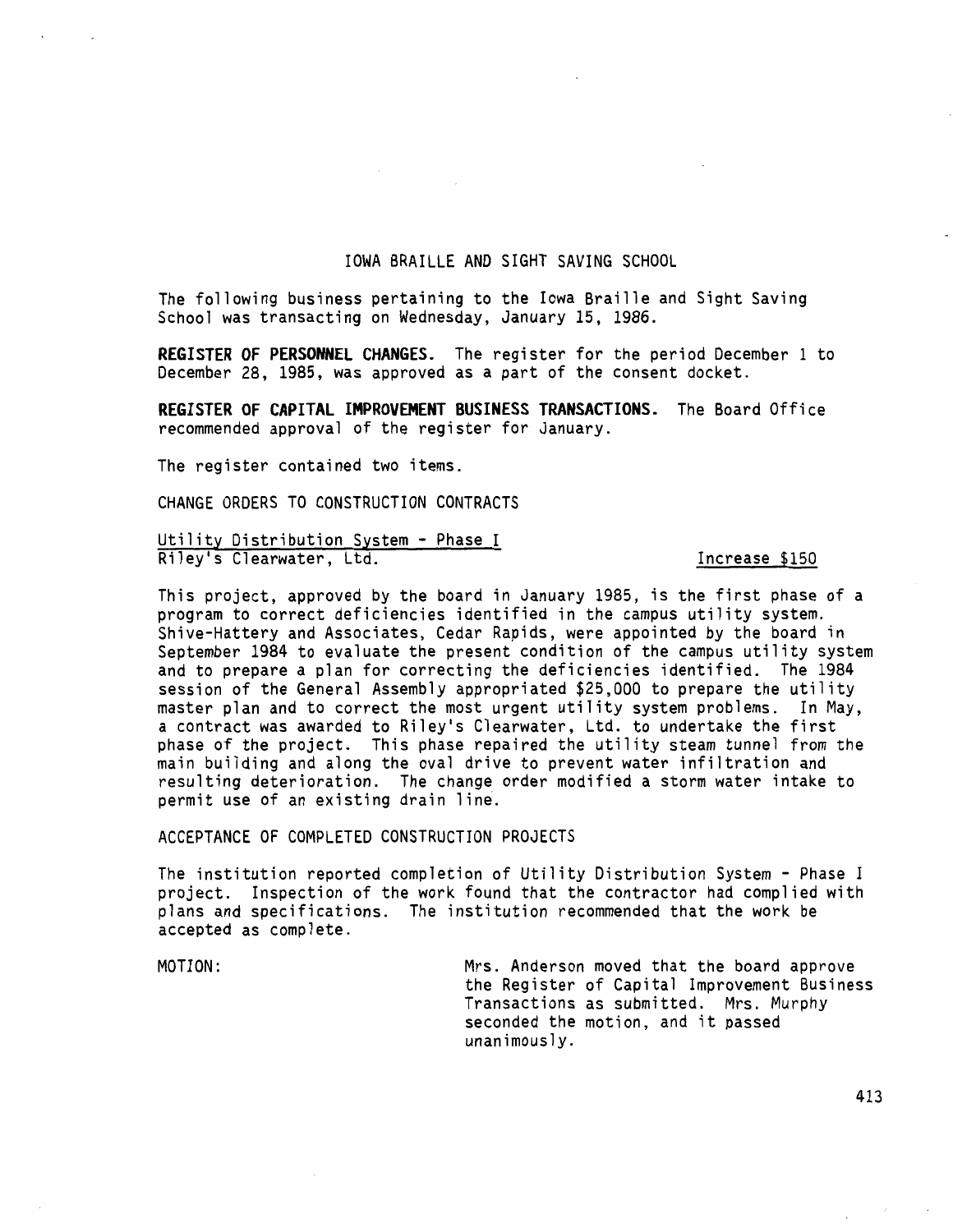## IOWA BRAILLE AND SIGHT SAVING SCHOOL

The following business pertaining to the Iowa Braille and Sight Saving School was transacting on Wednesday, January 15, 1986.

**REGISTER OF PERSONNEL CHANGES.** The register for the period December 1 to December 28, 1985, was approved as a part of the consent docket.

**REGISTER OF CAPITAL IMPROVEMENT BUSINESS TRANSACTIONS.** The Board Office recommended approval of the register for January.

The register contained two items.

CHANGE ORDERS TO CONSTRUCTION CONTRACTS

Utility Distribution System - Phase I
Riley's Clearwater, Ltd. Increase $150

This project, approved by the board in January 1985, is the first phase of a program to correct deficiencies identified in the campus utility system. Shive-Hattery and Associates, Cedar Rapids, were appointed by the board in September 1984 to evaluate the present condition of the campus utility system and to prepare a plan for correcting the deficiencies identified. The 1984 session of the General Assembly appropriated $25,000 to prepare the utility master plan and to correct the most urgent utility system problems. In May, a contract was awarded to Riley's Clearwater, Ltd. to undertake the first phase of the project. This phase repaired the utility steam tunnel from the main building and along the oval drive to prevent water infiltration and resulting deterioration. The change order modified a storm water intake to permit use of an existing drain line.

ACCEPTANCE OF COMPLETED CONSTRUCTION PROJECTS

The institution reported completion of Utility Distribution System - Phase I project. Inspection of the work found that the contractor had complied with plans and specifications. The institution recommended that the work be accepted as complete.

MOTION: Mrs. Anderson moved that the board approve the Register of Capital Improvement Business Transactions as submitted. Mrs. Murphy seconded the motion, and it passed unanimously.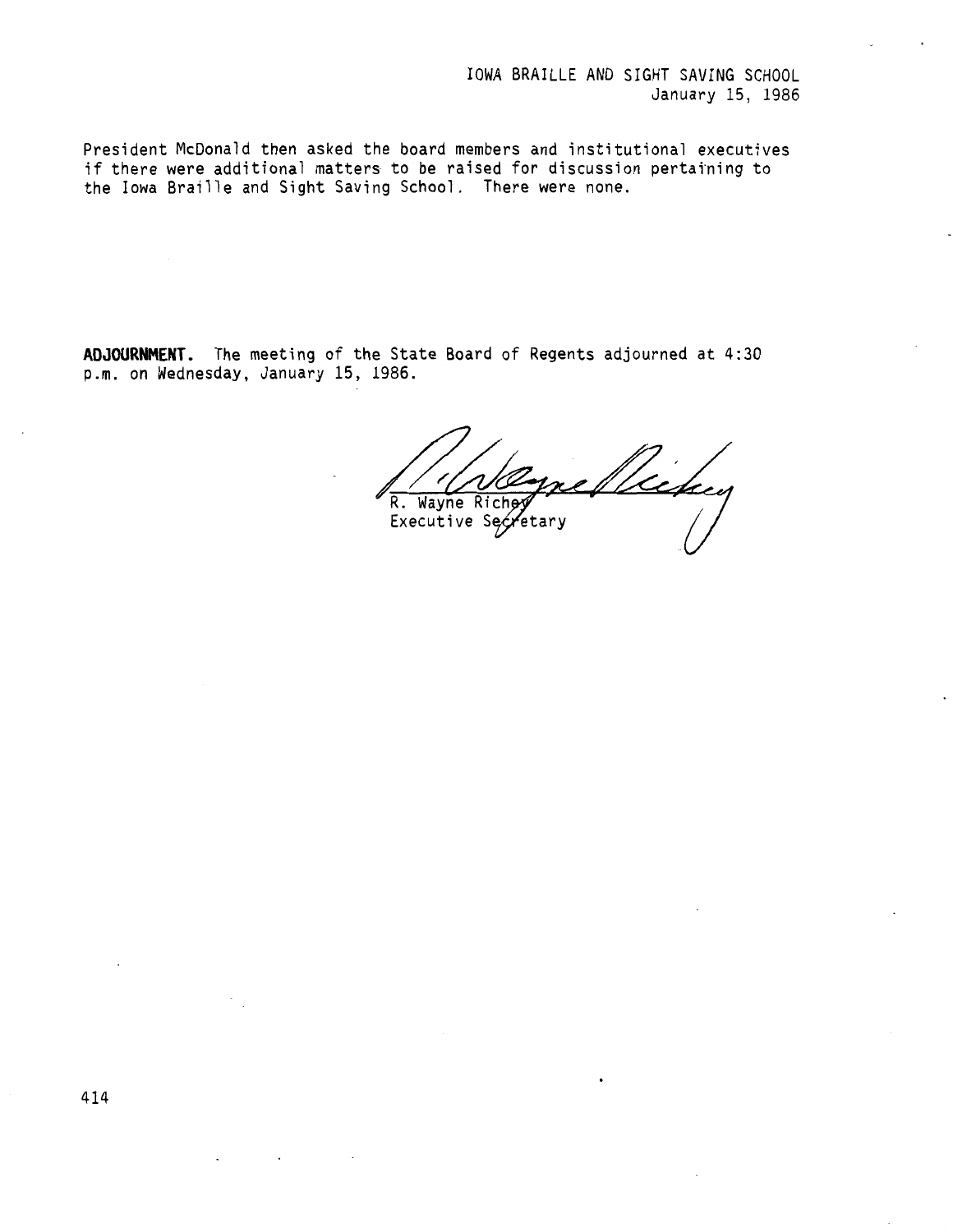President McDonald then asked the board members and institutional executives if there were additional matters to be raised for discussion pertaining to the Iowa Braille and Sight Saving School. There were none.

**ADJOURNMENT.** The meeting of the State Board of Regents adjourned at 4:30 p.m. on Wednesday, January 15, 1986.

R. Wayne Richey
Executive Secretary